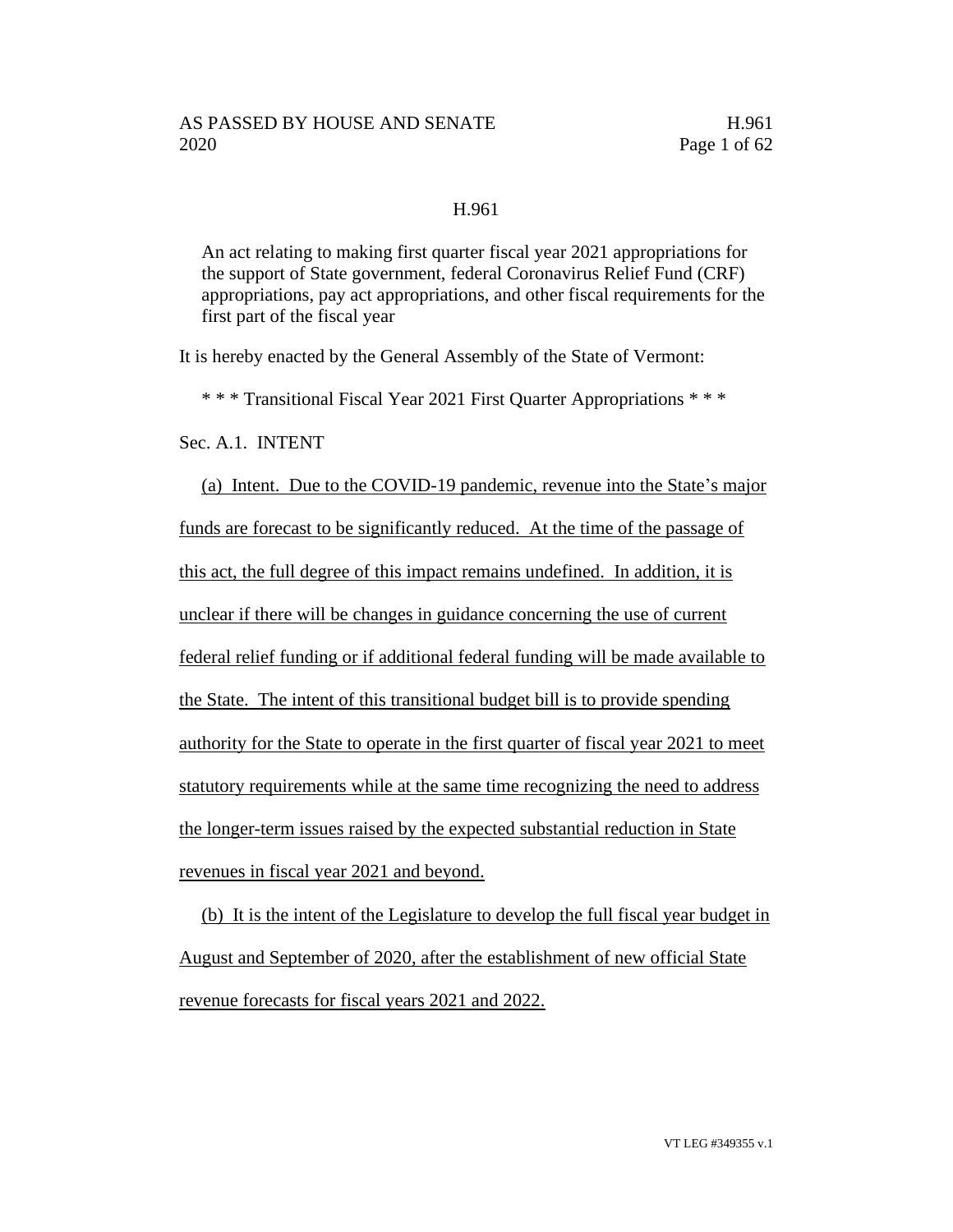# H.961

An act relating to making first quarter fiscal year 2021 appropriations for the support of State government, federal Coronavirus Relief Fund (CRF) appropriations, pay act appropriations, and other fiscal requirements for the first part of the fiscal year

It is hereby enacted by the General Assembly of the State of Vermont:

\* \* \* Transitional Fiscal Year 2021 First Quarter Appropriations \* \* \*

Sec. A.1. INTENT

(a) Intent. Due to the COVID-19 pandemic, revenue into the State's major funds are forecast to be significantly reduced. At the time of the passage of this act, the full degree of this impact remains undefined. In addition, it is unclear if there will be changes in guidance concerning the use of current federal relief funding or if additional federal funding will be made available to the State. The intent of this transitional budget bill is to provide spending authority for the State to operate in the first quarter of fiscal year 2021 to meet statutory requirements while at the same time recognizing the need to address the longer-term issues raised by the expected substantial reduction in State revenues in fiscal year 2021 and beyond.

(b) It is the intent of the Legislature to develop the full fiscal year budget in August and September of 2020, after the establishment of new official State revenue forecasts for fiscal years 2021 and 2022.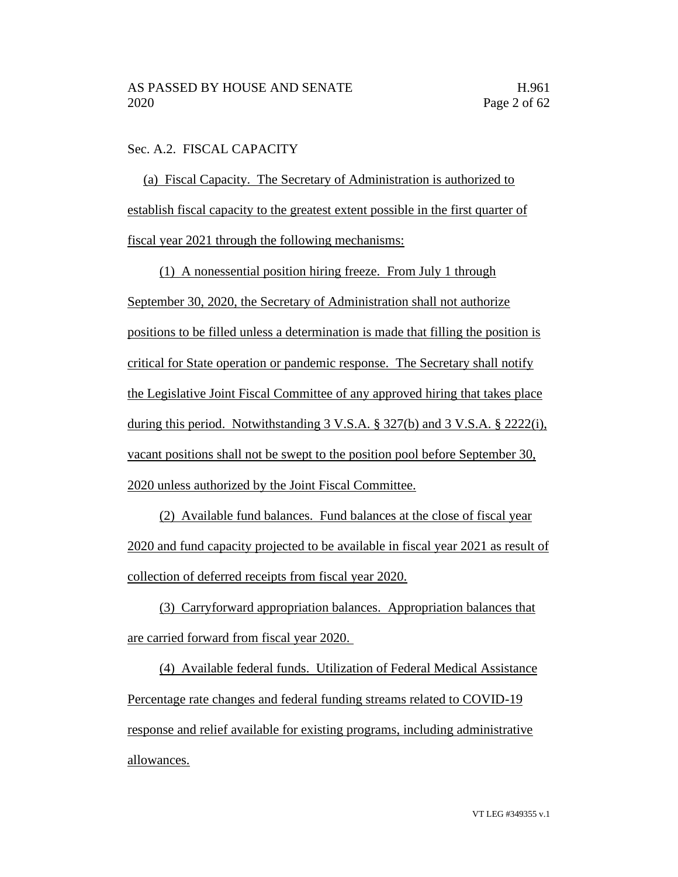Sec. A.2. FISCAL CAPACITY

(a) Fiscal Capacity. The Secretary of Administration is authorized to establish fiscal capacity to the greatest extent possible in the first quarter of fiscal year 2021 through the following mechanisms:

(1) A nonessential position hiring freeze. From July 1 through September 30, 2020, the Secretary of Administration shall not authorize positions to be filled unless a determination is made that filling the position is critical for State operation or pandemic response. The Secretary shall notify the Legislative Joint Fiscal Committee of any approved hiring that takes place during this period. Notwithstanding 3 V.S.A. § 327(b) and 3 V.S.A. § 2222(i), vacant positions shall not be swept to the position pool before September 30, 2020 unless authorized by the Joint Fiscal Committee.

(2) Available fund balances. Fund balances at the close of fiscal year 2020 and fund capacity projected to be available in fiscal year 2021 as result of collection of deferred receipts from fiscal year 2020.

(3) Carryforward appropriation balances. Appropriation balances that are carried forward from fiscal year 2020.

(4) Available federal funds. Utilization of Federal Medical Assistance Percentage rate changes and federal funding streams related to COVID-19 response and relief available for existing programs, including administrative allowances.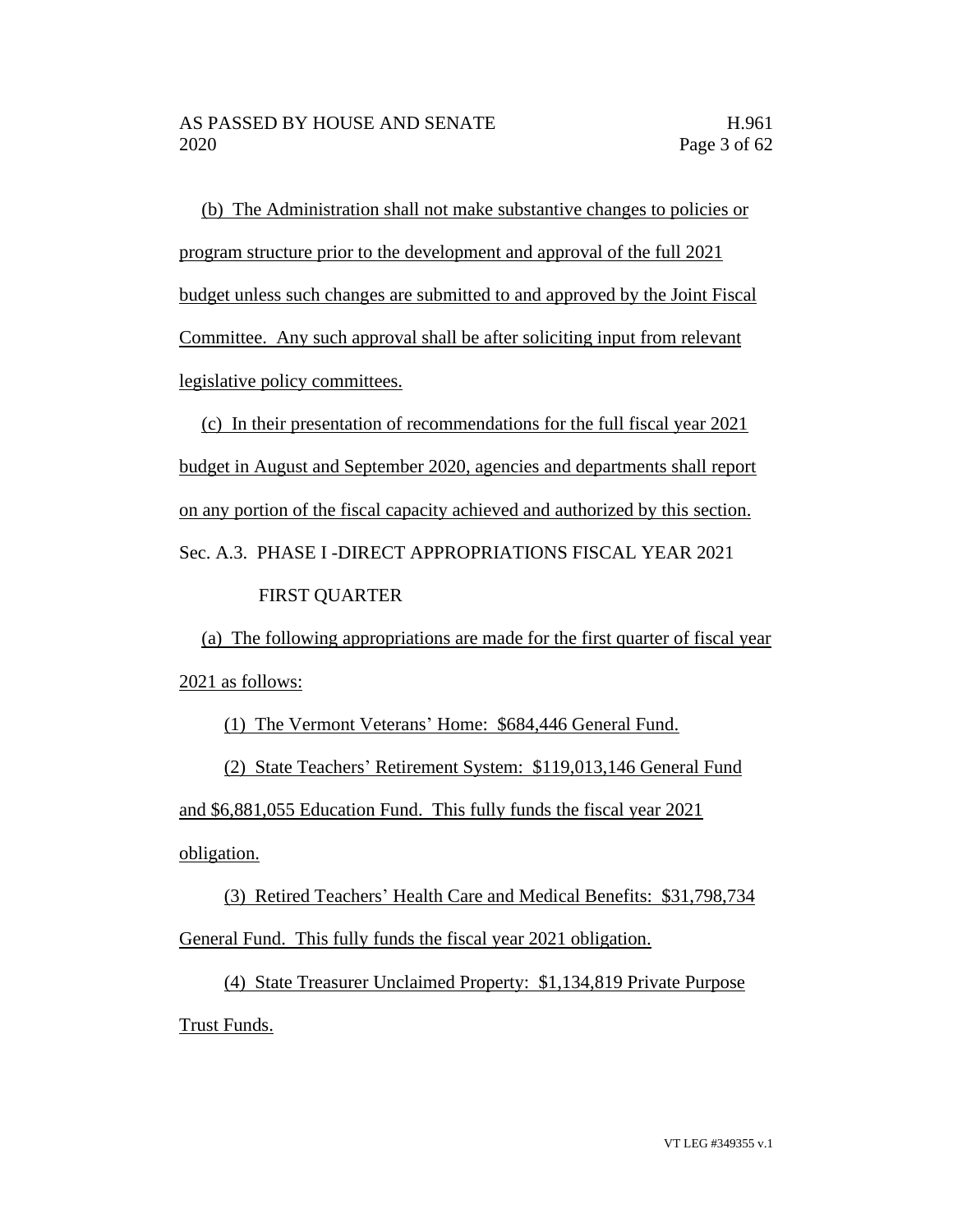(b) The Administration shall not make substantive changes to policies or program structure prior to the development and approval of the full 2021 budget unless such changes are submitted to and approved by the Joint Fiscal Committee. Any such approval shall be after soliciting input from relevant legislative policy committees.

(c) In their presentation of recommendations for the full fiscal year 2021 budget in August and September 2020, agencies and departments shall report on any portion of the fiscal capacity achieved and authorized by this section.

Sec. A.3. PHASE I -DIRECT APPROPRIATIONS FISCAL YEAR 2021 FIRST QUARTER

(a) The following appropriations are made for the first quarter of fiscal year 2021 as follows:

(1) The Vermont Veterans' Home: $684,446 General Fund.

(2) State Teachers' Retirement System: $119,013,146 General Fund and $6,881,055 Education Fund. This fully funds the fiscal year 2021 obligation.

(3) Retired Teachers' Health Care and Medical Benefits: $31,798,734 General Fund. This fully funds the fiscal year 2021 obligation.

(4) State Treasurer Unclaimed Property: $1,134,819 Private Purpose Trust Funds.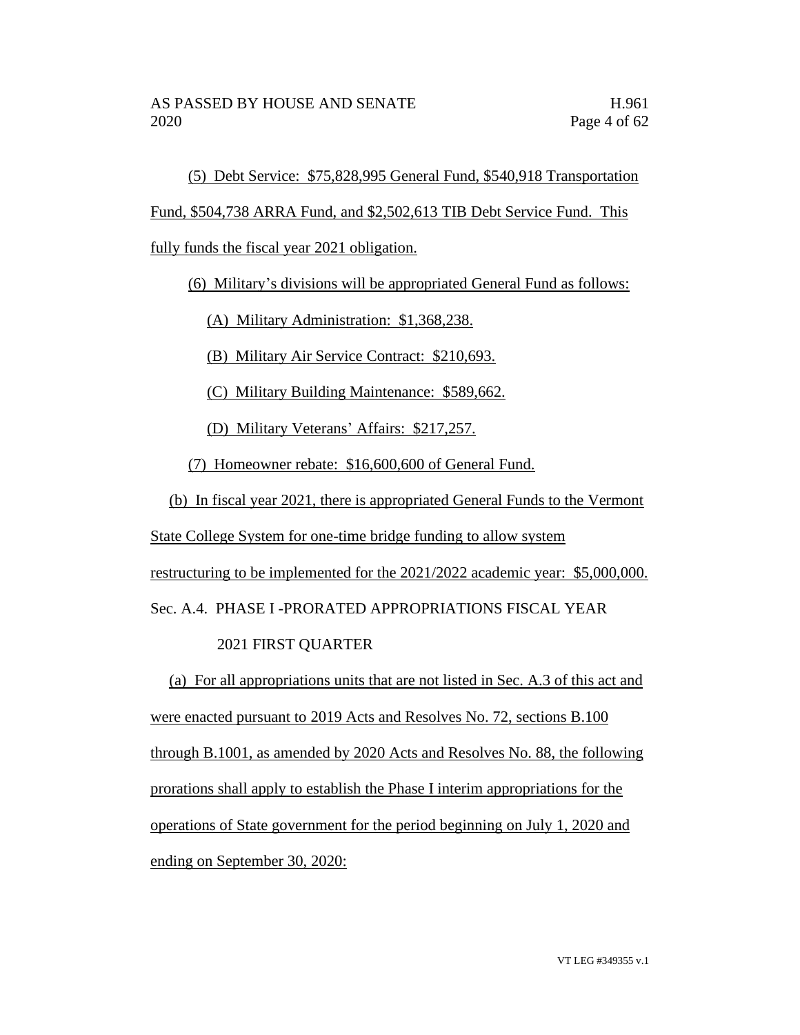(5) Debt Service: $75,828,995 General Fund, $540,918 Transportation Fund, $504,738 ARRA Fund, and $2,502,613 TIB Debt Service Fund. This fully funds the fiscal year 2021 obligation.

(6) Military's divisions will be appropriated General Fund as follows:

(A) Military Administration: $1,368,238.

(B) Military Air Service Contract: $210,693.

(C) Military Building Maintenance: $589,662.

(D) Military Veterans' Affairs: $217,257.

(7) Homeowner rebate: $16,600,600 of General Fund.

(b) In fiscal year 2021, there is appropriated General Funds to the Vermont State College System for one-time bridge funding to allow system restructuring to be implemented for the 2021/2022 academic year: $5,000,000.

Sec. A.4. PHASE I -PRORATED APPROPRIATIONS FISCAL YEAR 2021 FIRST QUARTER

(a) For all appropriations units that are not listed in Sec. A.3 of this act and were enacted pursuant to 2019 Acts and Resolves No. 72, sections B.100 through B.1001, as amended by 2020 Acts and Resolves No. 88, the following prorations shall apply to establish the Phase I interim appropriations for the operations of State government for the period beginning on July 1, 2020 and ending on September 30, 2020: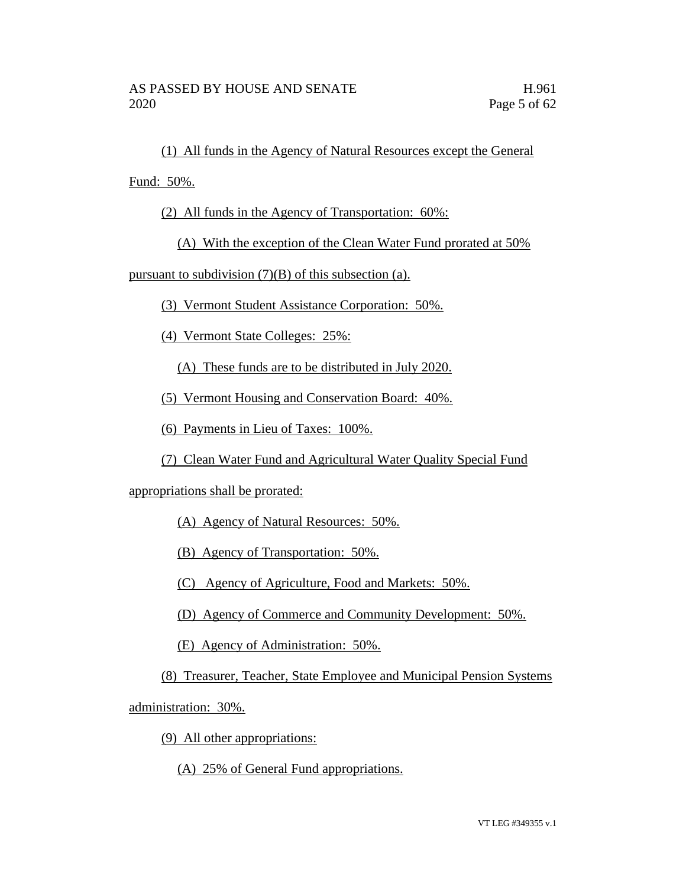(1) All funds in the Agency of Natural Resources except the General Fund: 50%.

(2) All funds in the Agency of Transportation: 60%:

(A) With the exception of the Clean Water Fund prorated at 50% pursuant to subdivision (7)(B) of this subsection (a).

(3) Vermont Student Assistance Corporation: 50%.

(4) Vermont State Colleges: 25%:

(A) These funds are to be distributed in July 2020.

(5) Vermont Housing and Conservation Board: 40%.

(6) Payments in Lieu of Taxes: 100%.

(7) Clean Water Fund and Agricultural Water Quality Special Fund appropriations shall be prorated:

(A) Agency of Natural Resources: 50%.

(B) Agency of Transportation: 50%.

(C) Agency of Agriculture, Food and Markets: 50%.

(D) Agency of Commerce and Community Development: 50%.

(E) Agency of Administration: 50%.

(8) Treasurer, Teacher, State Employee and Municipal Pension Systems administration: 30%.

(9) All other appropriations:

(A) 25% of General Fund appropriations.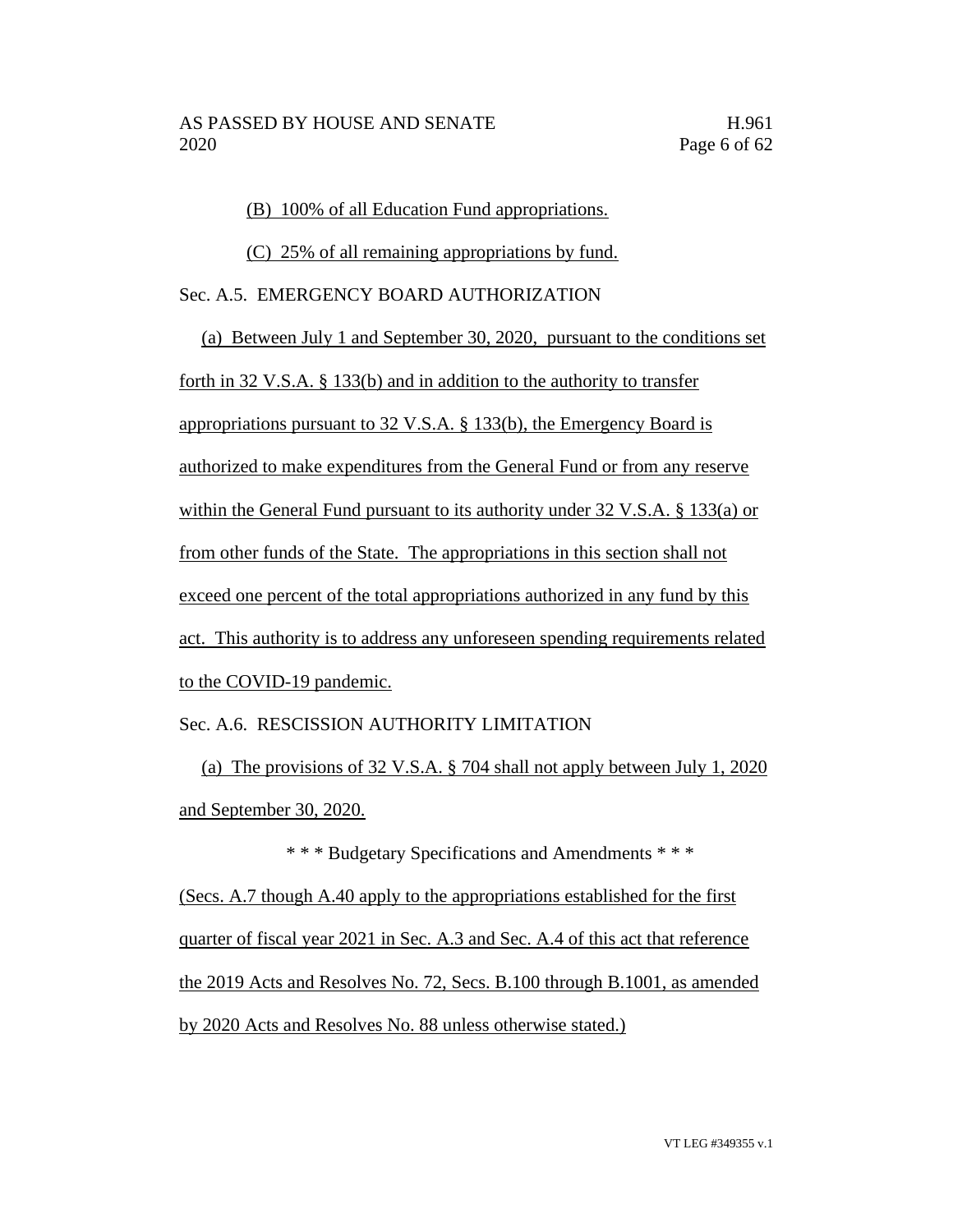(B) 100% of all Education Fund appropriations.

(C) 25% of all remaining appropriations by fund.

Sec. A.5. EMERGENCY BOARD AUTHORIZATION

(a) Between July 1 and September 30, 2020, pursuant to the conditions set forth in 32 V.S.A. § 133(b) and in addition to the authority to transfer appropriations pursuant to 32 V.S.A. § 133(b), the Emergency Board is authorized to make expenditures from the General Fund or from any reserve within the General Fund pursuant to its authority under 32 V.S.A. § 133(a) or from other funds of the State. The appropriations in this section shall not exceed one percent of the total appropriations authorized in any fund by this act. This authority is to address any unforeseen spending requirements related to the COVID-19 pandemic.

Sec. A.6. RESCISSION AUTHORITY LIMITATION

(a) The provisions of 32 V.S.A. § 704 shall not apply between July 1, 2020 and September 30, 2020.

\* \* \* Budgetary Specifications and Amendments \* \* \*

(Secs. A.7 though A.40 apply to the appropriations established for the first quarter of fiscal year 2021 in Sec. A.3 and Sec. A.4 of this act that reference the 2019 Acts and Resolves No. 72, Secs. B.100 through B.1001, as amended by 2020 Acts and Resolves No. 88 unless otherwise stated.)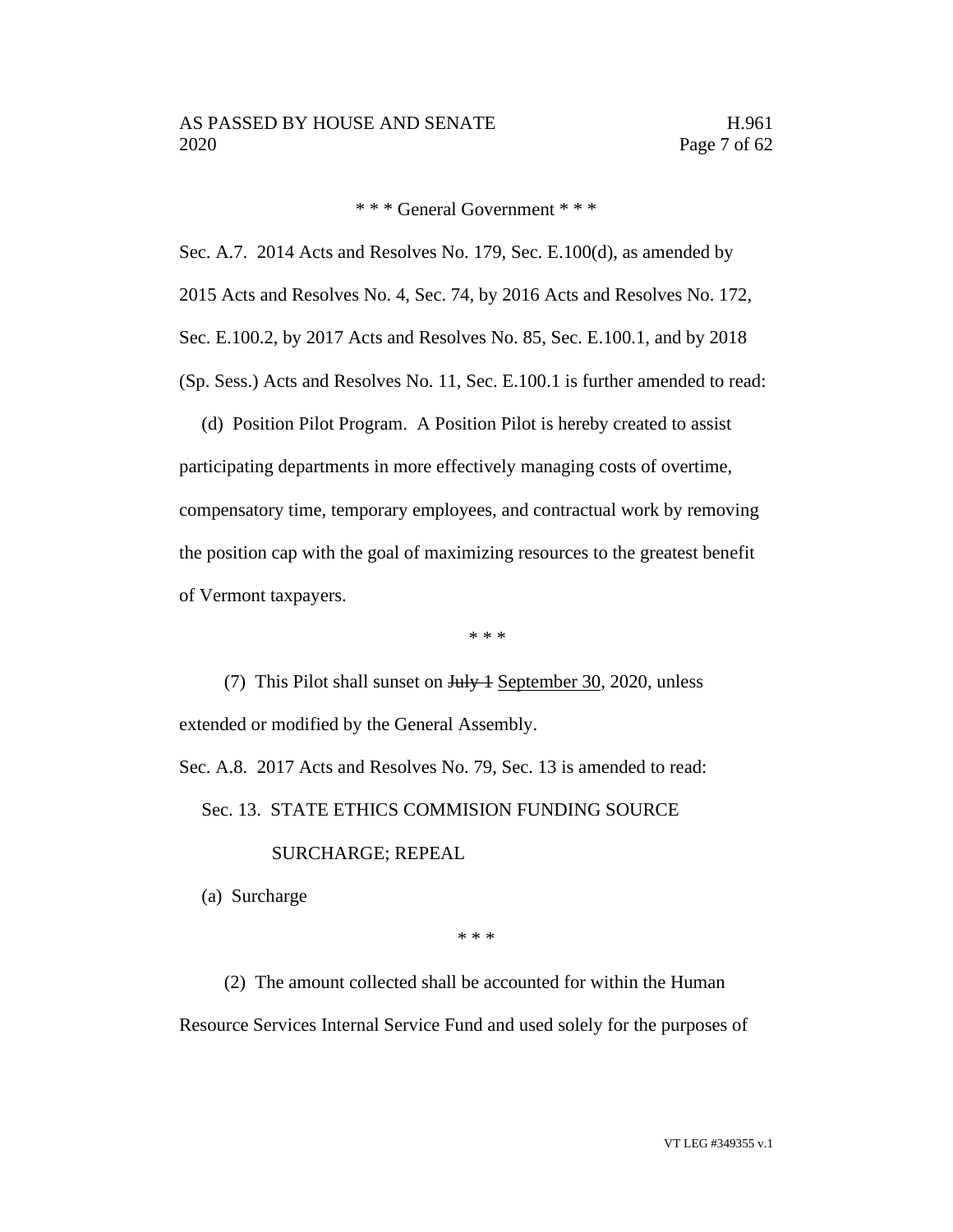\* \* \* General Government \* \* \*

Sec. A.7. 2014 Acts and Resolves No. 179, Sec. E.100(d), as amended by 2015 Acts and Resolves No. 4, Sec. 74, by 2016 Acts and Resolves No. 172, Sec. E.100.2, by 2017 Acts and Resolves No. 85, Sec. E.100.1, and by 2018 (Sp. Sess.) Acts and Resolves No. 11, Sec. E.100.1 is further amended to read:

(d) Position Pilot Program. A Position Pilot is hereby created to assist participating departments in more effectively managing costs of overtime, compensatory time, temporary employees, and contractual work by removing the position cap with the goal of maximizing resources to the greatest benefit of Vermont taxpayers.

\* \* \*

(7) This Pilot shall sunset on ~~July 1~~ <u>September 30</u>, 2020, unless extended or modified by the General Assembly.

Sec. A.8. 2017 Acts and Resolves No. 79, Sec. 13 is amended to read:

Sec. 13. STATE ETHICS COMMISION FUNDING SOURCE SURCHARGE; REPEAL

(a) Surcharge

\* \* \*

(2) The amount collected shall be accounted for within the Human Resource Services Internal Service Fund and used solely for the purposes of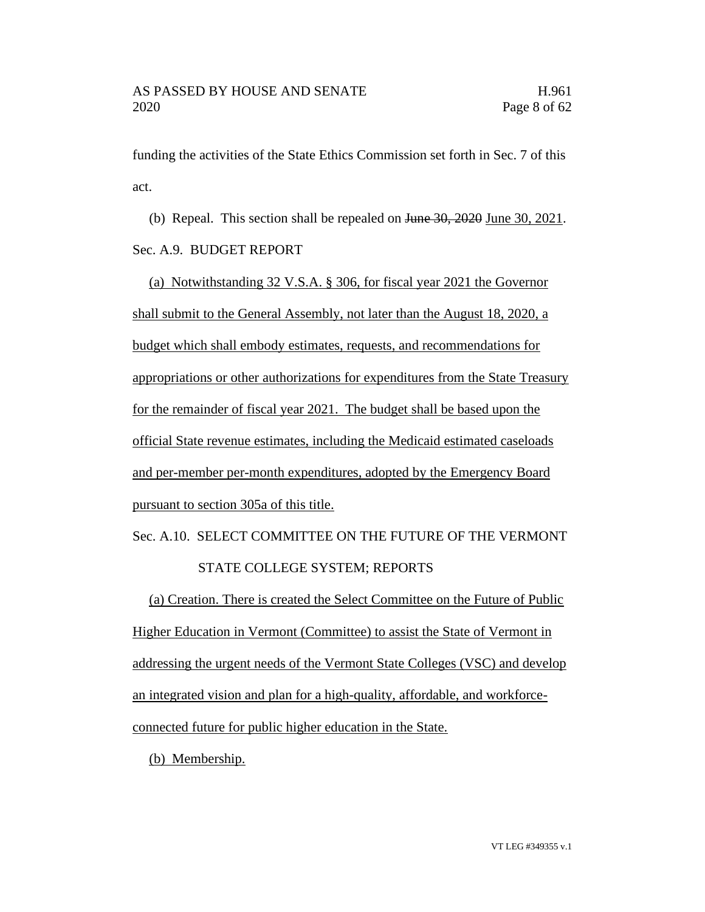funding the activities of the State Ethics Commission set forth in Sec. 7 of this act.

(b) Repeal. This section shall be repealed on ~~June 30, 2020~~ <u>June 30, 2021</u>.

Sec. A.9. BUDGET REPORT

<u>(a) Notwithstanding 32 V.S.A. § 306, for fiscal year 2021 the Governor shall submit to the General Assembly, not later than the August 18, 2020, a budget which shall embody estimates, requests, and recommendations for appropriations or other authorizations for expenditures from the State Treasury for the remainder of fiscal year 2021. The budget shall be based upon the official State revenue estimates, including the Medicaid estimated caseloads and per-member per-month expenditures, adopted by the Emergency Board pursuant to section 305a of this title.</u>

Sec. A.10. SELECT COMMITTEE ON THE FUTURE OF THE VERMONT STATE COLLEGE SYSTEM; REPORTS

<u>(a) Creation. There is created the Select Committee on the Future of Public Higher Education in Vermont (Committee) to assist the State of Vermont in addressing the urgent needs of the Vermont State Colleges (VSC) and develop an integrated vision and plan for a high-quality, affordable, and workforce-connected future for public higher education in the State.</u>

<u>(b) Membership.</u>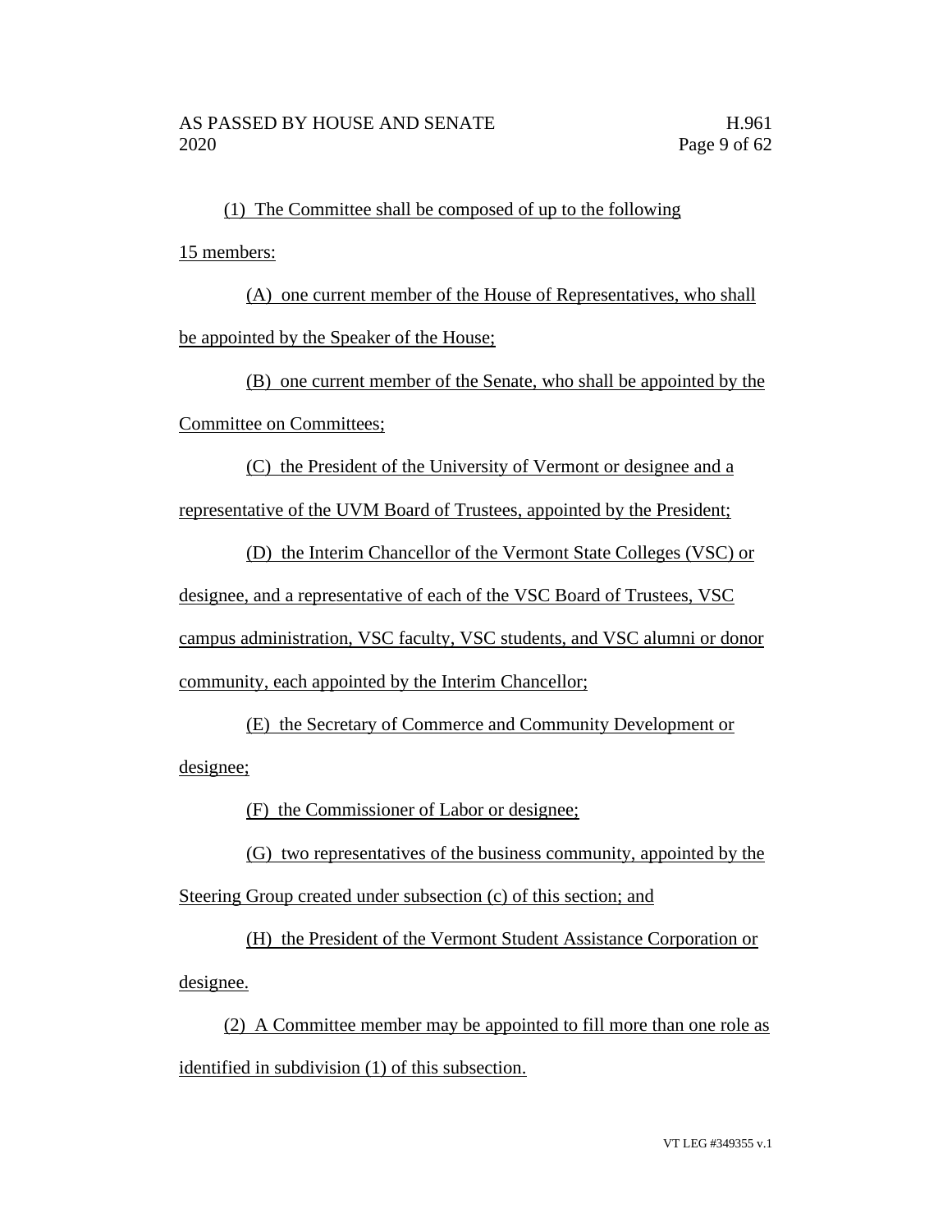(1) The Committee shall be composed of up to the following 15 members:

(A) one current member of the House of Representatives, who shall be appointed by the Speaker of the House;

(B) one current member of the Senate, who shall be appointed by the Committee on Committees;

(C) the President of the University of Vermont or designee and a representative of the UVM Board of Trustees, appointed by the President;

(D) the Interim Chancellor of the Vermont State Colleges (VSC) or designee, and a representative of each of the VSC Board of Trustees, VSC campus administration, VSC faculty, VSC students, and VSC alumni or donor community, each appointed by the Interim Chancellor;

(E) the Secretary of Commerce and Community Development or designee;

(F) the Commissioner of Labor or designee;

(G) two representatives of the business community, appointed by the Steering Group created under subsection (c) of this section; and

(H) the President of the Vermont Student Assistance Corporation or designee.

(2) A Committee member may be appointed to fill more than one role as identified in subdivision (1) of this subsection.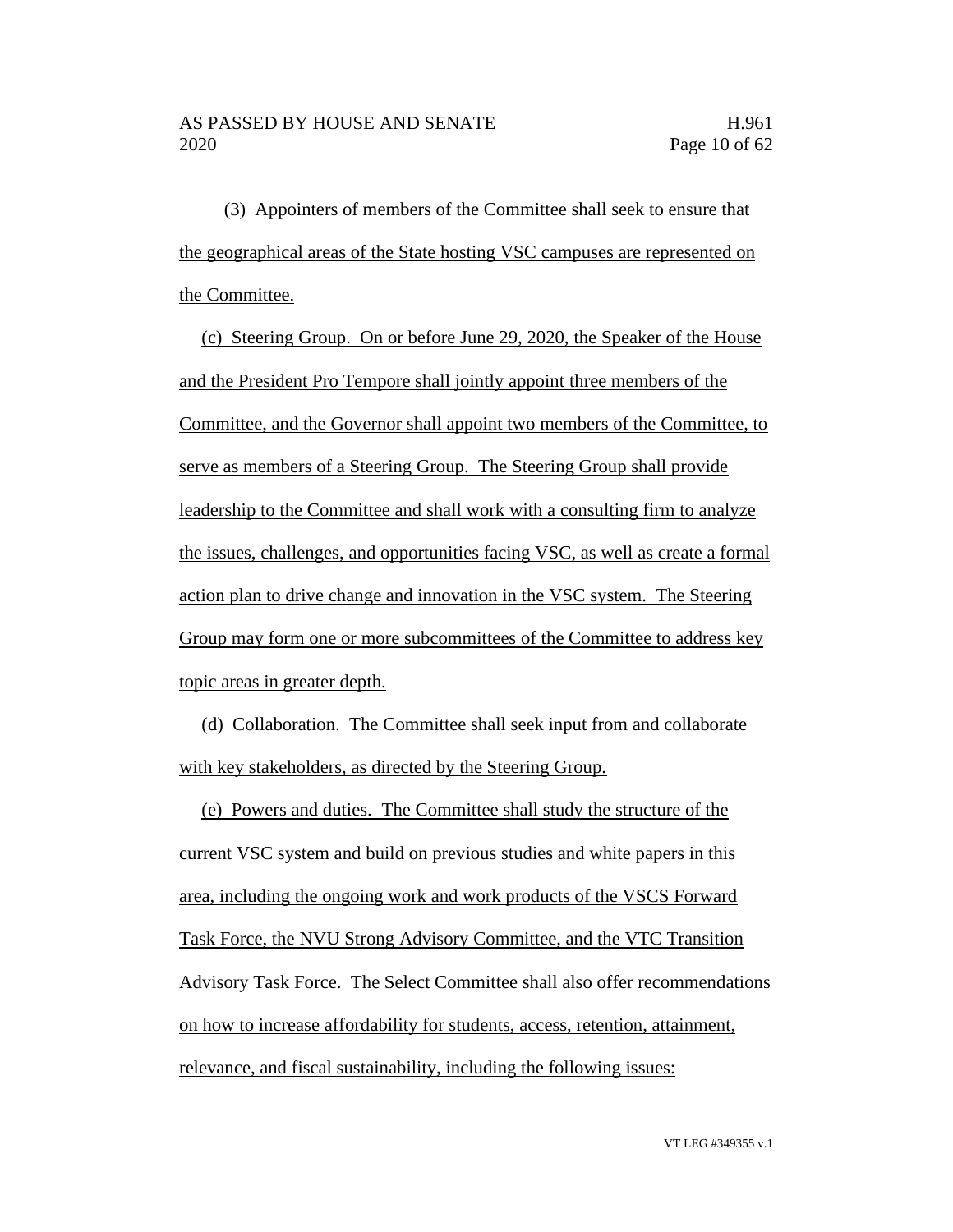(3) Appointers of members of the Committee shall seek to ensure that the geographical areas of the State hosting VSC campuses are represented on the Committee.

(c) Steering Group. On or before June 29, 2020, the Speaker of the House and the President Pro Tempore shall jointly appoint three members of the Committee, and the Governor shall appoint two members of the Committee, to serve as members of a Steering Group. The Steering Group shall provide leadership to the Committee and shall work with a consulting firm to analyze the issues, challenges, and opportunities facing VSC, as well as create a formal action plan to drive change and innovation in the VSC system. The Steering Group may form one or more subcommittees of the Committee to address key topic areas in greater depth.

(d) Collaboration. The Committee shall seek input from and collaborate with key stakeholders, as directed by the Steering Group.

(e) Powers and duties. The Committee shall study the structure of the current VSC system and build on previous studies and white papers in this area, including the ongoing work and work products of the VSCS Forward Task Force, the NVU Strong Advisory Committee, and the VTC Transition Advisory Task Force. The Select Committee shall also offer recommendations on how to increase affordability for students, access, retention, attainment, relevance, and fiscal sustainability, including the following issues: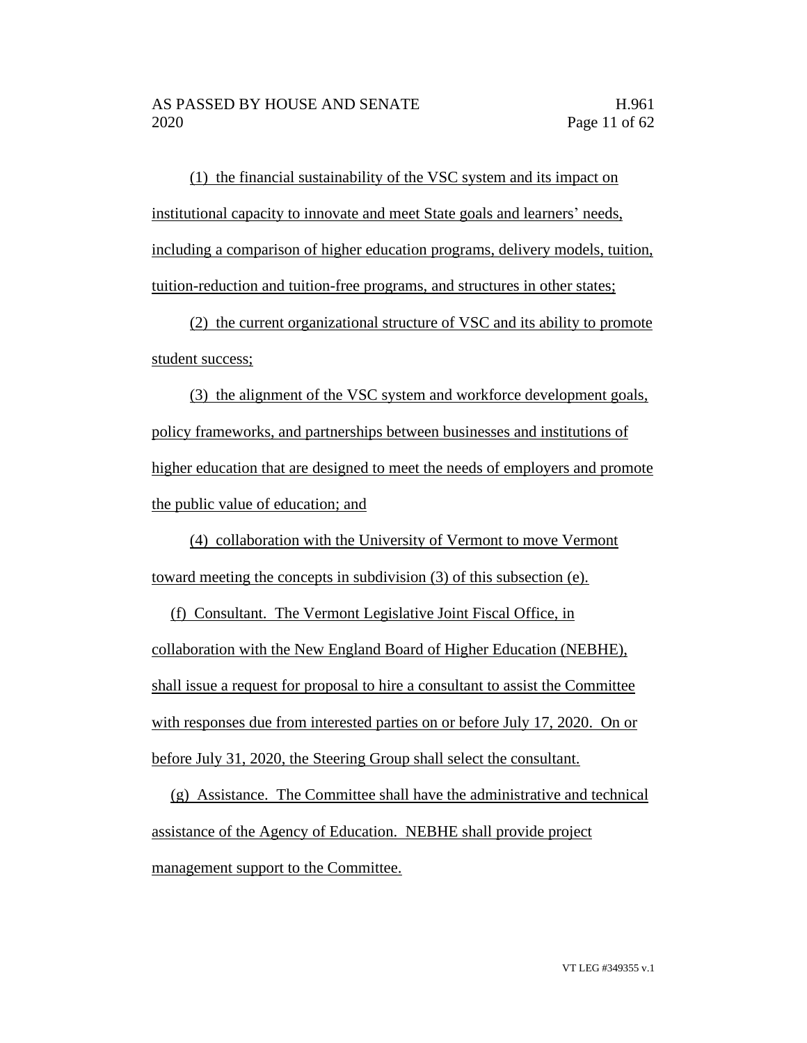(1) the financial sustainability of the VSC system and its impact on institutional capacity to innovate and meet State goals and learners' needs, including a comparison of higher education programs, delivery models, tuition, tuition-reduction and tuition-free programs, and structures in other states;

(2) the current organizational structure of VSC and its ability to promote student success;

(3) the alignment of the VSC system and workforce development goals, policy frameworks, and partnerships between businesses and institutions of higher education that are designed to meet the needs of employers and promote the public value of education; and

(4) collaboration with the University of Vermont to move Vermont toward meeting the concepts in subdivision (3) of this subsection (e).

(f) Consultant. The Vermont Legislative Joint Fiscal Office, in collaboration with the New England Board of Higher Education (NEBHE), shall issue a request for proposal to hire a consultant to assist the Committee with responses due from interested parties on or before July 17, 2020. On or before July 31, 2020, the Steering Group shall select the consultant.

(g) Assistance. The Committee shall have the administrative and technical assistance of the Agency of Education. NEBHE shall provide project management support to the Committee.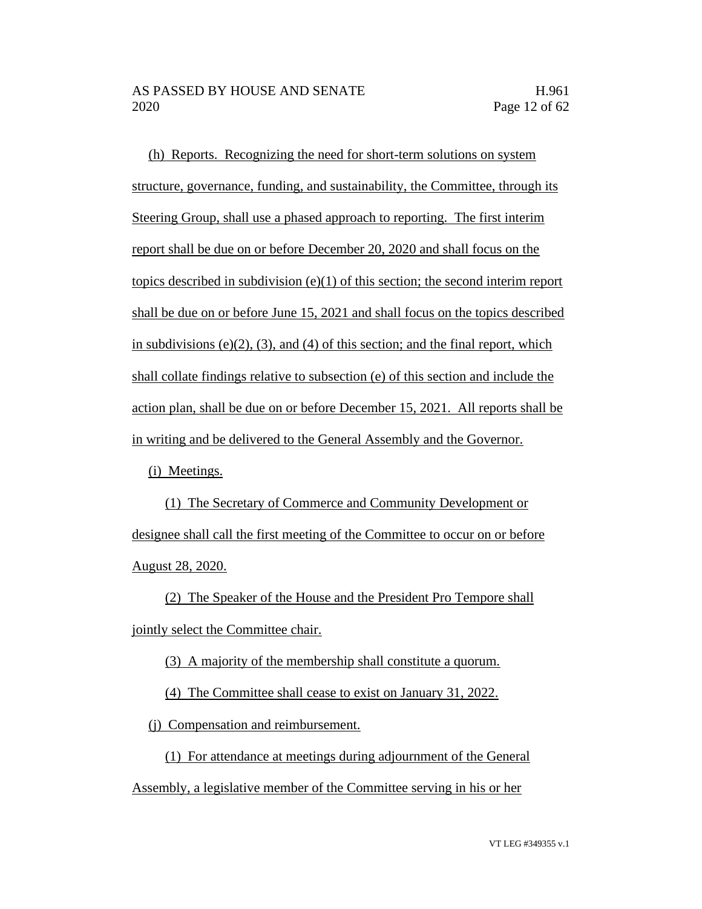(h) Reports. Recognizing the need for short-term solutions on system structure, governance, funding, and sustainability, the Committee, through its Steering Group, shall use a phased approach to reporting. The first interim report shall be due on or before December 20, 2020 and shall focus on the topics described in subdivision (e)(1) of this section; the second interim report shall be due on or before June 15, 2021 and shall focus on the topics described in subdivisions (e)(2), (3), and (4) of this section; and the final report, which shall collate findings relative to subsection (e) of this section and include the action plan, shall be due on or before December 15, 2021. All reports shall be in writing and be delivered to the General Assembly and the Governor.

(i) Meetings.

(1) The Secretary of Commerce and Community Development or designee shall call the first meeting of the Committee to occur on or before August 28, 2020.

(2) The Speaker of the House and the President Pro Tempore shall jointly select the Committee chair.

(3) A majority of the membership shall constitute a quorum.

(4) The Committee shall cease to exist on January 31, 2022.

(j) Compensation and reimbursement.

(1) For attendance at meetings during adjournment of the General Assembly, a legislative member of the Committee serving in his or her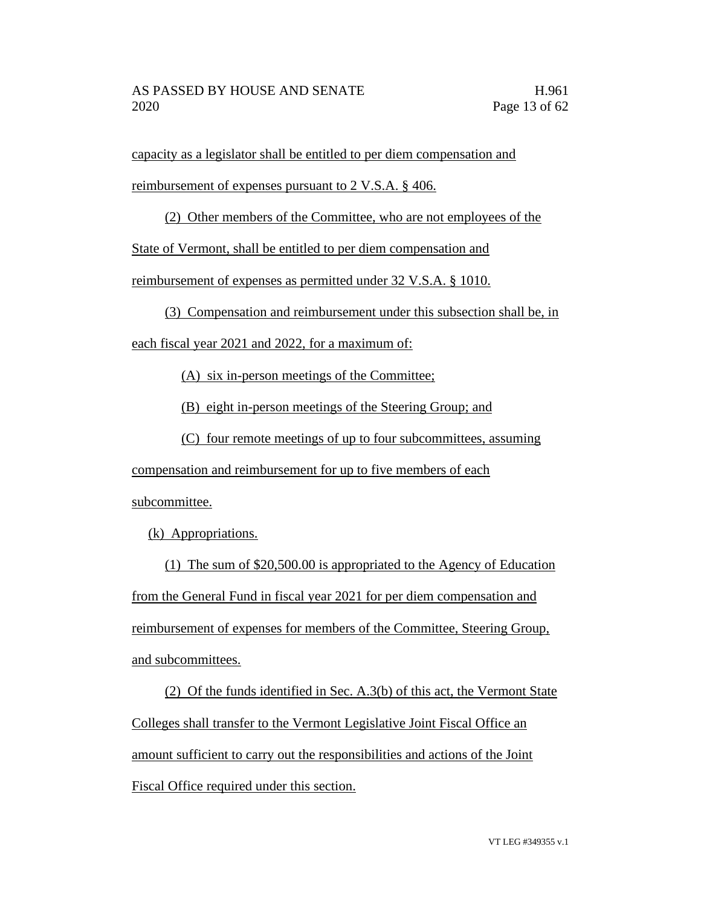capacity as a legislator shall be entitled to per diem compensation and reimbursement of expenses pursuant to 2 V.S.A. § 406.

(2) Other members of the Committee, who are not employees of the State of Vermont, shall be entitled to per diem compensation and reimbursement of expenses as permitted under 32 V.S.A. § 1010.

(3) Compensation and reimbursement under this subsection shall be, in each fiscal year 2021 and 2022, for a maximum of:

(A) six in-person meetings of the Committee;

(B) eight in-person meetings of the Steering Group; and

(C) four remote meetings of up to four subcommittees, assuming compensation and reimbursement for up to five members of each subcommittee.

(k) Appropriations.

(1) The sum of $20,500.00 is appropriated to the Agency of Education from the General Fund in fiscal year 2021 for per diem compensation and reimbursement of expenses for members of the Committee, Steering Group, and subcommittees.

(2) Of the funds identified in Sec. A.3(b) of this act, the Vermont State Colleges shall transfer to the Vermont Legislative Joint Fiscal Office an amount sufficient to carry out the responsibilities and actions of the Joint Fiscal Office required under this section.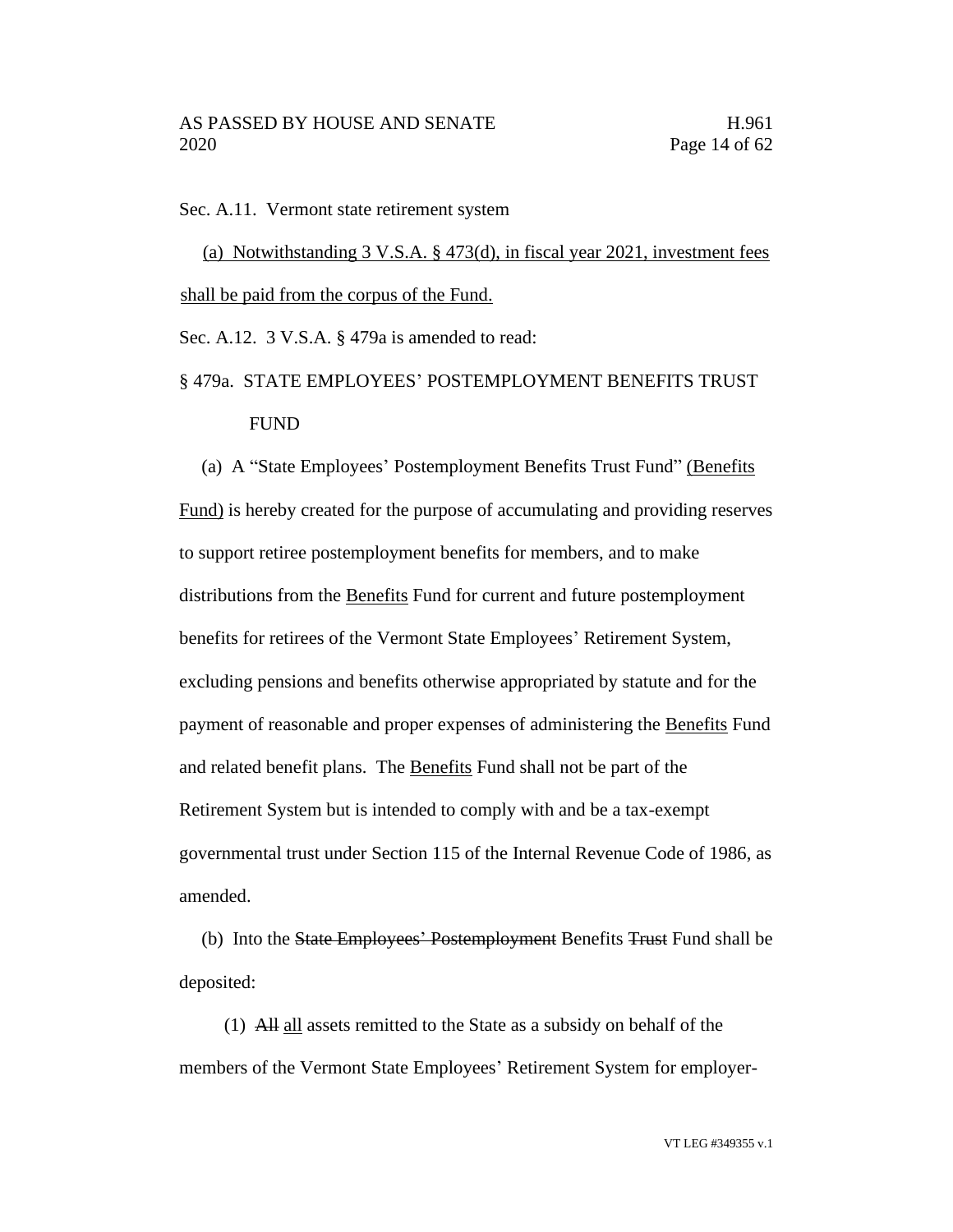Sec. A.11. Vermont state retirement system

<u>(a) Notwithstanding 3 V.S.A. § 473(d), in fiscal year 2021, investment fees shall be paid from the corpus of the Fund.</u>

Sec. A.12. 3 V.S.A. § 479a is amended to read:

§ 479a. STATE EMPLOYEES' POSTEMPLOYMENT BENEFITS TRUST FUND

(a) A "State Employees' Postemployment Benefits Trust Fund" <u>(Benefits Fund)</u> is hereby created for the purpose of accumulating and providing reserves to support retiree postemployment benefits for members, and to make distributions from the <u>Benefits</u> Fund for current and future postemployment benefits for retirees of the Vermont State Employees' Retirement System, excluding pensions and benefits otherwise appropriated by statute and for the payment of reasonable and proper expenses of administering the <u>Benefits</u> Fund and related benefit plans. The <u>Benefits</u> Fund shall not be part of the Retirement System but is intended to comply with and be a tax-exempt governmental trust under Section 115 of the Internal Revenue Code of 1986, as amended.

(b) Into the ~~State Employees' Postemployment~~ Benefits ~~Trust~~ Fund shall be deposited:

(1) ~~All~~ <u>all</u> assets remitted to the State as a subsidy on behalf of the members of the Vermont State Employees' Retirement System for employer-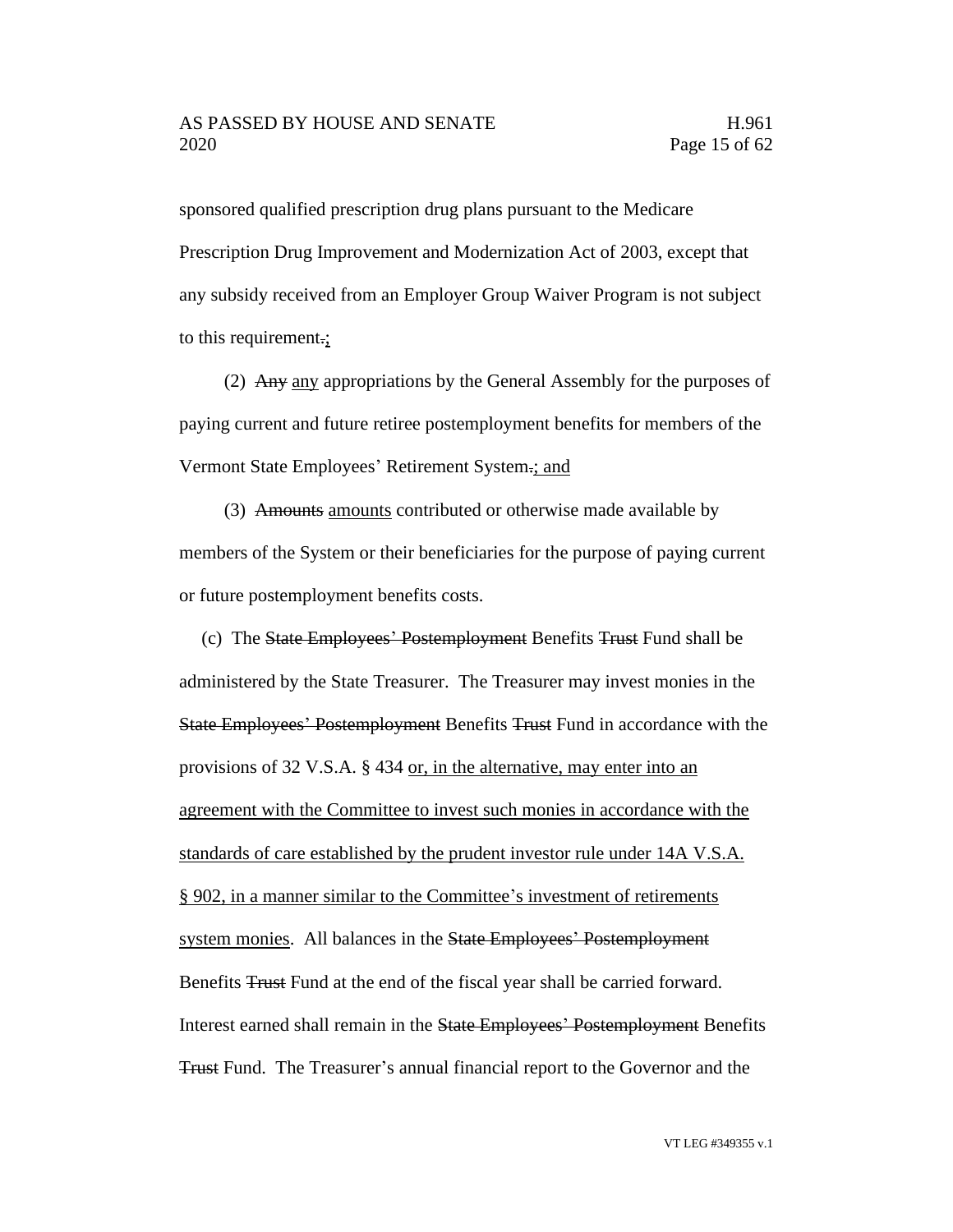sponsored qualified prescription drug plans pursuant to the Medicare Prescription Drug Improvement and Modernization Act of 2003, except that any subsidy received from an Employer Group Waiver Program is not subject to this requirement.;

(2) ~~Any~~ any appropriations by the General Assembly for the purposes of paying current and future retiree postemployment benefits for members of the Vermont State Employees' Retirement System.; and

(3) ~~Amounts~~ amounts contributed or otherwise made available by members of the System or their beneficiaries for the purpose of paying current or future postemployment benefits costs.

(c) The ~~State Employees' Postemployment~~ Benefits ~~Trust~~ Fund shall be administered by the State Treasurer. The Treasurer may invest monies in the ~~State Employees' Postemployment~~ Benefits ~~Trust~~ Fund in accordance with the provisions of 32 V.S.A. § 434 or, in the alternative, may enter into an agreement with the Committee to invest such monies in accordance with the standards of care established by the prudent investor rule under 14A V.S.A. § 902, in a manner similar to the Committee's investment of retirements system monies. All balances in the ~~State Employees' Postemployment~~ Benefits ~~Trust~~ Fund at the end of the fiscal year shall be carried forward. Interest earned shall remain in the ~~State Employees' Postemployment~~ Benefits ~~Trust~~ Fund. The Treasurer's annual financial report to the Governor and the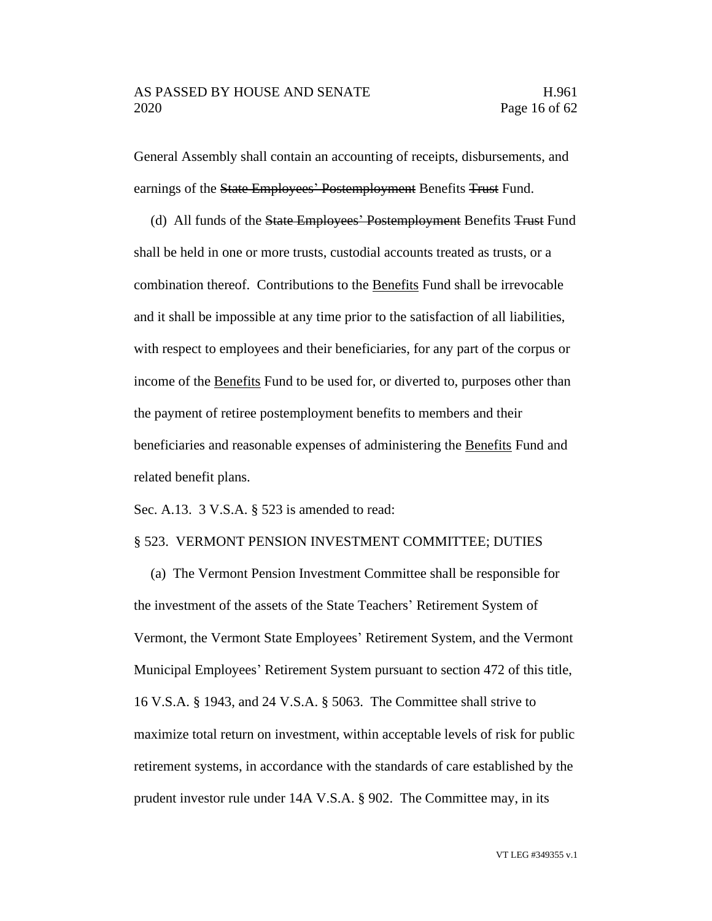General Assembly shall contain an accounting of receipts, disbursements, and earnings of the ~~State Employees' Postemployment~~ Benefits ~~Trust~~ Fund.

(d) All funds of the ~~State Employees' Postemployment~~ Benefits ~~Trust~~ Fund shall be held in one or more trusts, custodial accounts treated as trusts, or a combination thereof. Contributions to the <u>Benefits</u> Fund shall be irrevocable and it shall be impossible at any time prior to the satisfaction of all liabilities, with respect to employees and their beneficiaries, for any part of the corpus or income of the <u>Benefits</u> Fund to be used for, or diverted to, purposes other than the payment of retiree postemployment benefits to members and their beneficiaries and reasonable expenses of administering the <u>Benefits</u> Fund and related benefit plans.

Sec. A.13. 3 V.S.A. § 523 is amended to read:

§ 523. VERMONT PENSION INVESTMENT COMMITTEE; DUTIES

(a) The Vermont Pension Investment Committee shall be responsible for the investment of the assets of the State Teachers' Retirement System of Vermont, the Vermont State Employees' Retirement System, and the Vermont Municipal Employees' Retirement System pursuant to section 472 of this title, 16 V.S.A. § 1943, and 24 V.S.A. § 5063. The Committee shall strive to maximize total return on investment, within acceptable levels of risk for public retirement systems, in accordance with the standards of care established by the prudent investor rule under 14A V.S.A. § 902. The Committee may, in its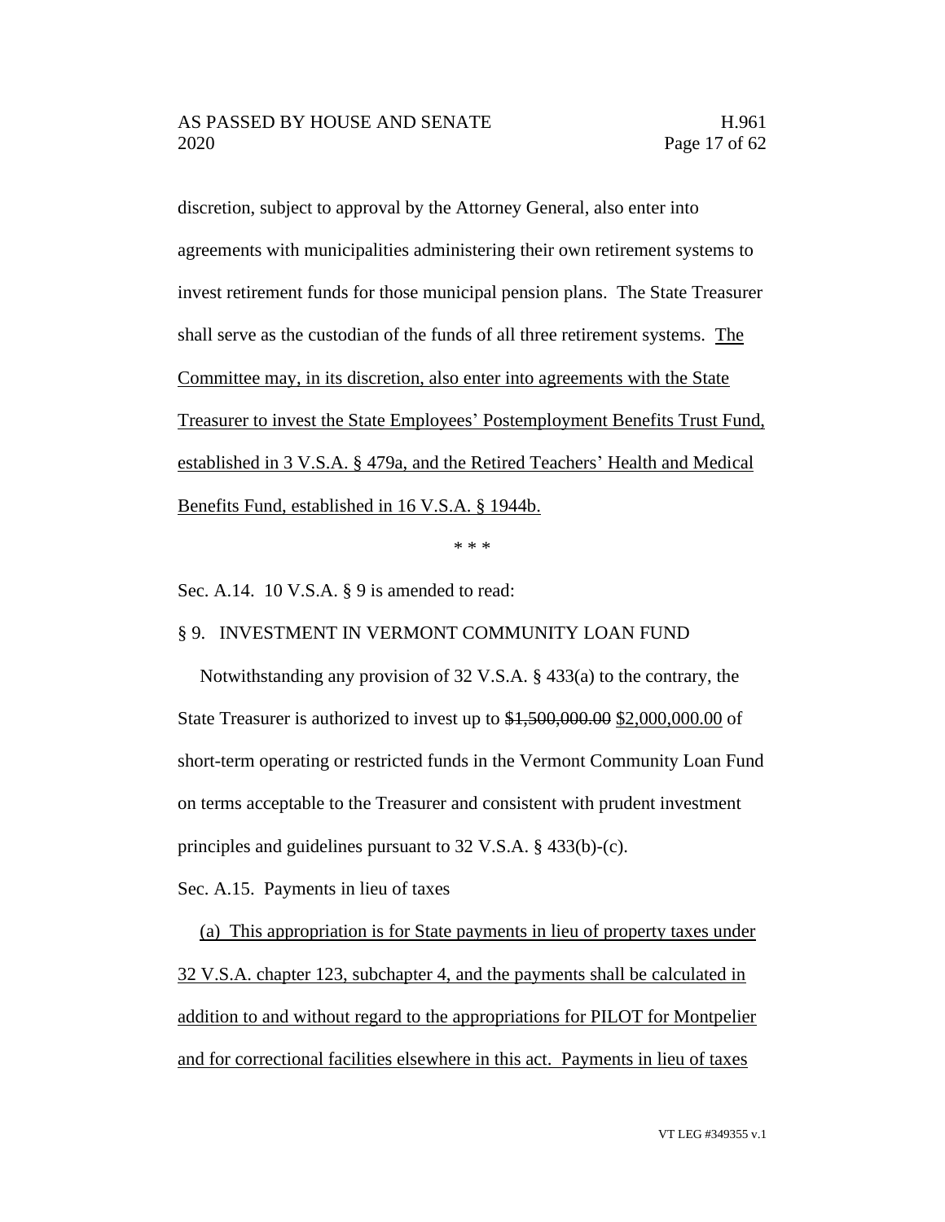discretion, subject to approval by the Attorney General, also enter into agreements with municipalities administering their own retirement systems to invest retirement funds for those municipal pension plans. The State Treasurer shall serve as the custodian of the funds of all three retirement systems. <u>The Committee may, in its discretion, also enter into agreements with the State Treasurer to invest the State Employees' Postemployment Benefits Trust Fund, established in 3 V.S.A. § 479a, and the Retired Teachers' Health and Medical Benefits Fund, established in 16 V.S.A. § 1944b.</u>

\* \* \*

Sec. A.14. 10 V.S.A. § 9 is amended to read:

§ 9. INVESTMENT IN VERMONT COMMUNITY LOAN FUND

Notwithstanding any provision of 32 V.S.A. § 433(a) to the contrary, the State Treasurer is authorized to invest up to ~~$1,500,000.00~~ <u>$2,000,000.00</u> of short-term operating or restricted funds in the Vermont Community Loan Fund on terms acceptable to the Treasurer and consistent with prudent investment principles and guidelines pursuant to 32 V.S.A. § 433(b)-(c).

Sec. A.15. Payments in lieu of taxes

<u>(a) This appropriation is for State payments in lieu of property taxes under 32 V.S.A. chapter 123, subchapter 4, and the payments shall be calculated in addition to and without regard to the appropriations for PILOT for Montpelier and for correctional facilities elsewhere in this act. Payments in lieu of taxes</u>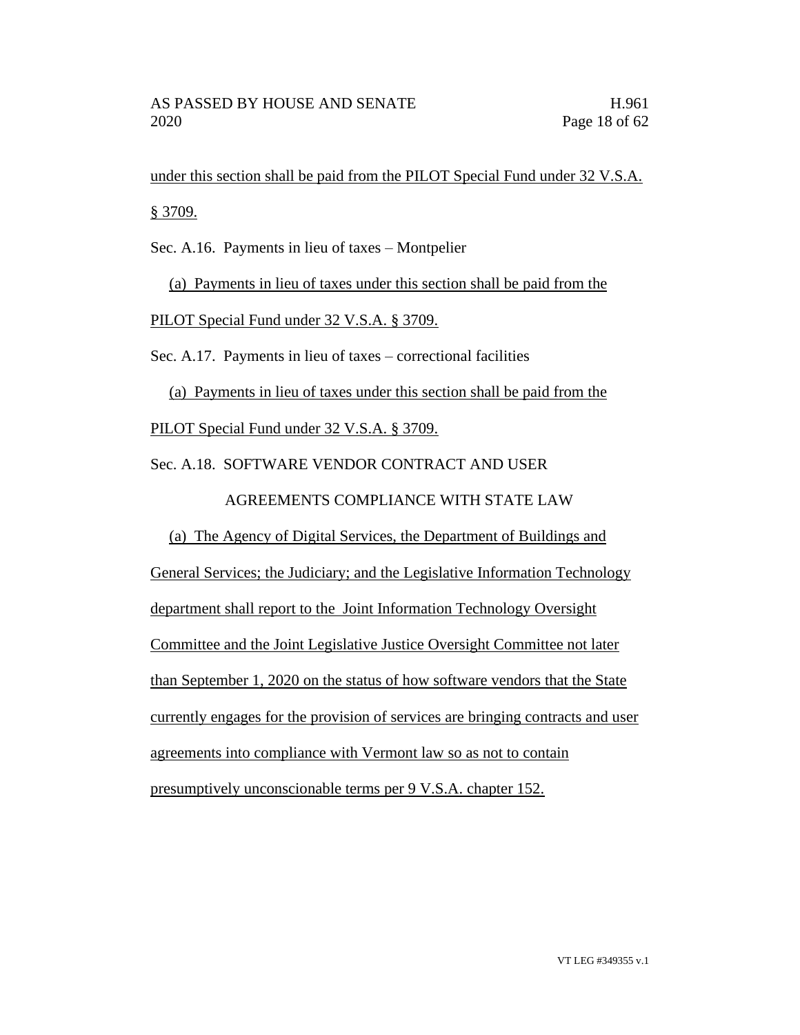under this section shall be paid from the PILOT Special Fund under 32 V.S.A. § 3709.

Sec. A.16. Payments in lieu of taxes – Montpelier

(a) Payments in lieu of taxes under this section shall be paid from the PILOT Special Fund under 32 V.S.A. § 3709.

Sec. A.17. Payments in lieu of taxes – correctional facilities

(a) Payments in lieu of taxes under this section shall be paid from the PILOT Special Fund under 32 V.S.A. § 3709.

Sec. A.18. SOFTWARE VENDOR CONTRACT AND USER AGREEMENTS COMPLIANCE WITH STATE LAW

(a) The Agency of Digital Services, the Department of Buildings and General Services; the Judiciary; and the Legislative Information Technology department shall report to the Joint Information Technology Oversight Committee and the Joint Legislative Justice Oversight Committee not later than September 1, 2020 on the status of how software vendors that the State currently engages for the provision of services are bringing contracts and user agreements into compliance with Vermont law so as not to contain presumptively unconscionable terms per 9 V.S.A. chapter 152.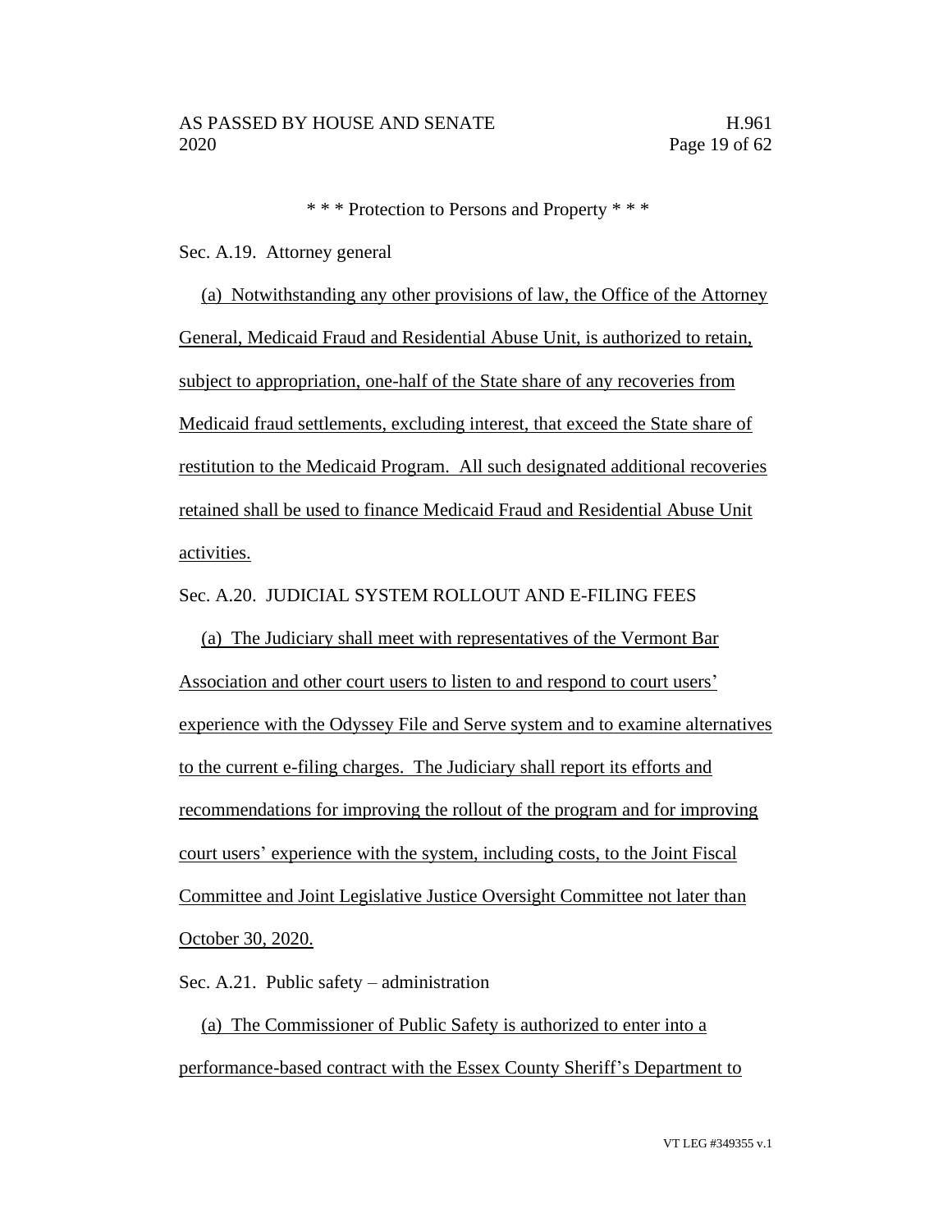\* \* \* Protection to Persons and Property \* \* \*

Sec. A.19. Attorney general

(a) Notwithstanding any other provisions of law, the Office of the Attorney General, Medicaid Fraud and Residential Abuse Unit, is authorized to retain, subject to appropriation, one-half of the State share of any recoveries from Medicaid fraud settlements, excluding interest, that exceed the State share of restitution to the Medicaid Program. All such designated additional recoveries retained shall be used to finance Medicaid Fraud and Residential Abuse Unit activities.

Sec. A.20. JUDICIAL SYSTEM ROLLOUT AND E-FILING FEES

(a) The Judiciary shall meet with representatives of the Vermont Bar Association and other court users to listen to and respond to court users' experience with the Odyssey File and Serve system and to examine alternatives to the current e-filing charges. The Judiciary shall report its efforts and recommendations for improving the rollout of the program and for improving court users' experience with the system, including costs, to the Joint Fiscal Committee and Joint Legislative Justice Oversight Committee not later than October 30, 2020.

Sec. A.21. Public safety – administration

(a) The Commissioner of Public Safety is authorized to enter into a performance-based contract with the Essex County Sheriff's Department to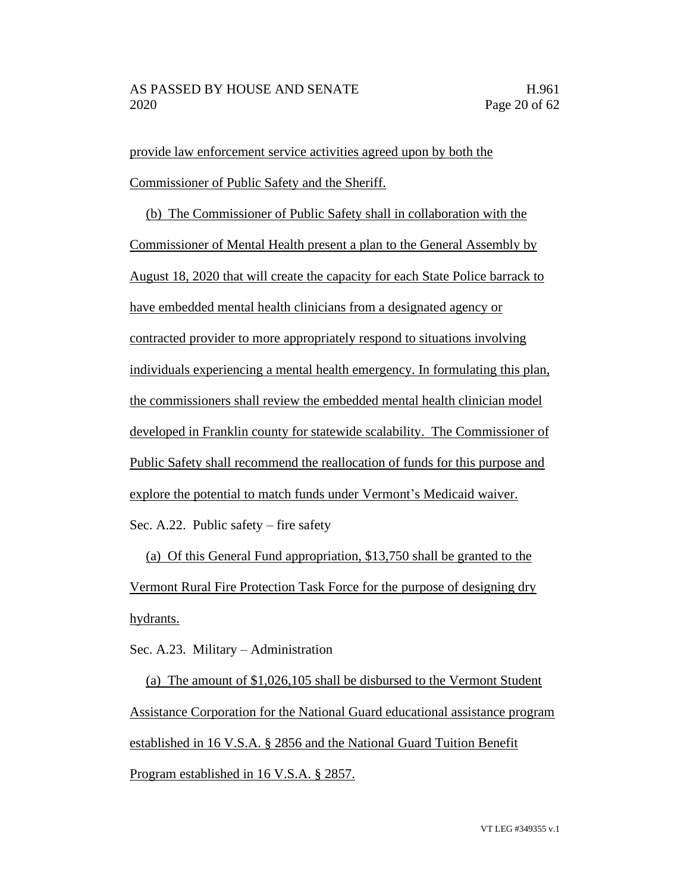provide law enforcement service activities agreed upon by both the Commissioner of Public Safety and the Sheriff.

(b) The Commissioner of Public Safety shall in collaboration with the Commissioner of Mental Health present a plan to the General Assembly by August 18, 2020 that will create the capacity for each State Police barrack to have embedded mental health clinicians from a designated agency or contracted provider to more appropriately respond to situations involving individuals experiencing a mental health emergency. In formulating this plan, the commissioners shall review the embedded mental health clinician model developed in Franklin county for statewide scalability. The Commissioner of Public Safety shall recommend the reallocation of funds for this purpose and explore the potential to match funds under Vermont's Medicaid waiver.

Sec. A.22. Public safety – fire safety

(a) Of this General Fund appropriation, $13,750 shall be granted to the Vermont Rural Fire Protection Task Force for the purpose of designing dry hydrants.

Sec. A.23. Military – Administration

(a) The amount of $1,026,105 shall be disbursed to the Vermont Student Assistance Corporation for the National Guard educational assistance program established in 16 V.S.A. § 2856 and the National Guard Tuition Benefit Program established in 16 V.S.A. § 2857.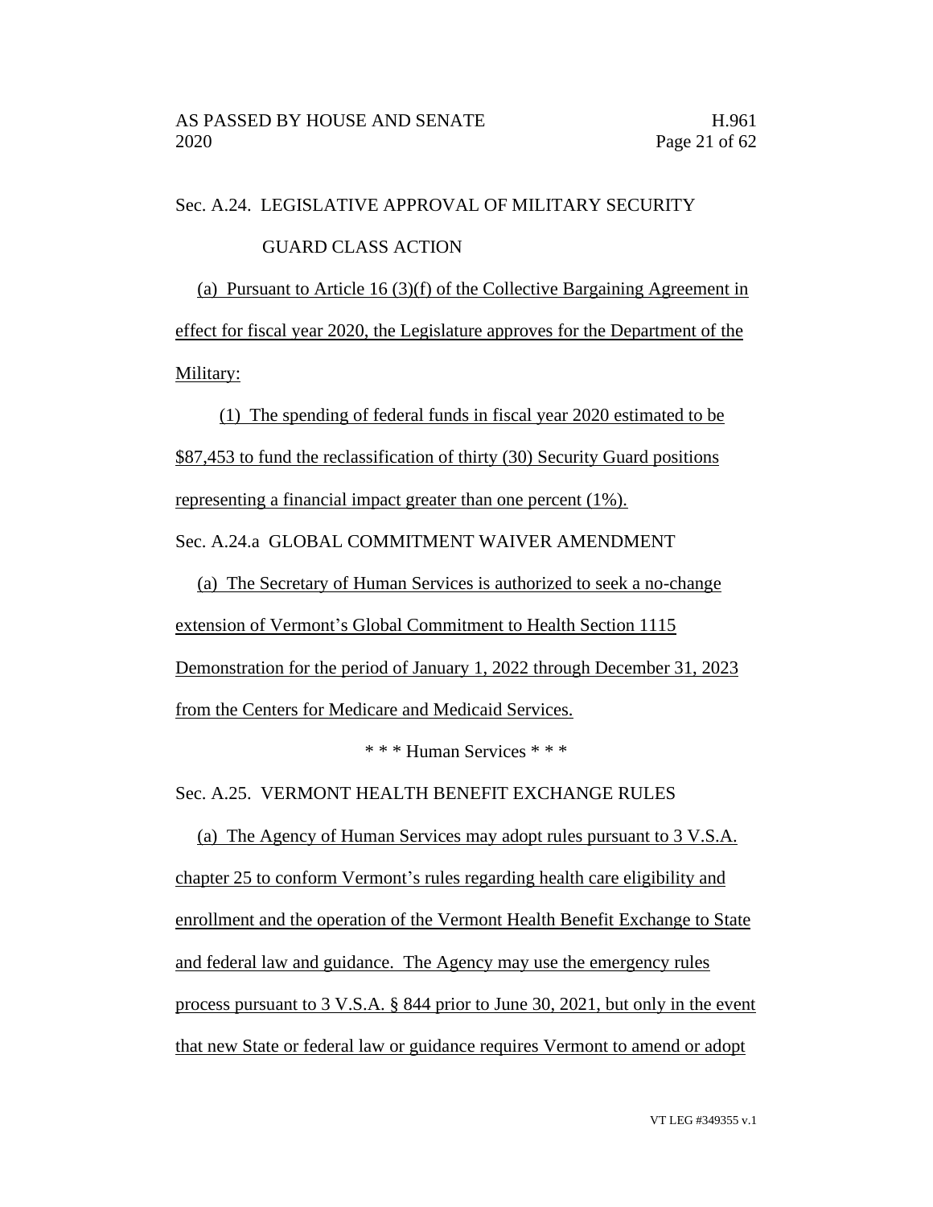Sec. A.24. LEGISLATIVE APPROVAL OF MILITARY SECURITY GUARD CLASS ACTION

(a) Pursuant to Article 16 (3)(f) of the Collective Bargaining Agreement in effect for fiscal year 2020, the Legislature approves for the Department of the Military:

(1) The spending of federal funds in fiscal year 2020 estimated to be $87,453 to fund the reclassification of thirty (30) Security Guard positions representing a financial impact greater than one percent (1%).

Sec. A.24.a GLOBAL COMMITMENT WAIVER AMENDMENT

(a) The Secretary of Human Services is authorized to seek a no-change extension of Vermont's Global Commitment to Health Section 1115 Demonstration for the period of January 1, 2022 through December 31, 2023 from the Centers for Medicare and Medicaid Services.

\* \* \* Human Services \* \* \*

Sec. A.25. VERMONT HEALTH BENEFIT EXCHANGE RULES

(a) The Agency of Human Services may adopt rules pursuant to 3 V.S.A. chapter 25 to conform Vermont's rules regarding health care eligibility and enrollment and the operation of the Vermont Health Benefit Exchange to State and federal law and guidance. The Agency may use the emergency rules process pursuant to 3 V.S.A. § 844 prior to June 30, 2021, but only in the event that new State or federal law or guidance requires Vermont to amend or adopt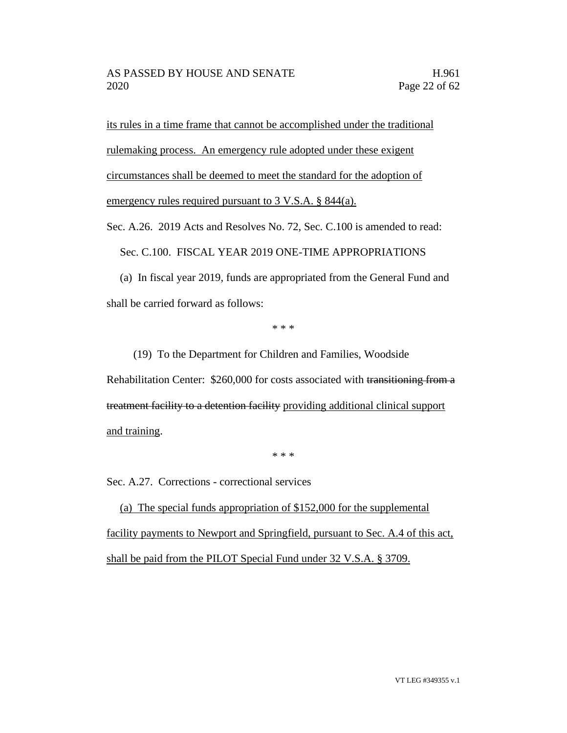its rules in a time frame that cannot be accomplished under the traditional rulemaking process. An emergency rule adopted under these exigent circumstances shall be deemed to meet the standard for the adoption of emergency rules required pursuant to 3 V.S.A. § 844(a).

Sec. A.26. 2019 Acts and Resolves No. 72, Sec. C.100 is amended to read:

Sec. C.100. FISCAL YEAR 2019 ONE-TIME APPROPRIATIONS

(a) In fiscal year 2019, funds are appropriated from the General Fund and shall be carried forward as follows:

\* \* \*

(19) To the Department for Children and Families, Woodside Rehabilitation Center: $260,000 for costs associated with ~~transitioning from a treatment facility to a detention facility~~ providing additional clinical support and training.

\* \* \*

Sec. A.27. Corrections - correctional services

(a) The special funds appropriation of $152,000 for the supplemental facility payments to Newport and Springfield, pursuant to Sec. A.4 of this act, shall be paid from the PILOT Special Fund under 32 V.S.A. § 3709.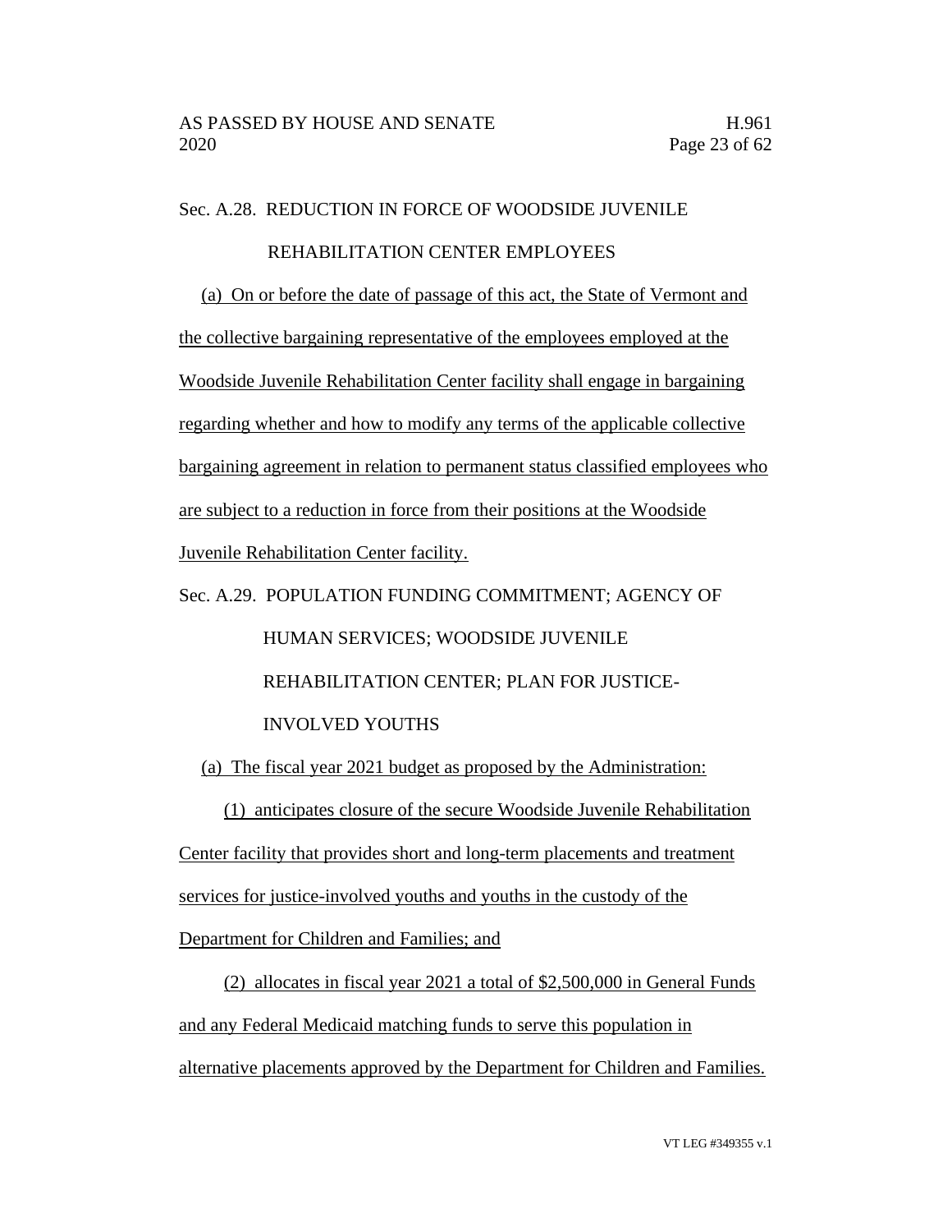Sec. A.28. REDUCTION IN FORCE OF WOODSIDE JUVENILE REHABILITATION CENTER EMPLOYEES

(a) On or before the date of passage of this act, the State of Vermont and the collective bargaining representative of the employees employed at the Woodside Juvenile Rehabilitation Center facility shall engage in bargaining regarding whether and how to modify any terms of the applicable collective bargaining agreement in relation to permanent status classified employees who are subject to a reduction in force from their positions at the Woodside Juvenile Rehabilitation Center facility.

Sec. A.29. POPULATION FUNDING COMMITMENT; AGENCY OF HUMAN SERVICES; WOODSIDE JUVENILE REHABILITATION CENTER; PLAN FOR JUSTICE-INVOLVED YOUTHS

(a) The fiscal year 2021 budget as proposed by the Administration:

(1) anticipates closure of the secure Woodside Juvenile Rehabilitation Center facility that provides short and long-term placements and treatment services for justice-involved youths and youths in the custody of the Department for Children and Families; and

(2) allocates in fiscal year 2021 a total of $2,500,000 in General Funds and any Federal Medicaid matching funds to serve this population in alternative placements approved by the Department for Children and Families.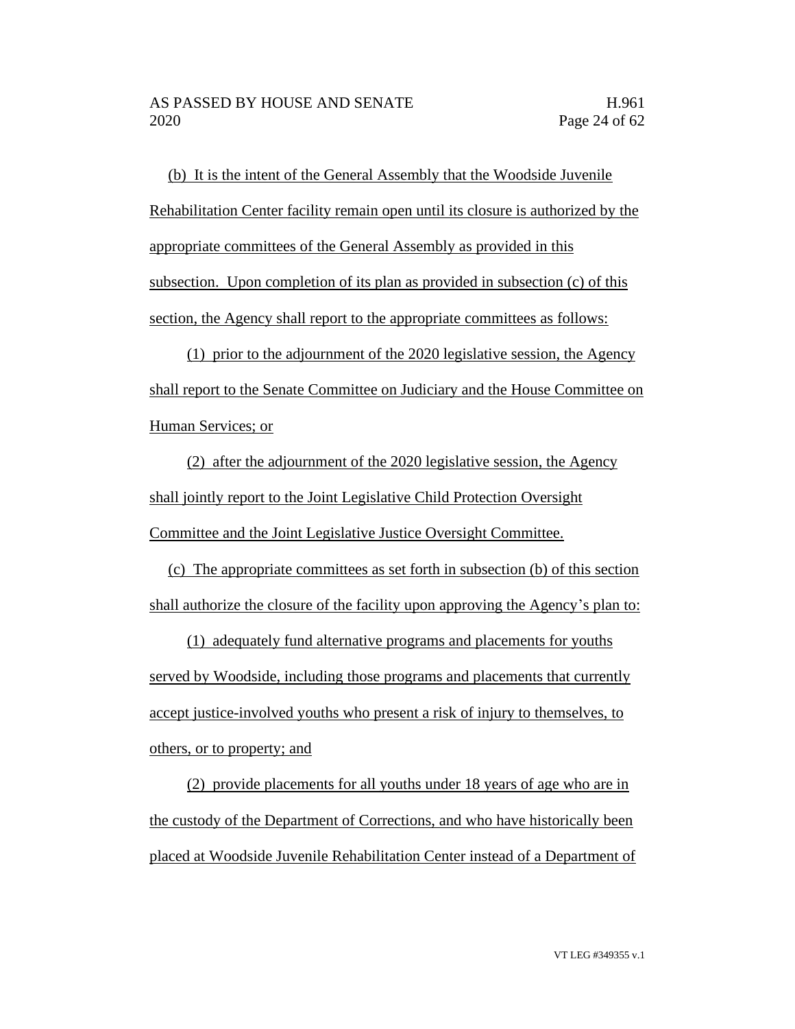(b) It is the intent of the General Assembly that the Woodside Juvenile Rehabilitation Center facility remain open until its closure is authorized by the appropriate committees of the General Assembly as provided in this subsection. Upon completion of its plan as provided in subsection (c) of this section, the Agency shall report to the appropriate committees as follows:

(1) prior to the adjournment of the 2020 legislative session, the Agency shall report to the Senate Committee on Judiciary and the House Committee on Human Services; or

(2) after the adjournment of the 2020 legislative session, the Agency shall jointly report to the Joint Legislative Child Protection Oversight Committee and the Joint Legislative Justice Oversight Committee.

(c) The appropriate committees as set forth in subsection (b) of this section shall authorize the closure of the facility upon approving the Agency's plan to:

(1) adequately fund alternative programs and placements for youths served by Woodside, including those programs and placements that currently accept justice-involved youths who present a risk of injury to themselves, to others, or to property; and

(2) provide placements for all youths under 18 years of age who are in the custody of the Department of Corrections, and who have historically been placed at Woodside Juvenile Rehabilitation Center instead of a Department of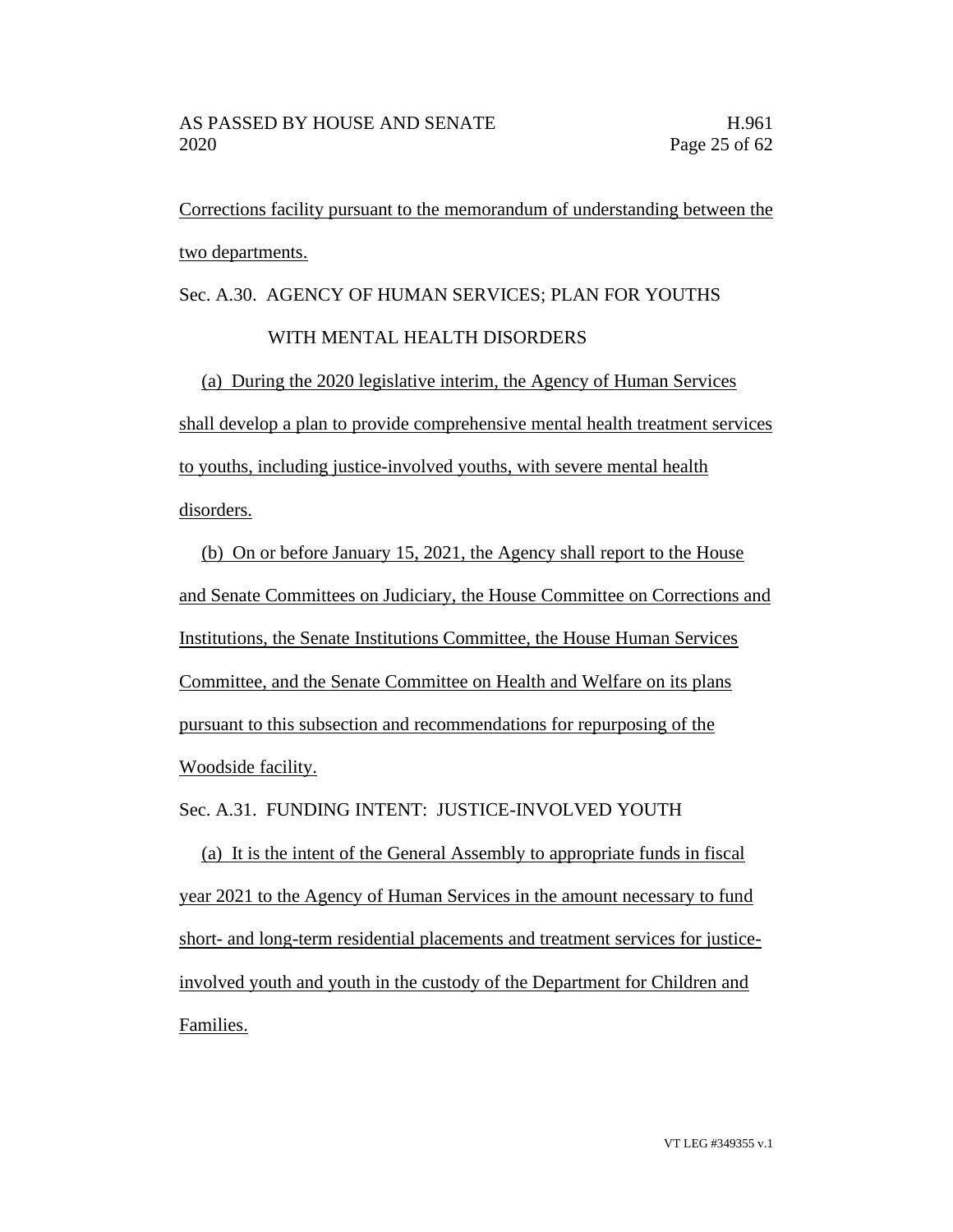Corrections facility pursuant to the memorandum of understanding between the two departments.

Sec. A.30. AGENCY OF HUMAN SERVICES; PLAN FOR YOUTHS WITH MENTAL HEALTH DISORDERS

(a) During the 2020 legislative interim, the Agency of Human Services shall develop a plan to provide comprehensive mental health treatment services to youths, including justice-involved youths, with severe mental health disorders.

(b) On or before January 15, 2021, the Agency shall report to the House and Senate Committees on Judiciary, the House Committee on Corrections and Institutions, the Senate Institutions Committee, the House Human Services Committee, and the Senate Committee on Health and Welfare on its plans pursuant to this subsection and recommendations for repurposing of the Woodside facility.

Sec. A.31. FUNDING INTENT: JUSTICE-INVOLVED YOUTH

(a) It is the intent of the General Assembly to appropriate funds in fiscal year 2021 to the Agency of Human Services in the amount necessary to fund short- and long-term residential placements and treatment services for justice-involved youth and youth in the custody of the Department for Children and Families.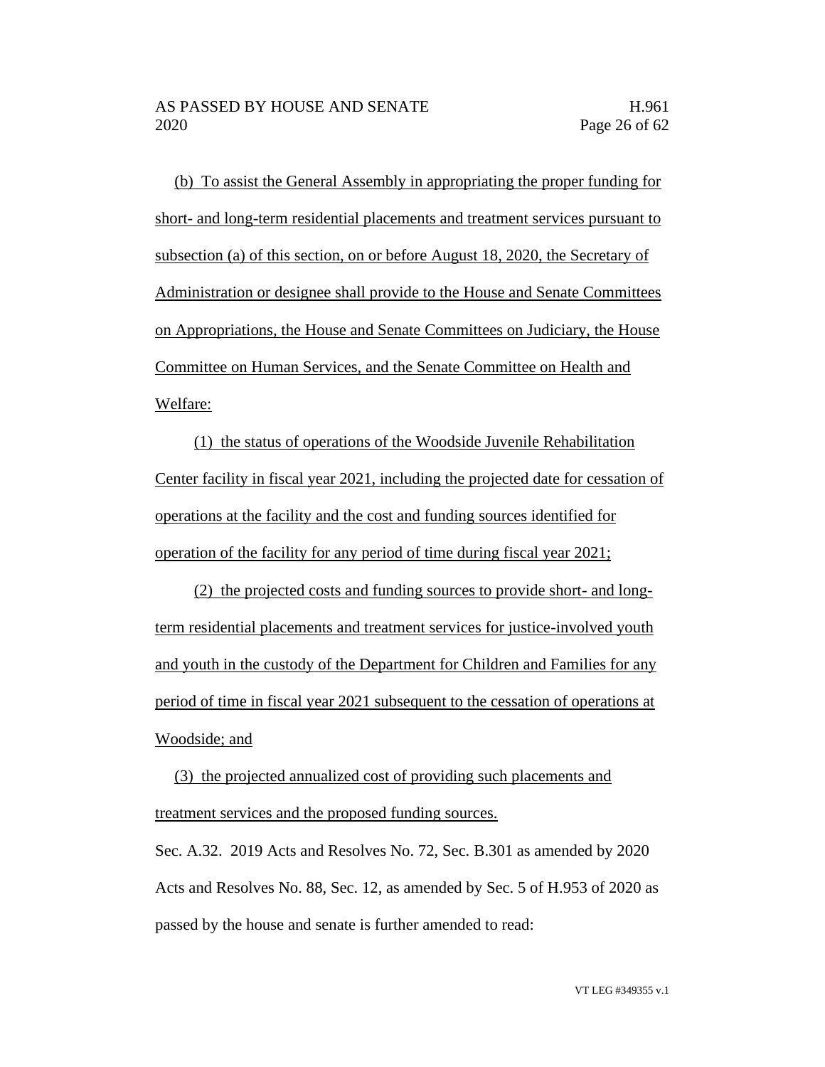(b) To assist the General Assembly in appropriating the proper funding for short- and long-term residential placements and treatment services pursuant to subsection (a) of this section, on or before August 18, 2020, the Secretary of Administration or designee shall provide to the House and Senate Committees on Appropriations, the House and Senate Committees on Judiciary, the House Committee on Human Services, and the Senate Committee on Health and Welfare:

(1) the status of operations of the Woodside Juvenile Rehabilitation Center facility in fiscal year 2021, including the projected date for cessation of operations at the facility and the cost and funding sources identified for operation of the facility for any period of time during fiscal year 2021;

(2) the projected costs and funding sources to provide short- and long-term residential placements and treatment services for justice-involved youth and youth in the custody of the Department for Children and Families for any period of time in fiscal year 2021 subsequent to the cessation of operations at Woodside; and

(3) the projected annualized cost of providing such placements and treatment services and the proposed funding sources.

Sec. A.32. 2019 Acts and Resolves No. 72, Sec. B.301 as amended by 2020 Acts and Resolves No. 88, Sec. 12, as amended by Sec. 5 of H.953 of 2020 as passed by the house and senate is further amended to read: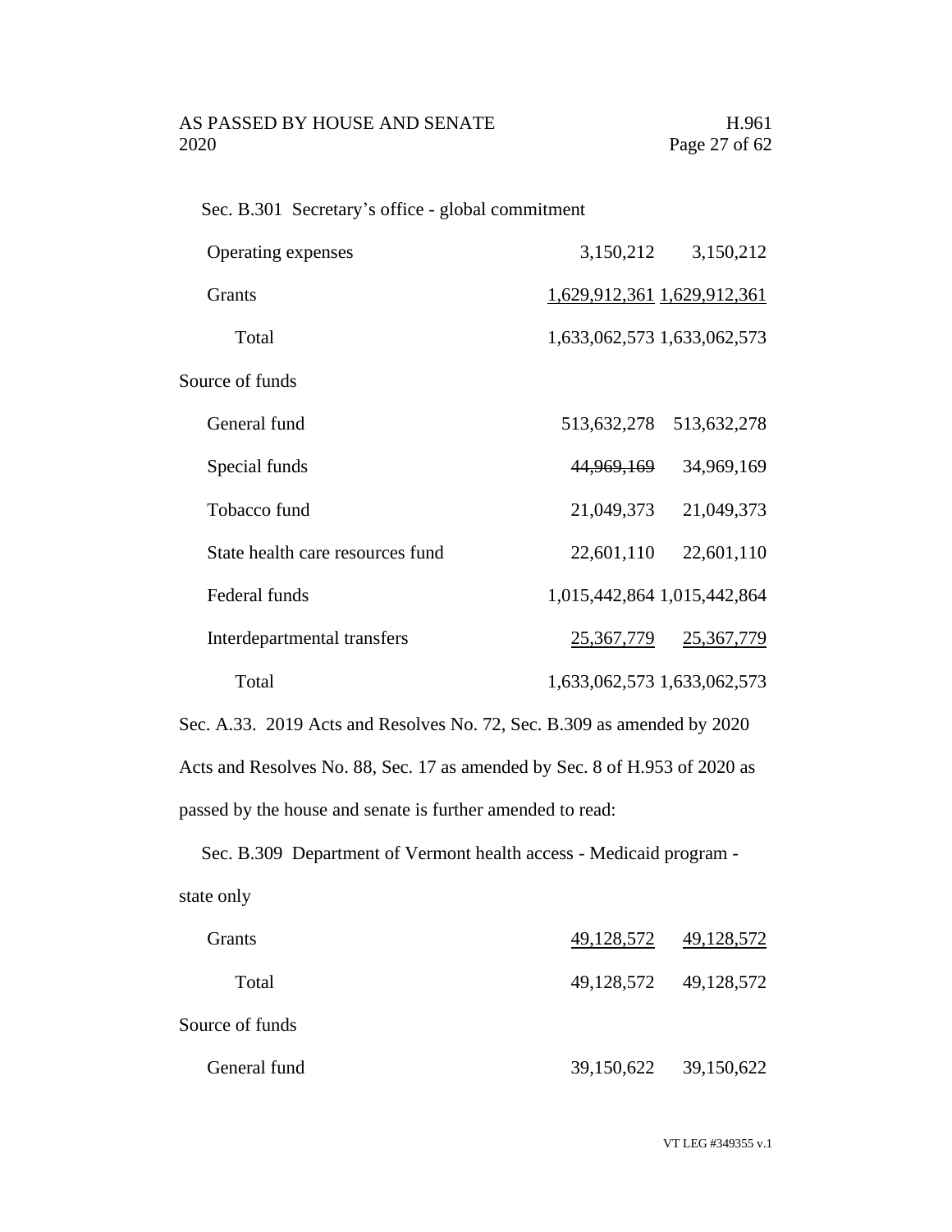Sec. B.301 Secretary's office - global commitment

| | | |
|---|---|---|
| Operating expenses | 3,150,212 | 3,150,212 |
| Grants | 1,629,912,361 | 1,629,912,361 |
| Total | 1,633,062,573 | 1,633,062,573 |
| Source of funds | | |
| General fund | 513,632,278 | 513,632,278 |
| Special funds | ~~44,969,169~~ | 34,969,169 |
| Tobacco fund | 21,049,373 | 21,049,373 |
| State health care resources fund | 22,601,110 | 22,601,110 |
| Federal funds | 1,015,442,864 | 1,015,442,864 |
| Interdepartmental transfers | 25,367,779 | 25,367,779 |
| Total | 1,633,062,573 | 1,633,062,573 |

Sec. A.33. 2019 Acts and Resolves No. 72, Sec. B.309 as amended by 2020 Acts and Resolves No. 88, Sec. 17 as amended by Sec. 8 of H.953 of 2020 as passed by the house and senate is further amended to read:

Sec. B.309 Department of Vermont health access - Medicaid program - state only

| | | |
|---|---|---|
| Grants | 49,128,572 | 49,128,572 |
| Total | 49,128,572 | 49,128,572 |
| Source of funds | | |
| General fund | 39,150,622 | 39,150,622 |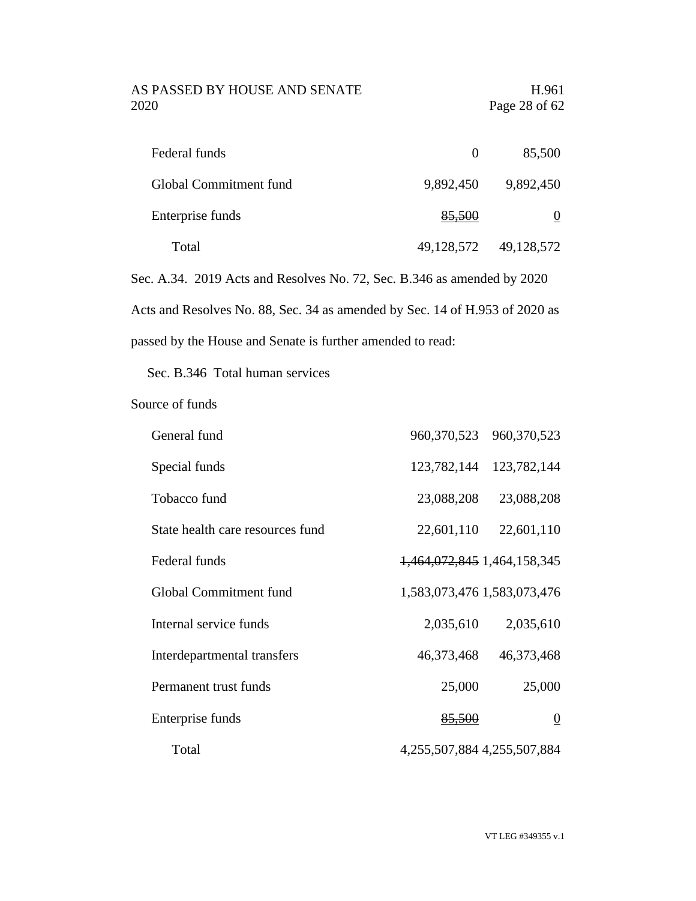| | | |
|---|---|---|
| Federal funds | 0 | 85,500 |
| Global Commitment fund | 9,892,450 | 9,892,450 |
| Enterprise funds | ~~85,500~~ | <u>0</u> |
| Total | 49,128,572 | 49,128,572 |

Sec. A.34. 2019 Acts and Resolves No. 72, Sec. B.346 as amended by 2020 Acts and Resolves No. 88, Sec. 34 as amended by Sec. 14 of H.953 of 2020 as passed by the House and Senate is further amended to read:

Sec. B.346 Total human services

Source of funds

| | | |
|---|---|---|
| General fund | 960,370,523 | 960,370,523 |
| Special funds | 123,782,144 | 123,782,144 |
| Tobacco fund | 23,088,208 | 23,088,208 |
| State health care resources fund | 22,601,110 | 22,601,110 |
| Federal funds | ~~1,464,072,845~~ | 1,464,158,345 |
| Global Commitment fund | 1,583,073,476 | 1,583,073,476 |
| Internal service funds | 2,035,610 | 2,035,610 |
| Interdepartmental transfers | 46,373,468 | 46,373,468 |
| Permanent trust funds | 25,000 | 25,000 |
| Enterprise funds | ~~85,500~~ | <u>0</u> |
| Total | 4,255,507,884 | 4,255,507,884 |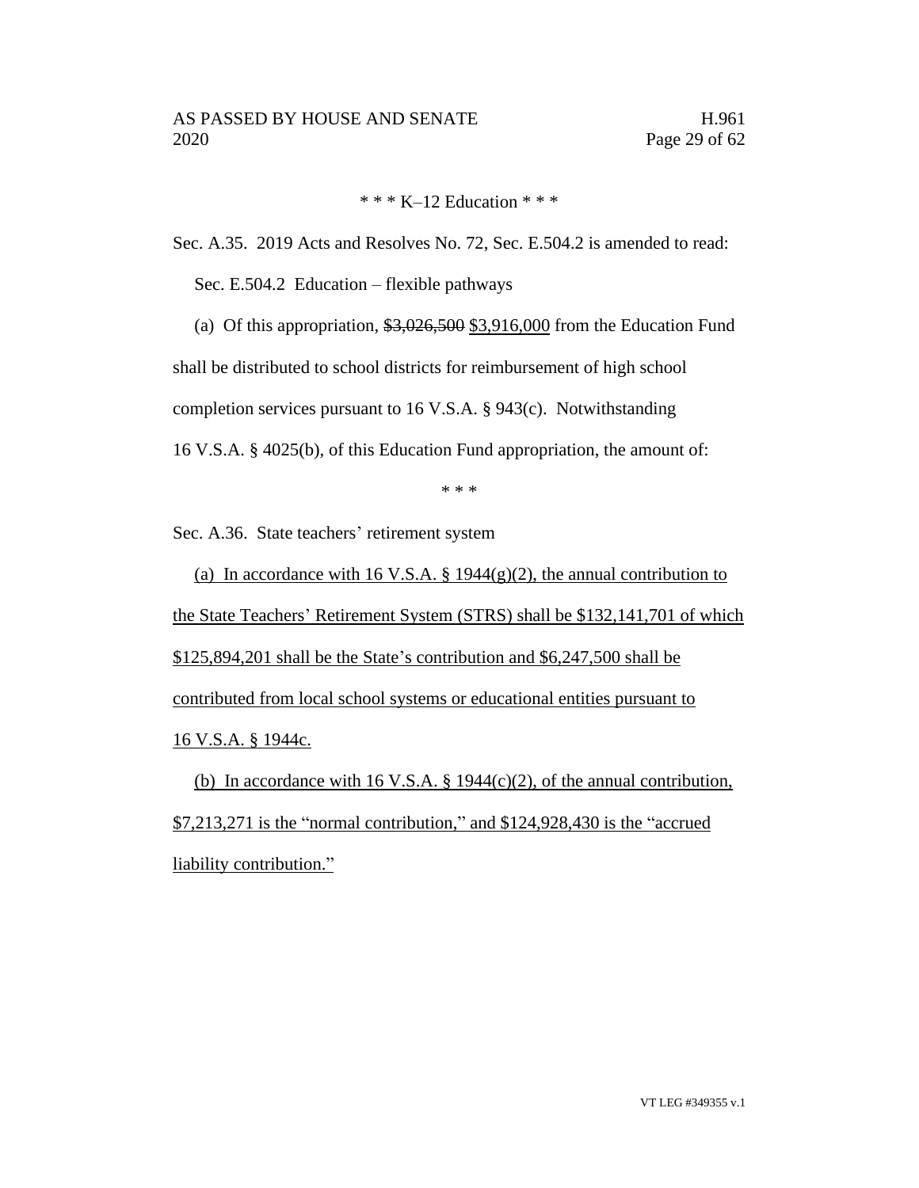\* \* \* K–12 Education \* \* \*

Sec. A.35. 2019 Acts and Resolves No. 72, Sec. E.504.2 is amended to read:

Sec. E.504.2 Education – flexible pathways

(a) Of this appropriation, ~~$3,026,500~~ <u>$3,916,000</u> from the Education Fund shall be distributed to school districts for reimbursement of high school completion services pursuant to 16 V.S.A. § 943(c). Notwithstanding 16 V.S.A. § 4025(b), of this Education Fund appropriation, the amount of:

\* \* \*

Sec. A.36. State teachers' retirement system

<u>(a) In accordance with 16 V.S.A. § 1944(g)(2), the annual contribution to the State Teachers' Retirement System (STRS) shall be $132,141,701 of which $125,894,201 shall be the State's contribution and $6,247,500 shall be contributed from local school systems or educational entities pursuant to 16 V.S.A. § 1944c.</u>

<u>(b) In accordance with 16 V.S.A. § 1944(c)(2), of the annual contribution, $7,213,271 is the "normal contribution," and $124,928,430 is the "accrued liability contribution."</u>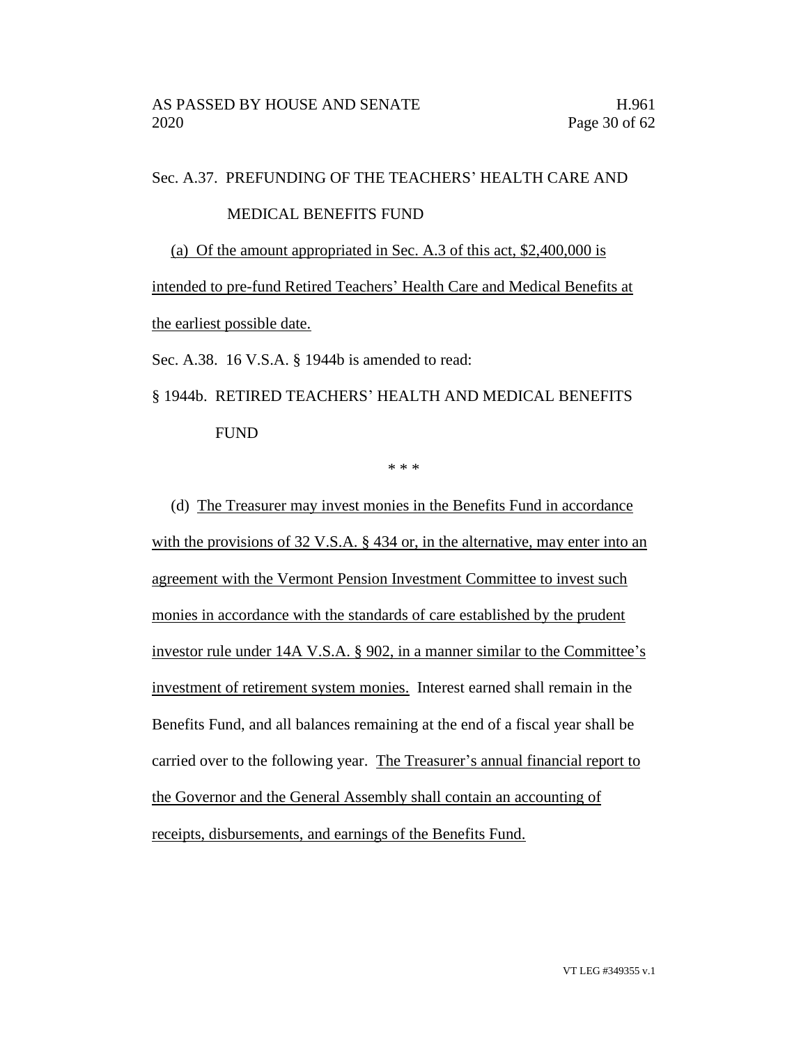Sec. A.37. PREFUNDING OF THE TEACHERS' HEALTH CARE AND MEDICAL BENEFITS FUND

(a) Of the amount appropriated in Sec. A.3 of this act, $2,400,000 is intended to pre-fund Retired Teachers' Health Care and Medical Benefits at the earliest possible date.

Sec. A.38. 16 V.S.A. § 1944b is amended to read:

§ 1944b. RETIRED TEACHERS' HEALTH AND MEDICAL BENEFITS FUND

\* \* \*

(d) The Treasurer may invest monies in the Benefits Fund in accordance with the provisions of 32 V.S.A. § 434 or, in the alternative, may enter into an agreement with the Vermont Pension Investment Committee to invest such monies in accordance with the standards of care established by the prudent investor rule under 14A V.S.A. § 902, in a manner similar to the Committee's investment of retirement system monies. Interest earned shall remain in the Benefits Fund, and all balances remaining at the end of a fiscal year shall be carried over to the following year. The Treasurer's annual financial report to the Governor and the General Assembly shall contain an accounting of receipts, disbursements, and earnings of the Benefits Fund.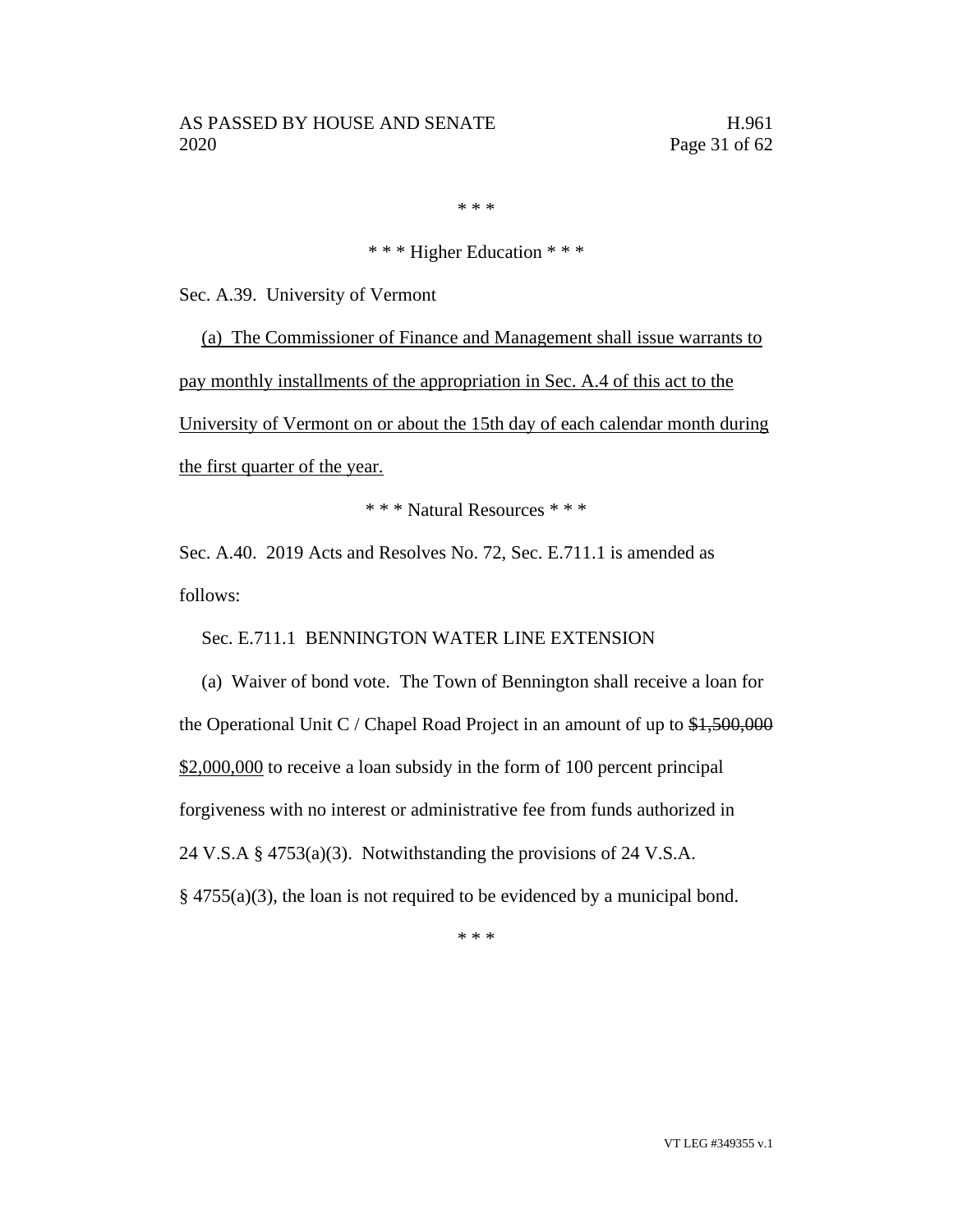* * *

* * * Higher Education * * *

Sec. A.39. University of Vermont

(a) The Commissioner of Finance and Management shall issue warrants to pay monthly installments of the appropriation in Sec. A.4 of this act to the University of Vermont on or about the 15th day of each calendar month during the first quarter of the year.

* * * Natural Resources * * *

Sec. A.40. 2019 Acts and Resolves No. 72, Sec. E.711.1 is amended as follows:

Sec. E.711.1 BENNINGTON WATER LINE EXTENSION

(a) Waiver of bond vote. The Town of Bennington shall receive a loan for the Operational Unit C / Chapel Road Project in an amount of up to ~~$1,500,000~~ $2,000,000 to receive a loan subsidy in the form of 100 percent principal forgiveness with no interest or administrative fee from funds authorized in 24 V.S.A § 4753(a)(3). Notwithstanding the provisions of 24 V.S.A. § 4755(a)(3), the loan is not required to be evidenced by a municipal bond.

* * *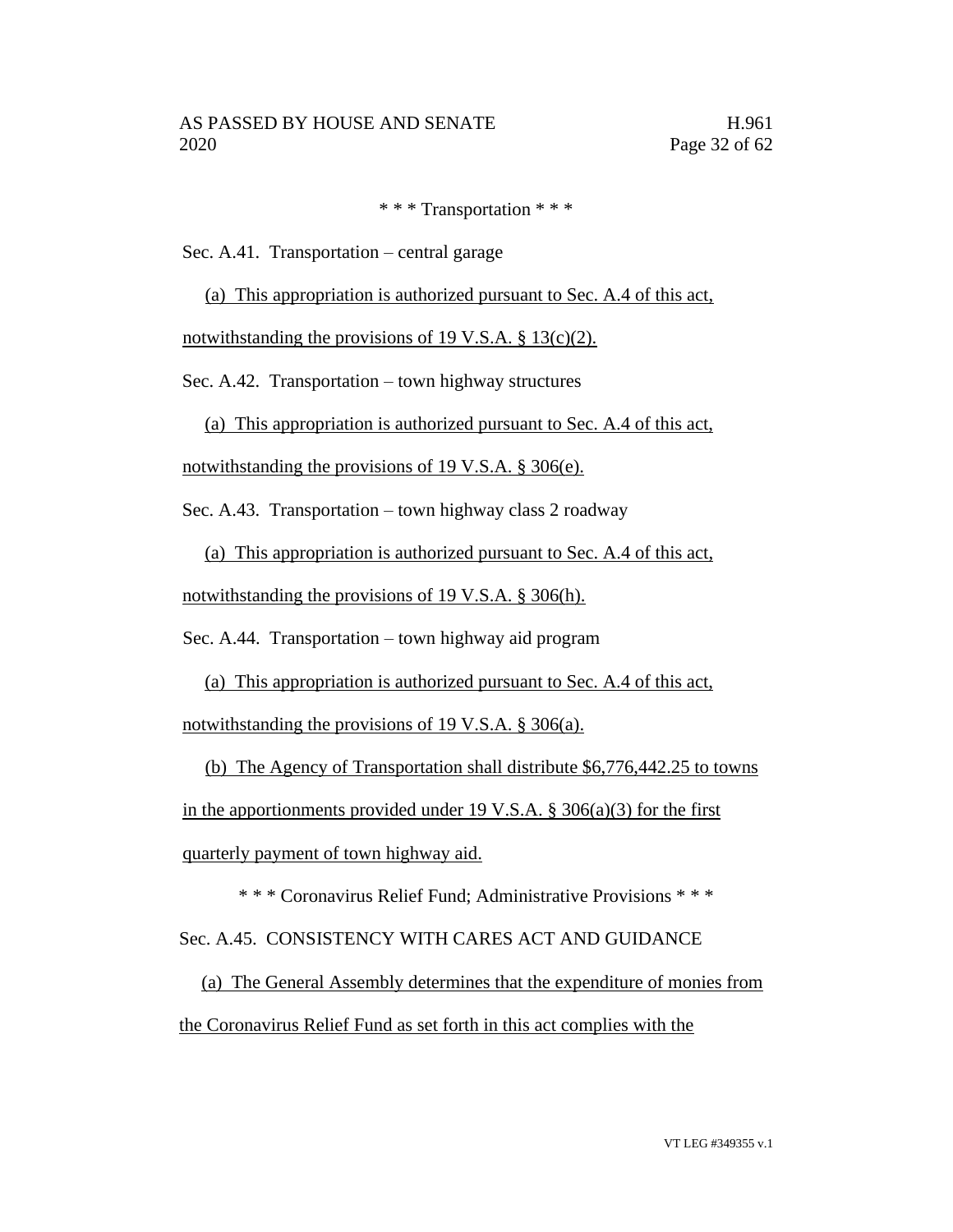\* \* \* Transportation \* \* \*

Sec. A.41. Transportation – central garage

(a) This appropriation is authorized pursuant to Sec. A.4 of this act, notwithstanding the provisions of 19 V.S.A. § 13(c)(2).

Sec. A.42. Transportation – town highway structures

(a) This appropriation is authorized pursuant to Sec. A.4 of this act, notwithstanding the provisions of 19 V.S.A. § 306(e).

Sec. A.43. Transportation – town highway class 2 roadway

(a) This appropriation is authorized pursuant to Sec. A.4 of this act, notwithstanding the provisions of 19 V.S.A. § 306(h).

Sec. A.44. Transportation – town highway aid program

(a) This appropriation is authorized pursuant to Sec. A.4 of this act, notwithstanding the provisions of 19 V.S.A. § 306(a).

(b) The Agency of Transportation shall distribute $6,776,442.25 to towns in the apportionments provided under 19 V.S.A. § 306(a)(3) for the first quarterly payment of town highway aid.

\* \* \* Coronavirus Relief Fund; Administrative Provisions \* \* \*

Sec. A.45. CONSISTENCY WITH CARES ACT AND GUIDANCE

(a) The General Assembly determines that the expenditure of monies from the Coronavirus Relief Fund as set forth in this act complies with the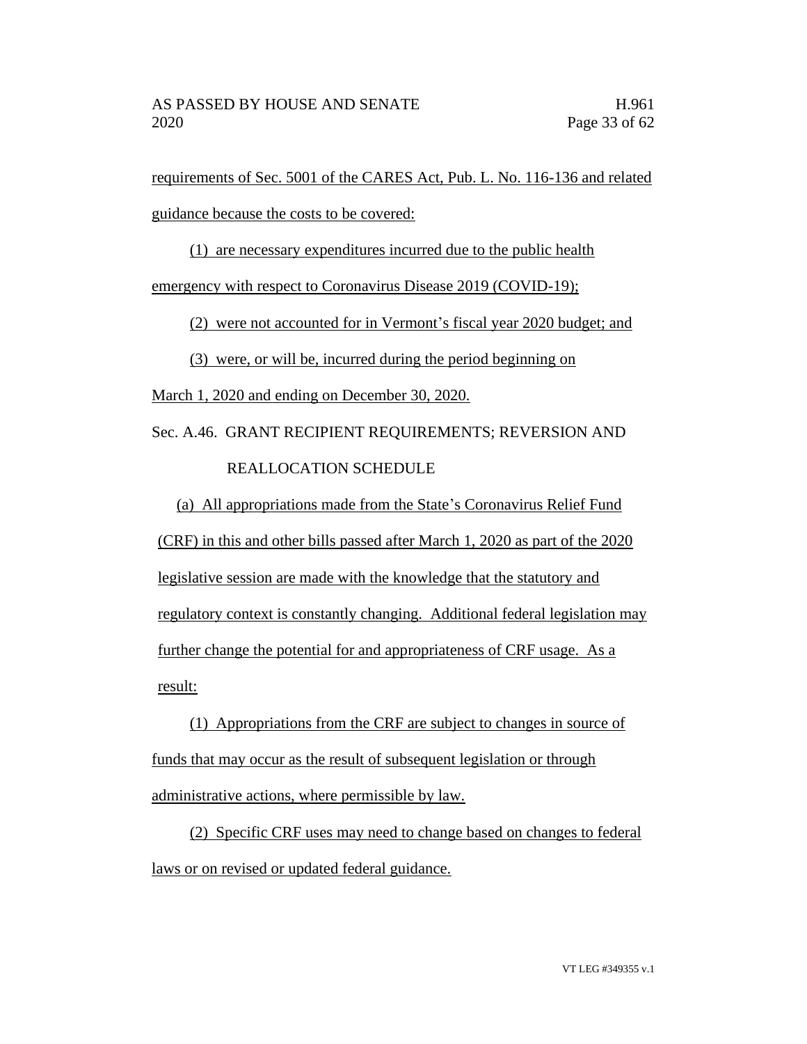requirements of Sec. 5001 of the CARES Act, Pub. L. No. 116-136 and related guidance because the costs to be covered:

(1) are necessary expenditures incurred due to the public health emergency with respect to Coronavirus Disease 2019 (COVID-19);

(2) were not accounted for in Vermont's fiscal year 2020 budget; and

(3) were, or will be, incurred during the period beginning on March 1, 2020 and ending on December 30, 2020.

Sec. A.46. GRANT RECIPIENT REQUIREMENTS; REVERSION AND REALLOCATION SCHEDULE

(a) All appropriations made from the State's Coronavirus Relief Fund (CRF) in this and other bills passed after March 1, 2020 as part of the 2020 legislative session are made with the knowledge that the statutory and regulatory context is constantly changing. Additional federal legislation may further change the potential for and appropriateness of CRF usage. As a result:

(1) Appropriations from the CRF are subject to changes in source of funds that may occur as the result of subsequent legislation or through administrative actions, where permissible by law.

(2) Specific CRF uses may need to change based on changes to federal laws or on revised or updated federal guidance.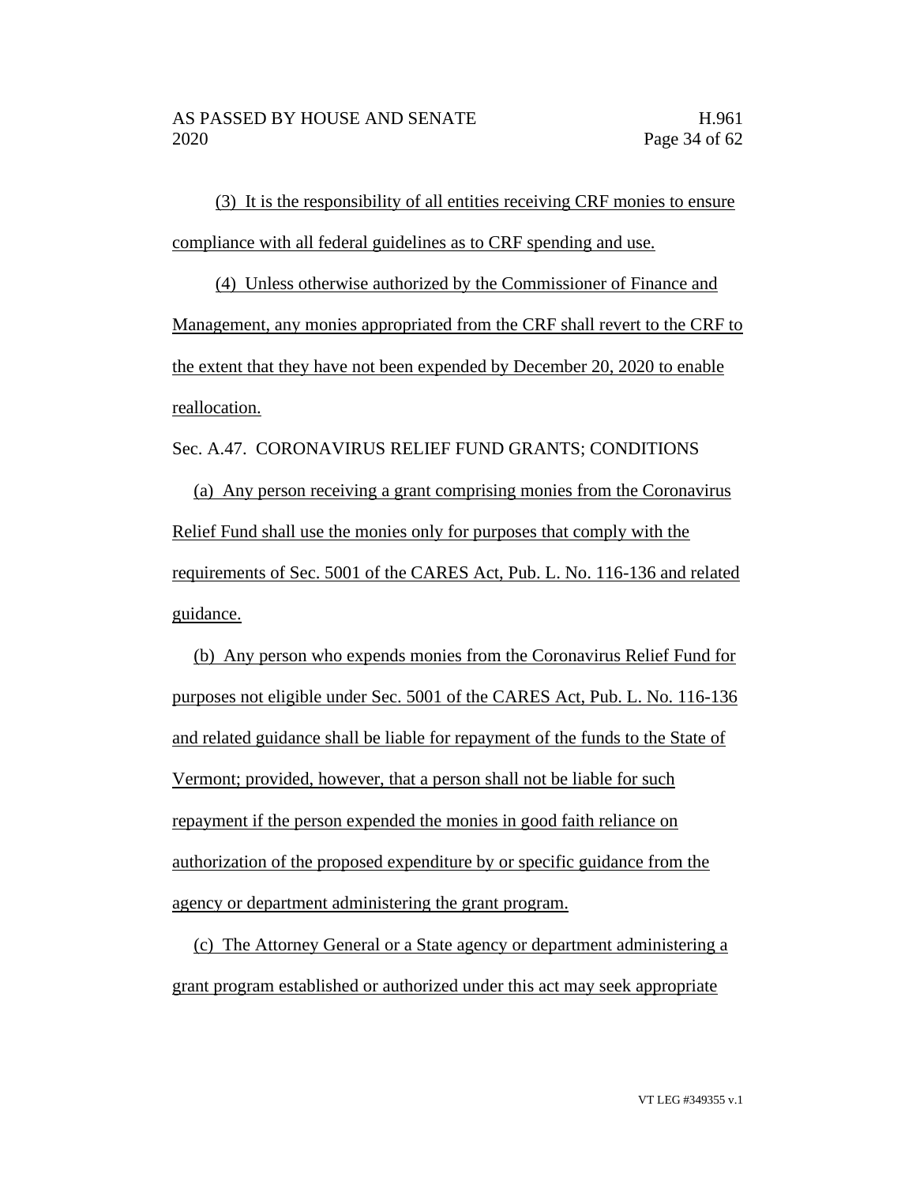(3) It is the responsibility of all entities receiving CRF monies to ensure compliance with all federal guidelines as to CRF spending and use.

(4) Unless otherwise authorized by the Commissioner of Finance and Management, any monies appropriated from the CRF shall revert to the CRF to the extent that they have not been expended by December 20, 2020 to enable reallocation.

Sec. A.47. CORONAVIRUS RELIEF FUND GRANTS; CONDITIONS

(a) Any person receiving a grant comprising monies from the Coronavirus Relief Fund shall use the monies only for purposes that comply with the requirements of Sec. 5001 of the CARES Act, Pub. L. No. 116-136 and related guidance.

(b) Any person who expends monies from the Coronavirus Relief Fund for purposes not eligible under Sec. 5001 of the CARES Act, Pub. L. No. 116-136 and related guidance shall be liable for repayment of the funds to the State of Vermont; provided, however, that a person shall not be liable for such repayment if the person expended the monies in good faith reliance on authorization of the proposed expenditure by or specific guidance from the agency or department administering the grant program.

(c) The Attorney General or a State agency or department administering a grant program established or authorized under this act may seek appropriate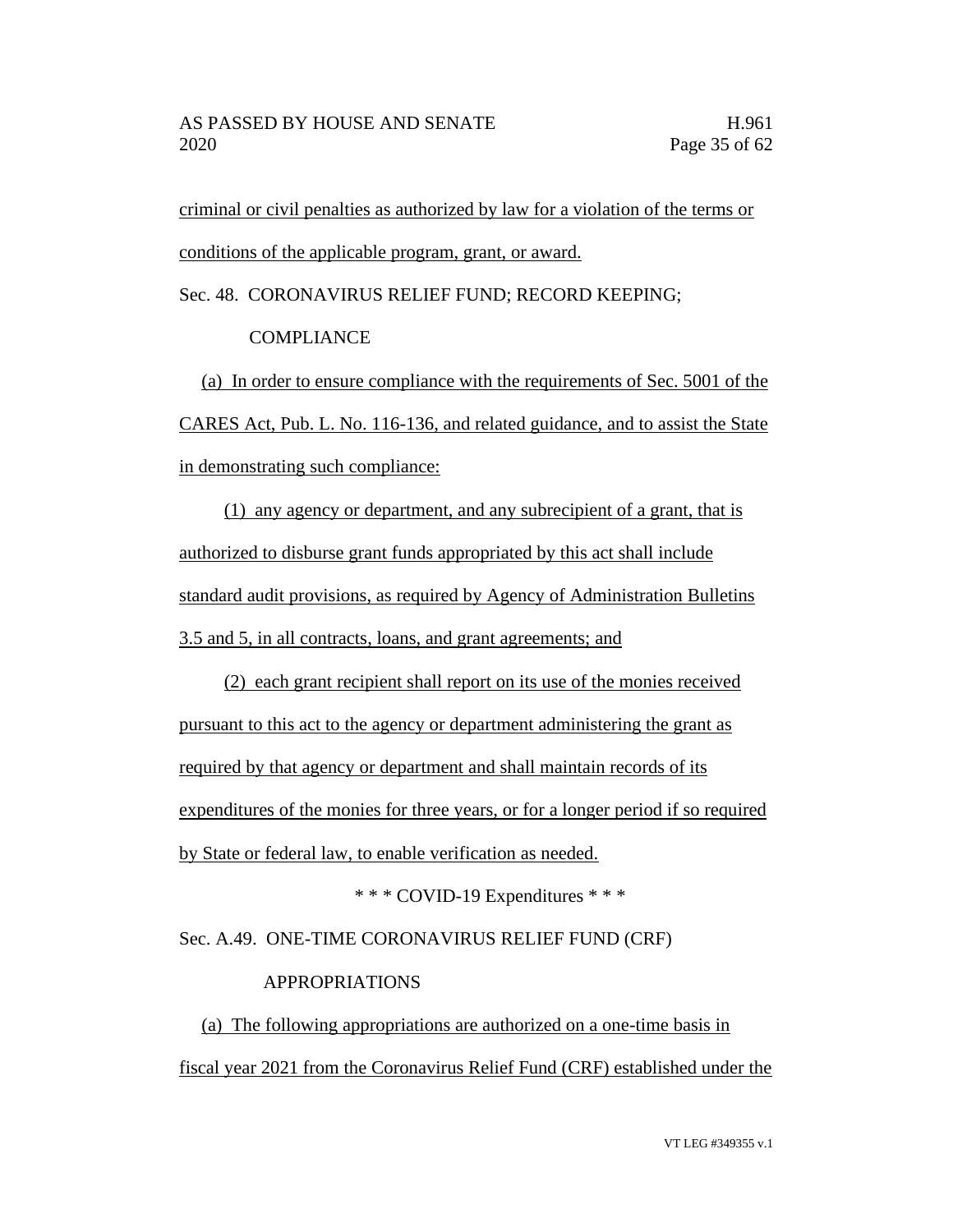criminal or civil penalties as authorized by law for a violation of the terms or conditions of the applicable program, grant, or award.

Sec. 48. CORONAVIRUS RELIEF FUND; RECORD KEEPING; COMPLIANCE

(a) In order to ensure compliance with the requirements of Sec. 5001 of the CARES Act, Pub. L. No. 116-136, and related guidance, and to assist the State in demonstrating such compliance:

(1) any agency or department, and any subrecipient of a grant, that is authorized to disburse grant funds appropriated by this act shall include standard audit provisions, as required by Agency of Administration Bulletins 3.5 and 5, in all contracts, loans, and grant agreements; and

(2) each grant recipient shall report on its use of the monies received pursuant to this act to the agency or department administering the grant as required by that agency or department and shall maintain records of its expenditures of the monies for three years, or for a longer period if so required by State or federal law, to enable verification as needed.

\* \* \* COVID-19 Expenditures \* \* \*

Sec. A.49. ONE-TIME CORONAVIRUS RELIEF FUND (CRF) APPROPRIATIONS

(a) The following appropriations are authorized on a one-time basis in fiscal year 2021 from the Coronavirus Relief Fund (CRF) established under the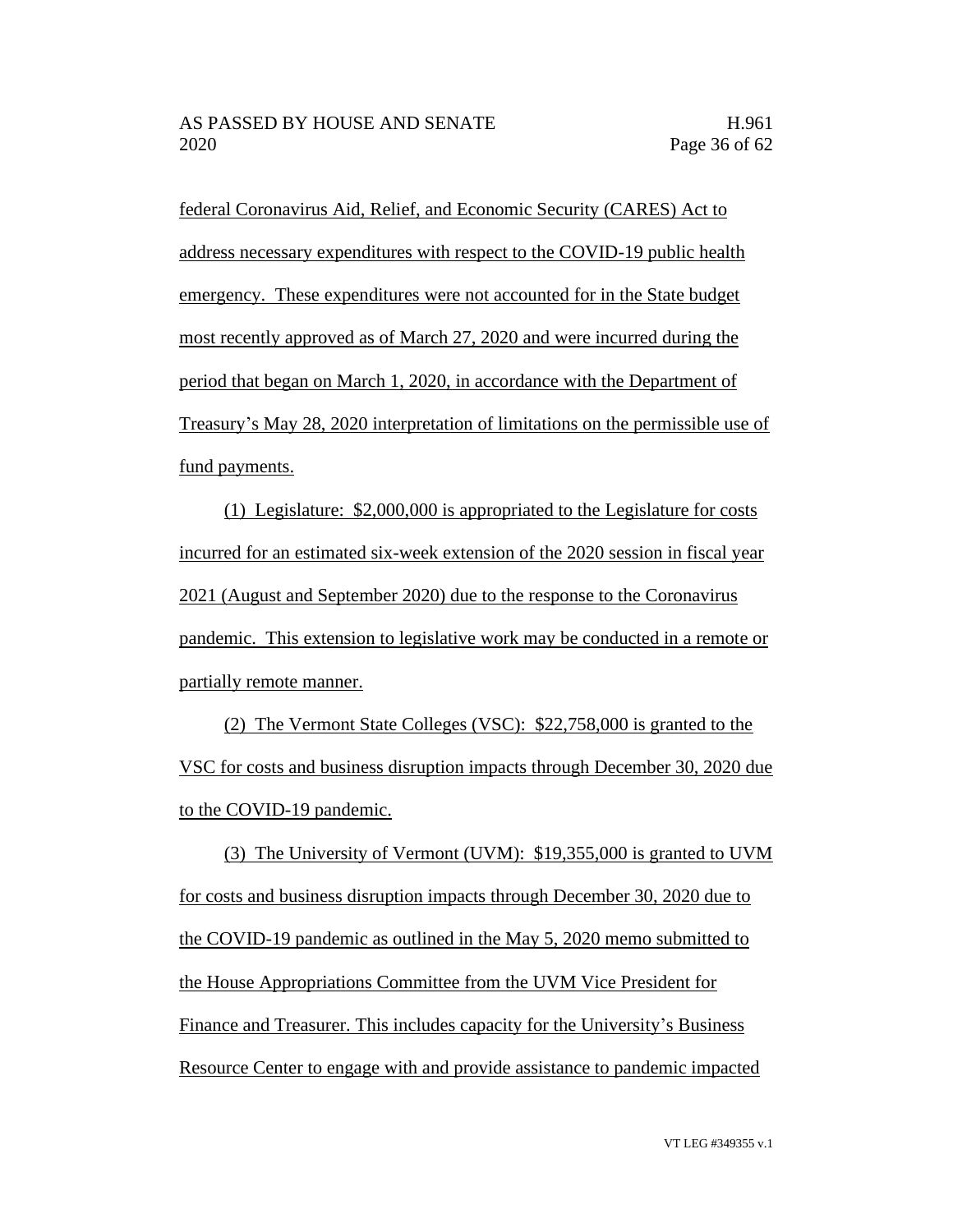federal Coronavirus Aid, Relief, and Economic Security (CARES) Act to address necessary expenditures with respect to the COVID-19 public health emergency. These expenditures were not accounted for in the State budget most recently approved as of March 27, 2020 and were incurred during the period that began on March 1, 2020, in accordance with the Department of Treasury's May 28, 2020 interpretation of limitations on the permissible use of fund payments.

(1) Legislature: $2,000,000 is appropriated to the Legislature for costs incurred for an estimated six-week extension of the 2020 session in fiscal year 2021 (August and September 2020) due to the response to the Coronavirus pandemic. This extension to legislative work may be conducted in a remote or partially remote manner.

(2) The Vermont State Colleges (VSC): $22,758,000 is granted to the VSC for costs and business disruption impacts through December 30, 2020 due to the COVID-19 pandemic.

(3) The University of Vermont (UVM): $19,355,000 is granted to UVM for costs and business disruption impacts through December 30, 2020 due to the COVID-19 pandemic as outlined in the May 5, 2020 memo submitted to the House Appropriations Committee from the UVM Vice President for Finance and Treasurer. This includes capacity for the University's Business Resource Center to engage with and provide assistance to pandemic impacted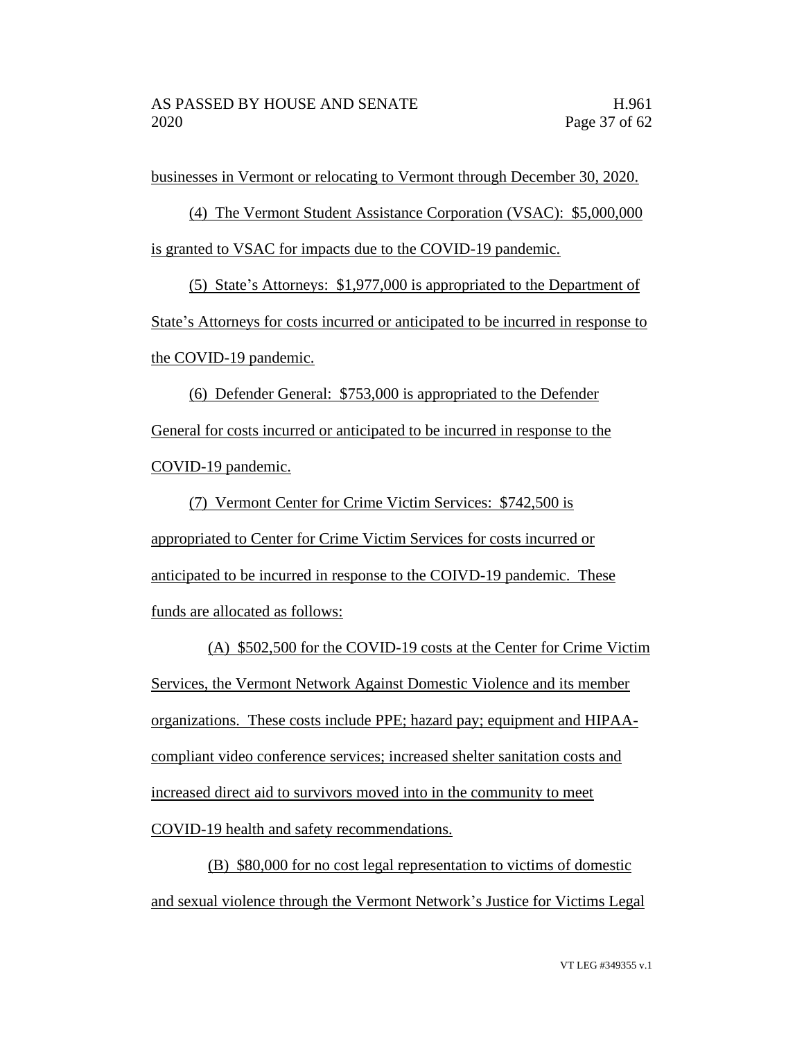businesses in Vermont or relocating to Vermont through December 30, 2020.

(4) The Vermont Student Assistance Corporation (VSAC): $5,000,000 is granted to VSAC for impacts due to the COVID-19 pandemic.

(5) State's Attorneys: $1,977,000 is appropriated to the Department of State's Attorneys for costs incurred or anticipated to be incurred in response to the COVID-19 pandemic.

(6) Defender General: $753,000 is appropriated to the Defender General for costs incurred or anticipated to be incurred in response to the COVID-19 pandemic.

(7) Vermont Center for Crime Victim Services: $742,500 is appropriated to Center for Crime Victim Services for costs incurred or anticipated to be incurred in response to the COIVD-19 pandemic. These funds are allocated as follows:

(A) $502,500 for the COVID-19 costs at the Center for Crime Victim Services, the Vermont Network Against Domestic Violence and its member organizations. These costs include PPE; hazard pay; equipment and HIPAA-compliant video conference services; increased shelter sanitation costs and increased direct aid to survivors moved into in the community to meet COVID-19 health and safety recommendations.

(B) $80,000 for no cost legal representation to victims of domestic and sexual violence through the Vermont Network's Justice for Victims Legal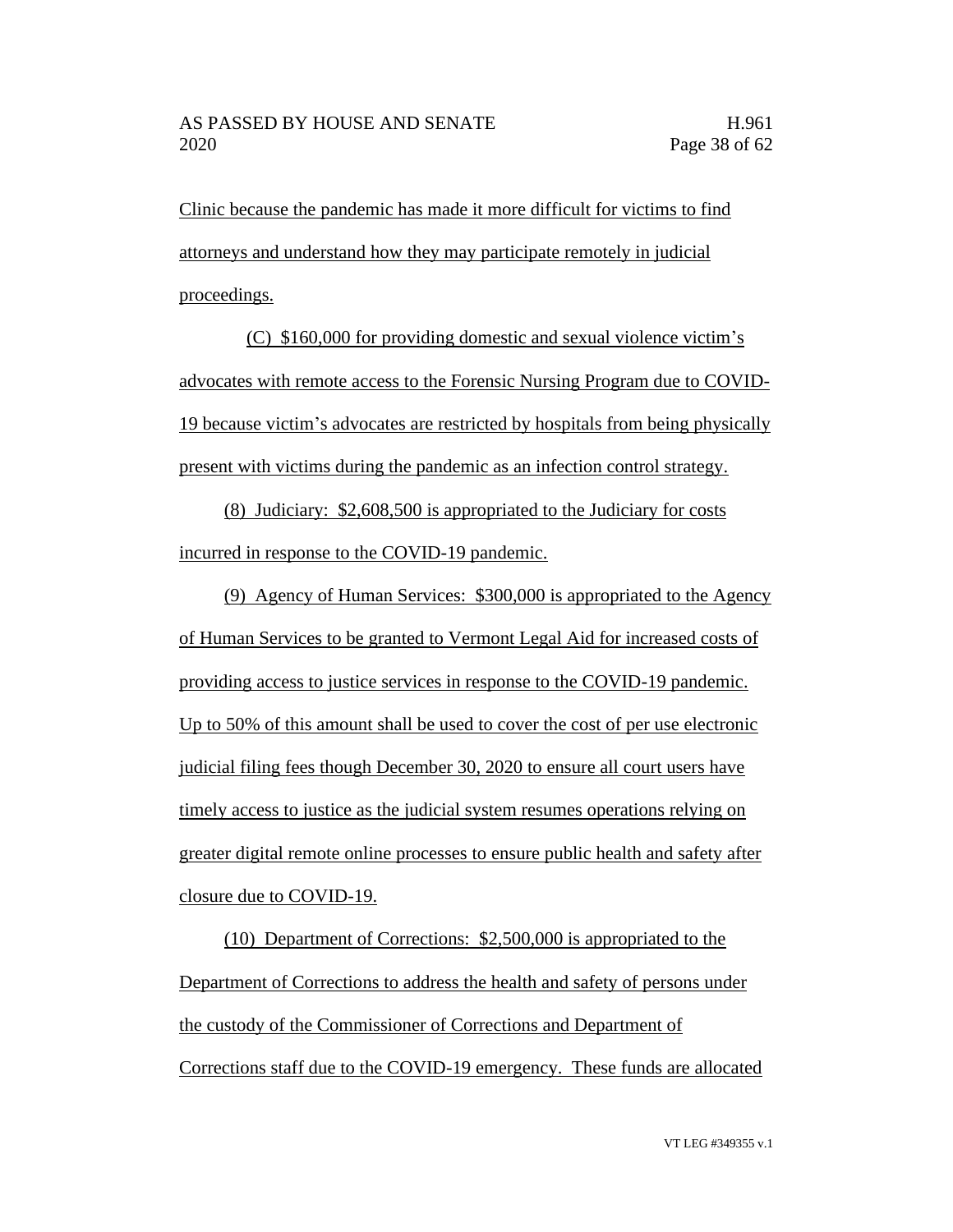Clinic because the pandemic has made it more difficult for victims to find attorneys and understand how they may participate remotely in judicial proceedings.

(C) $160,000 for providing domestic and sexual violence victim's advocates with remote access to the Forensic Nursing Program due to COVID-19 because victim's advocates are restricted by hospitals from being physically present with victims during the pandemic as an infection control strategy.

(8) Judiciary: $2,608,500 is appropriated to the Judiciary for costs incurred in response to the COVID-19 pandemic.

(9) Agency of Human Services: $300,000 is appropriated to the Agency of Human Services to be granted to Vermont Legal Aid for increased costs of providing access to justice services in response to the COVID-19 pandemic. Up to 50% of this amount shall be used to cover the cost of per use electronic judicial filing fees though December 30, 2020 to ensure all court users have timely access to justice as the judicial system resumes operations relying on greater digital remote online processes to ensure public health and safety after closure due to COVID-19.

(10) Department of Corrections: $2,500,000 is appropriated to the Department of Corrections to address the health and safety of persons under the custody of the Commissioner of Corrections and Department of Corrections staff due to the COVID-19 emergency. These funds are allocated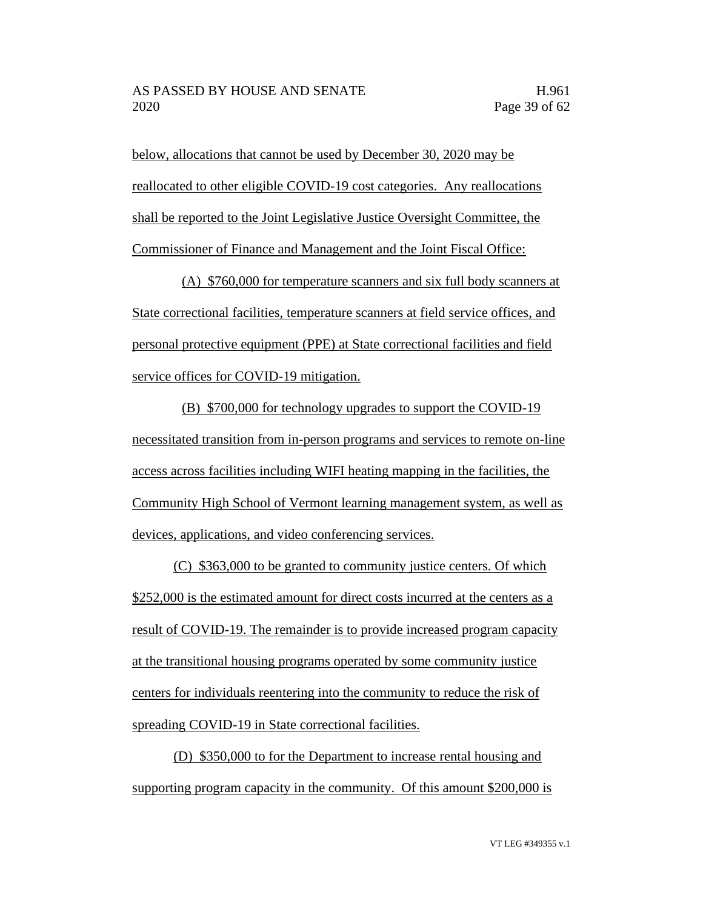below, allocations that cannot be used by December 30, 2020 may be reallocated to other eligible COVID-19 cost categories. Any reallocations shall be reported to the Joint Legislative Justice Oversight Committee, the Commissioner of Finance and Management and the Joint Fiscal Office:

(A) $760,000 for temperature scanners and six full body scanners at State correctional facilities, temperature scanners at field service offices, and personal protective equipment (PPE) at State correctional facilities and field service offices for COVID-19 mitigation.

(B) $700,000 for technology upgrades to support the COVID-19 necessitated transition from in-person programs and services to remote on-line access across facilities including WIFI heating mapping in the facilities, the Community High School of Vermont learning management system, as well as devices, applications, and video conferencing services.

(C) $363,000 to be granted to community justice centers. Of which $252,000 is the estimated amount for direct costs incurred at the centers as a result of COVID-19. The remainder is to provide increased program capacity at the transitional housing programs operated by some community justice centers for individuals reentering into the community to reduce the risk of spreading COVID-19 in State correctional facilities.

(D) $350,000 to for the Department to increase rental housing and supporting program capacity in the community. Of this amount $200,000 is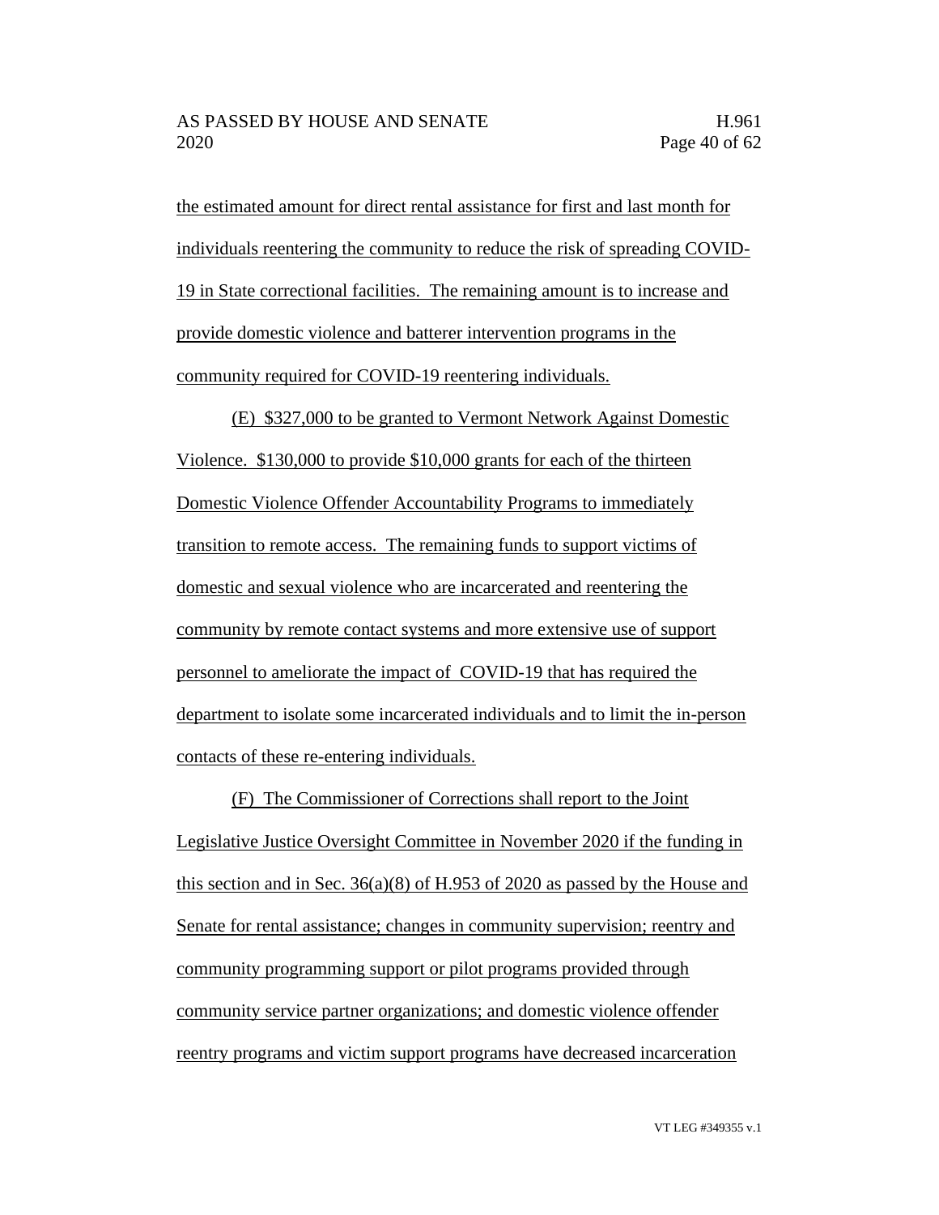the estimated amount for direct rental assistance for first and last month for individuals reentering the community to reduce the risk of spreading COVID-19 in State correctional facilities. The remaining amount is to increase and provide domestic violence and batterer intervention programs in the community required for COVID-19 reentering individuals.

(E) $327,000 to be granted to Vermont Network Against Domestic Violence. $130,000 to provide $10,000 grants for each of the thirteen Domestic Violence Offender Accountability Programs to immediately transition to remote access. The remaining funds to support victims of domestic and sexual violence who are incarcerated and reentering the community by remote contact systems and more extensive use of support personnel to ameliorate the impact of COVID-19 that has required the department to isolate some incarcerated individuals and to limit the in-person contacts of these re-entering individuals.

(F) The Commissioner of Corrections shall report to the Joint Legislative Justice Oversight Committee in November 2020 if the funding in this section and in Sec. 36(a)(8) of H.953 of 2020 as passed by the House and Senate for rental assistance; changes in community supervision; reentry and community programming support or pilot programs provided through community service partner organizations; and domestic violence offender reentry programs and victim support programs have decreased incarceration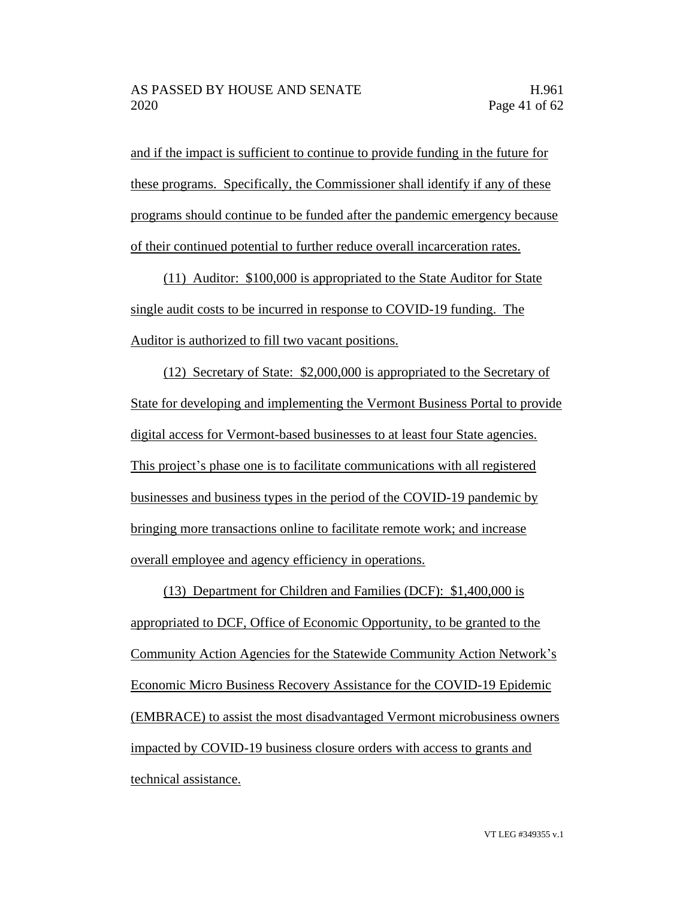and if the impact is sufficient to continue to provide funding in the future for these programs. Specifically, the Commissioner shall identify if any of these programs should continue to be funded after the pandemic emergency because of their continued potential to further reduce overall incarceration rates.

(11) Auditor: $100,000 is appropriated to the State Auditor for State single audit costs to be incurred in response to COVID-19 funding. The Auditor is authorized to fill two vacant positions.

(12) Secretary of State: $2,000,000 is appropriated to the Secretary of State for developing and implementing the Vermont Business Portal to provide digital access for Vermont-based businesses to at least four State agencies. This project's phase one is to facilitate communications with all registered businesses and business types in the period of the COVID-19 pandemic by bringing more transactions online to facilitate remote work; and increase overall employee and agency efficiency in operations.

(13) Department for Children and Families (DCF): $1,400,000 is appropriated to DCF, Office of Economic Opportunity, to be granted to the Community Action Agencies for the Statewide Community Action Network's Economic Micro Business Recovery Assistance for the COVID-19 Epidemic (EMBRACE) to assist the most disadvantaged Vermont microbusiness owners impacted by COVID-19 business closure orders with access to grants and technical assistance.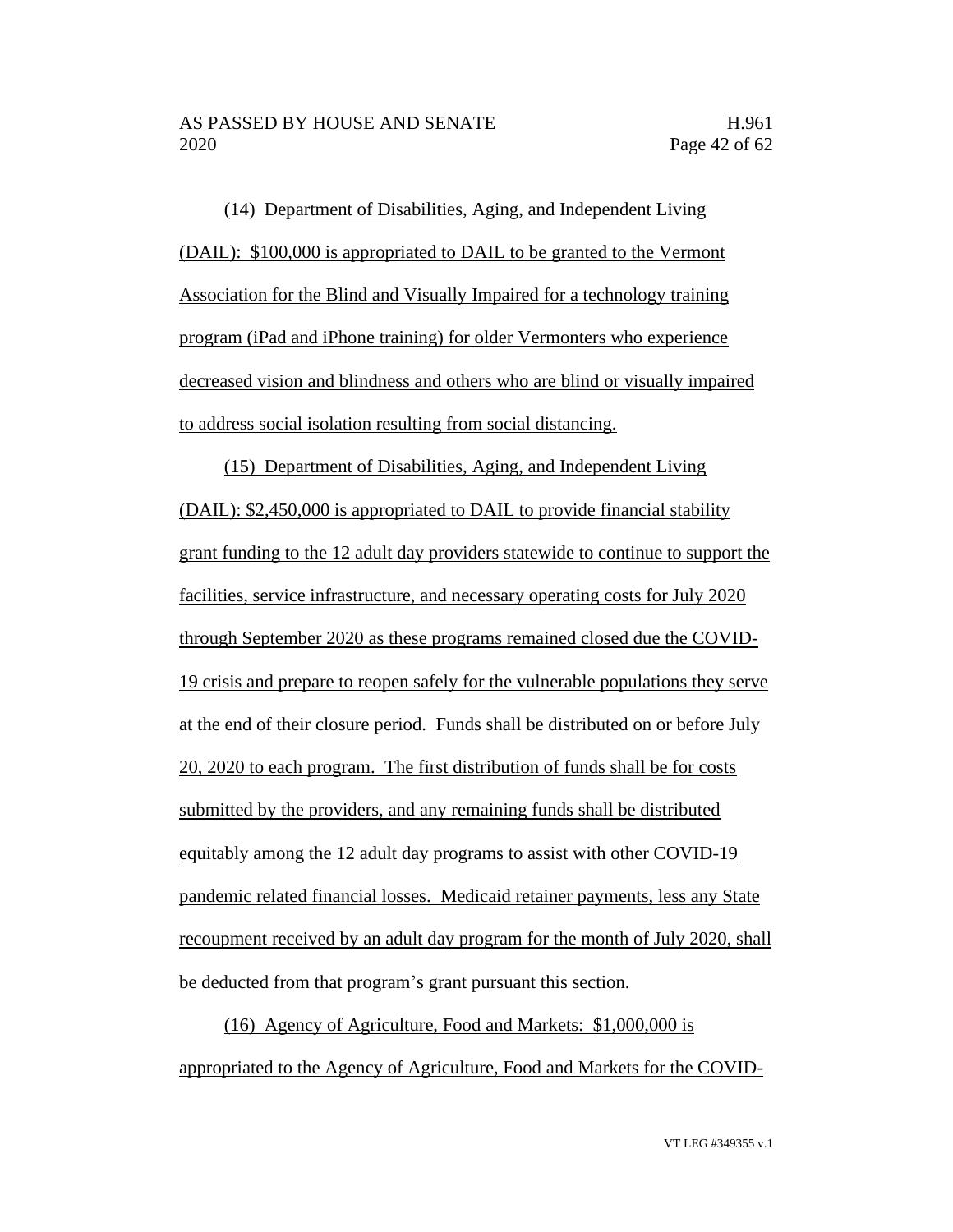(14) Department of Disabilities, Aging, and Independent Living (DAIL): $100,000 is appropriated to DAIL to be granted to the Vermont Association for the Blind and Visually Impaired for a technology training program (iPad and iPhone training) for older Vermonters who experience decreased vision and blindness and others who are blind or visually impaired to address social isolation resulting from social distancing.

(15) Department of Disabilities, Aging, and Independent Living (DAIL): $2,450,000 is appropriated to DAIL to provide financial stability grant funding to the 12 adult day providers statewide to continue to support the facilities, service infrastructure, and necessary operating costs for July 2020 through September 2020 as these programs remained closed due the COVID-19 crisis and prepare to reopen safely for the vulnerable populations they serve at the end of their closure period. Funds shall be distributed on or before July 20, 2020 to each program. The first distribution of funds shall be for costs submitted by the providers, and any remaining funds shall be distributed equitably among the 12 adult day programs to assist with other COVID-19 pandemic related financial losses. Medicaid retainer payments, less any State recoupment received by an adult day program for the month of July 2020, shall be deducted from that program's grant pursuant this section.

(16) Agency of Agriculture, Food and Markets: $1,000,000 is appropriated to the Agency of Agriculture, Food and Markets for the COVID-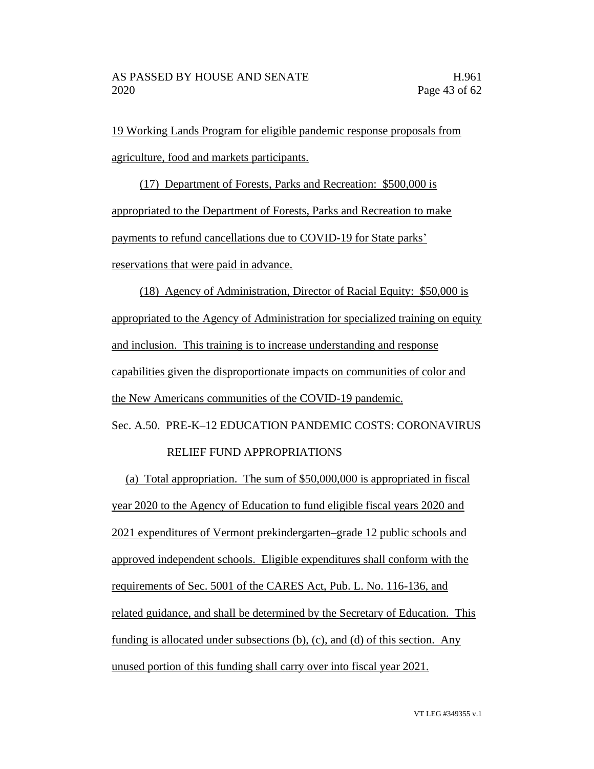19 Working Lands Program for eligible pandemic response proposals from agriculture, food and markets participants.

(17) Department of Forests, Parks and Recreation: $500,000 is appropriated to the Department of Forests, Parks and Recreation to make payments to refund cancellations due to COVID-19 for State parks' reservations that were paid in advance.

(18) Agency of Administration, Director of Racial Equity: $50,000 is appropriated to the Agency of Administration for specialized training on equity and inclusion. This training is to increase understanding and response capabilities given the disproportionate impacts on communities of color and the New Americans communities of the COVID-19 pandemic.

Sec. A.50. PRE-K–12 EDUCATION PANDEMIC COSTS: CORONAVIRUS RELIEF FUND APPROPRIATIONS

(a) Total appropriation. The sum of $50,000,000 is appropriated in fiscal year 2020 to the Agency of Education to fund eligible fiscal years 2020 and 2021 expenditures of Vermont prekindergarten–grade 12 public schools and approved independent schools. Eligible expenditures shall conform with the requirements of Sec. 5001 of the CARES Act, Pub. L. No. 116-136, and related guidance, and shall be determined by the Secretary of Education. This funding is allocated under subsections (b), (c), and (d) of this section. Any unused portion of this funding shall carry over into fiscal year 2021.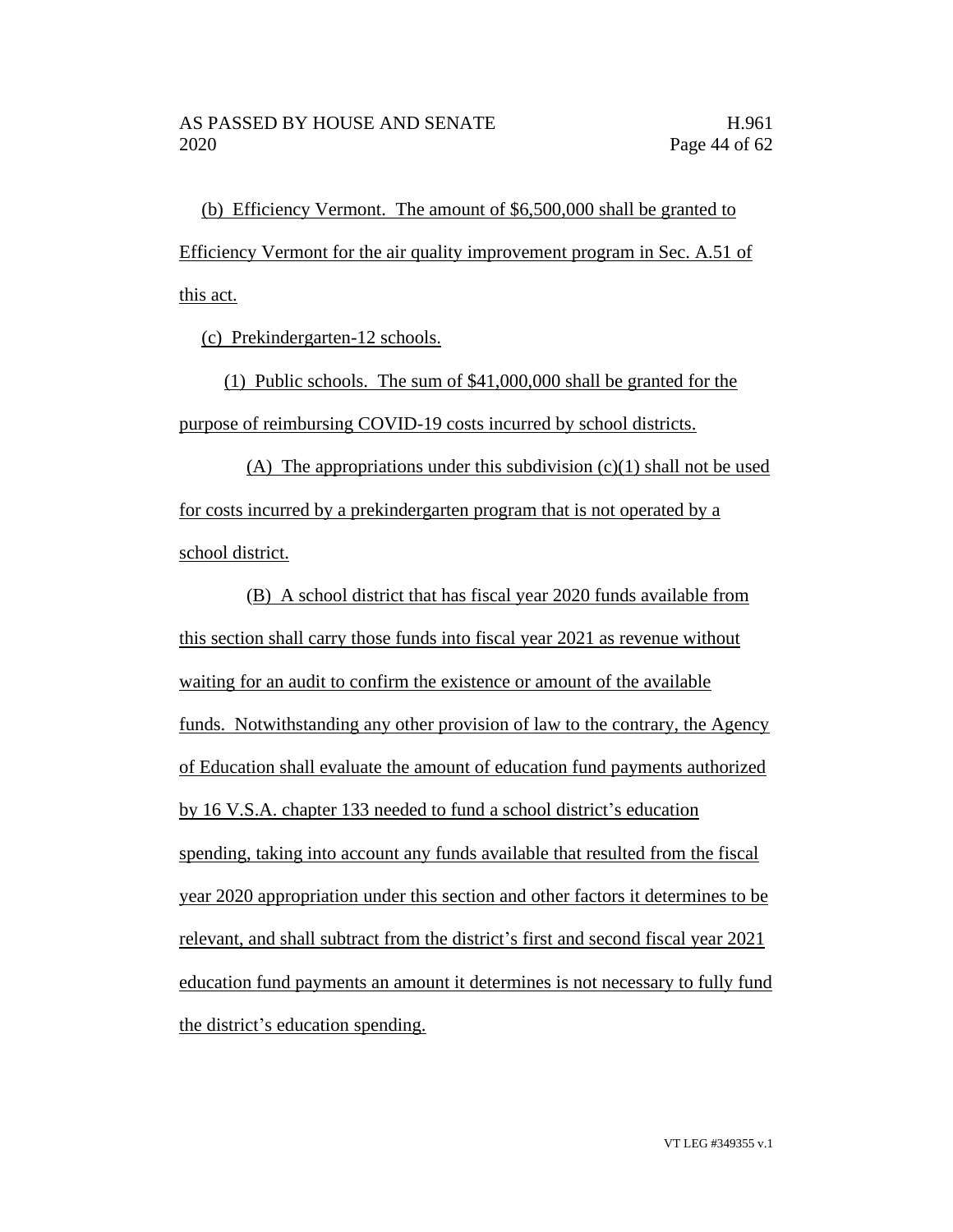(b) Efficiency Vermont. The amount of $6,500,000 shall be granted to Efficiency Vermont for the air quality improvement program in Sec. A.51 of this act.

(c) Prekindergarten-12 schools.

(1) Public schools. The sum of $41,000,000 shall be granted for the purpose of reimbursing COVID-19 costs incurred by school districts.

(A) The appropriations under this subdivision (c)(1) shall not be used for costs incurred by a prekindergarten program that is not operated by a school district.

(B) A school district that has fiscal year 2020 funds available from this section shall carry those funds into fiscal year 2021 as revenue without waiting for an audit to confirm the existence or amount of the available funds. Notwithstanding any other provision of law to the contrary, the Agency of Education shall evaluate the amount of education fund payments authorized by 16 V.S.A. chapter 133 needed to fund a school district's education spending, taking into account any funds available that resulted from the fiscal year 2020 appropriation under this section and other factors it determines to be relevant, and shall subtract from the district's first and second fiscal year 2021 education fund payments an amount it determines is not necessary to fully fund the district's education spending.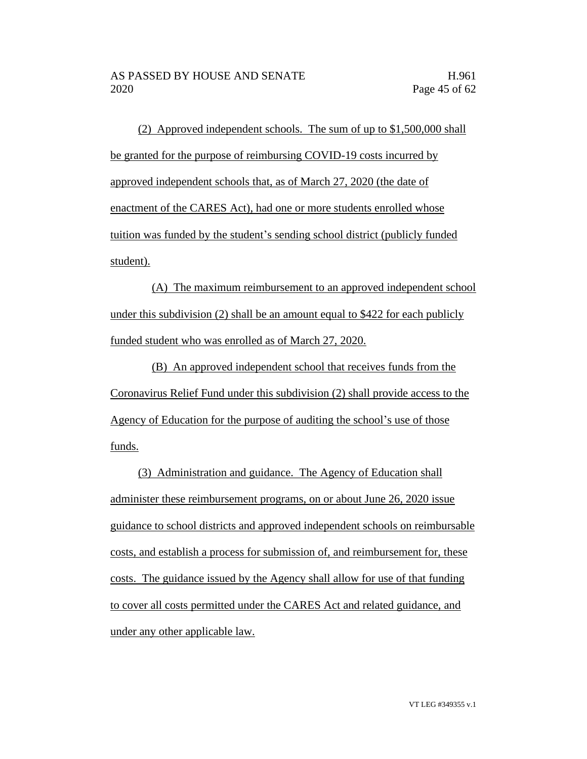(2) Approved independent schools. The sum of up to $1,500,000 shall be granted for the purpose of reimbursing COVID-19 costs incurred by approved independent schools that, as of March 27, 2020 (the date of enactment of the CARES Act), had one or more students enrolled whose tuition was funded by the student's sending school district (publicly funded student).

(A) The maximum reimbursement to an approved independent school under this subdivision (2) shall be an amount equal to $422 for each publicly funded student who was enrolled as of March 27, 2020.

(B) An approved independent school that receives funds from the Coronavirus Relief Fund under this subdivision (2) shall provide access to the Agency of Education for the purpose of auditing the school's use of those funds.

(3) Administration and guidance. The Agency of Education shall administer these reimbursement programs, on or about June 26, 2020 issue guidance to school districts and approved independent schools on reimbursable costs, and establish a process for submission of, and reimbursement for, these costs. The guidance issued by the Agency shall allow for use of that funding to cover all costs permitted under the CARES Act and related guidance, and under any other applicable law.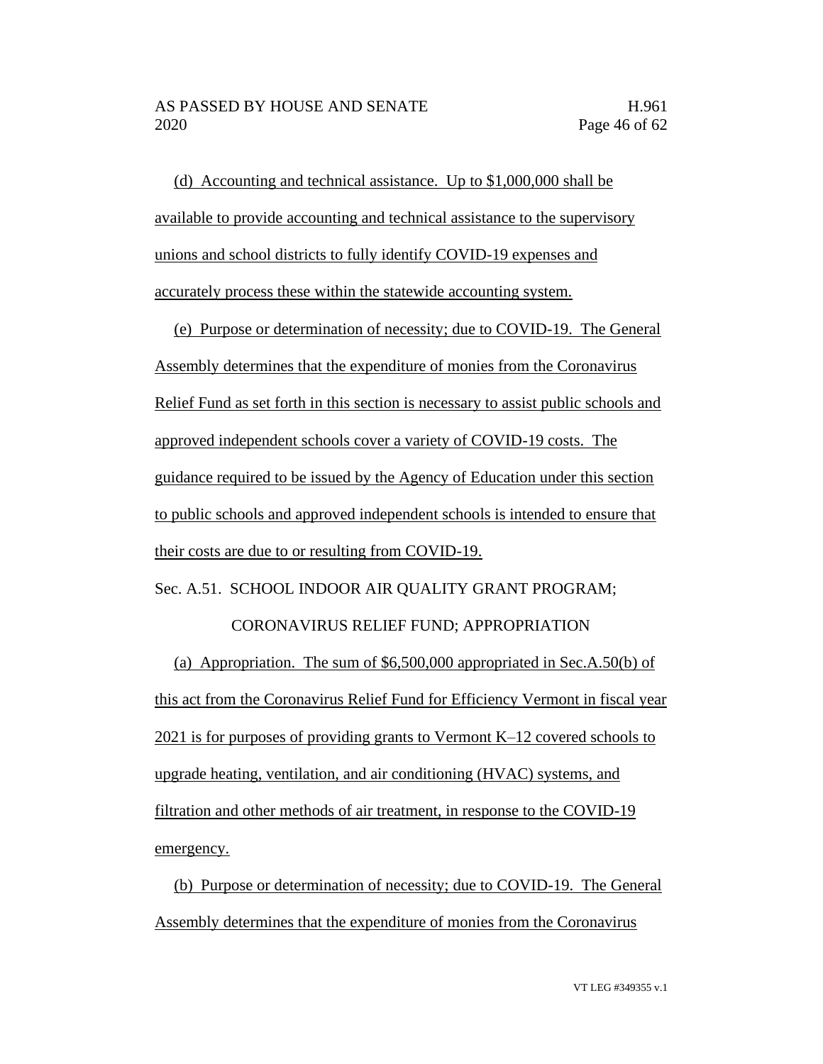(d) Accounting and technical assistance. Up to $1,000,000 shall be available to provide accounting and technical assistance to the supervisory unions and school districts to fully identify COVID-19 expenses and accurately process these within the statewide accounting system.

(e) Purpose or determination of necessity; due to COVID-19. The General Assembly determines that the expenditure of monies from the Coronavirus Relief Fund as set forth in this section is necessary to assist public schools and approved independent schools cover a variety of COVID-19 costs. The guidance required to be issued by the Agency of Education under this section to public schools and approved independent schools is intended to ensure that their costs are due to or resulting from COVID-19.

Sec. A.51. SCHOOL INDOOR AIR QUALITY GRANT PROGRAM; CORONAVIRUS RELIEF FUND; APPROPRIATION

(a) Appropriation. The sum of $6,500,000 appropriated in Sec.A.50(b) of this act from the Coronavirus Relief Fund for Efficiency Vermont in fiscal year 2021 is for purposes of providing grants to Vermont K–12 covered schools to upgrade heating, ventilation, and air conditioning (HVAC) systems, and filtration and other methods of air treatment, in response to the COVID-19 emergency.

(b) Purpose or determination of necessity; due to COVID-19. The General Assembly determines that the expenditure of monies from the Coronavirus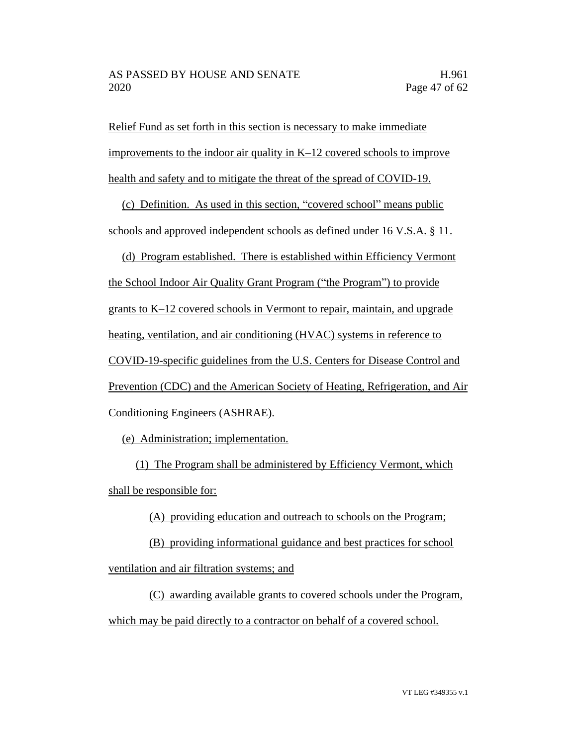Relief Fund as set forth in this section is necessary to make immediate improvements to the indoor air quality in K–12 covered schools to improve health and safety and to mitigate the threat of the spread of COVID-19.

(c) Definition. As used in this section, "covered school" means public schools and approved independent schools as defined under 16 V.S.A. § 11.

(d) Program established. There is established within Efficiency Vermont the School Indoor Air Quality Grant Program ("the Program") to provide grants to K–12 covered schools in Vermont to repair, maintain, and upgrade heating, ventilation, and air conditioning (HVAC) systems in reference to COVID-19-specific guidelines from the U.S. Centers for Disease Control and Prevention (CDC) and the American Society of Heating, Refrigeration, and Air Conditioning Engineers (ASHRAE).

(e) Administration; implementation.

(1) The Program shall be administered by Efficiency Vermont, which shall be responsible for:

(A) providing education and outreach to schools on the Program;

(B) providing informational guidance and best practices for school ventilation and air filtration systems; and

(C) awarding available grants to covered schools under the Program, which may be paid directly to a contractor on behalf of a covered school.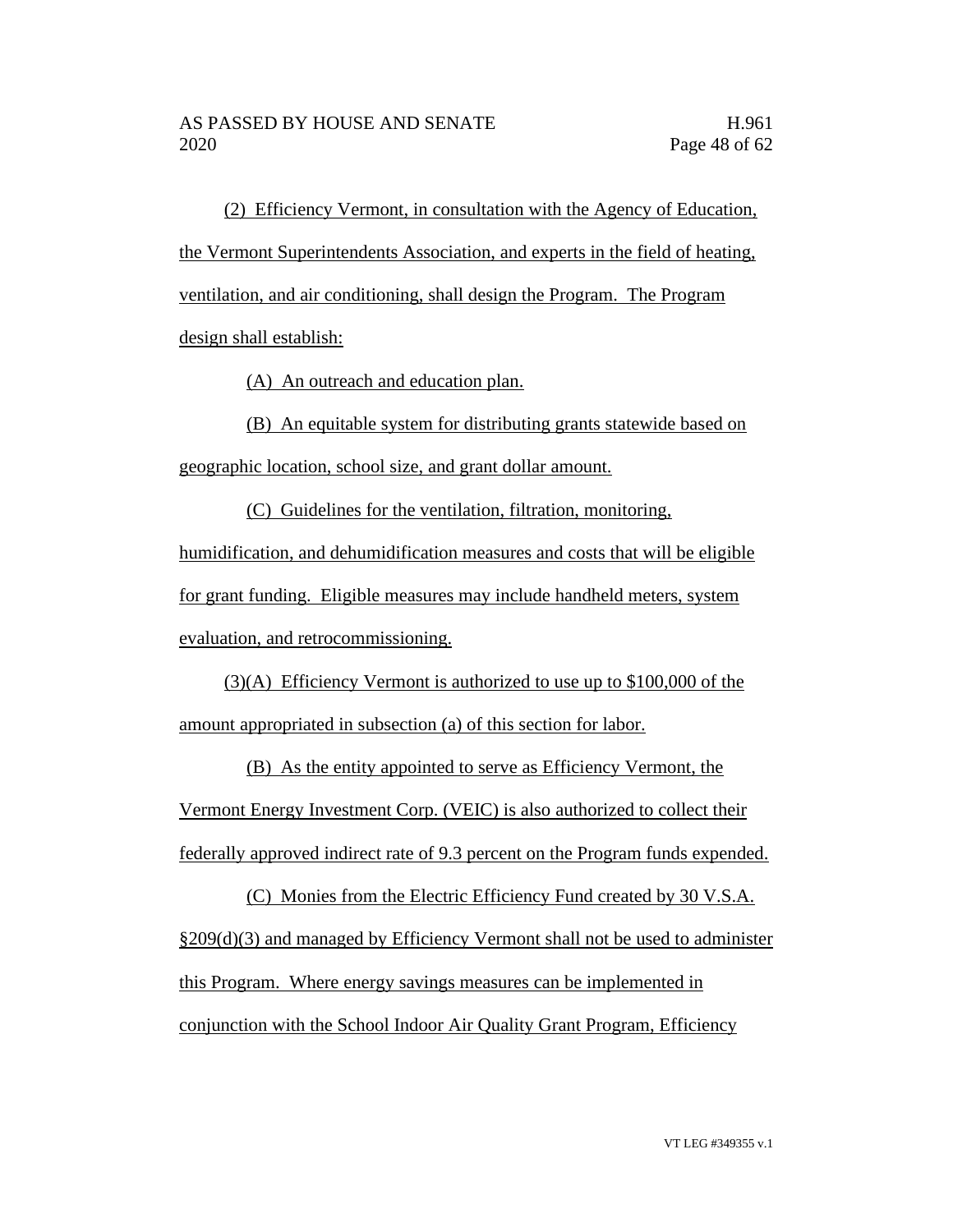(2) Efficiency Vermont, in consultation with the Agency of Education, the Vermont Superintendents Association, and experts in the field of heating, ventilation, and air conditioning, shall design the Program. The Program design shall establish:

(A) An outreach and education plan.

(B) An equitable system for distributing grants statewide based on geographic location, school size, and grant dollar amount.

(C) Guidelines for the ventilation, filtration, monitoring, humidification, and dehumidification measures and costs that will be eligible for grant funding. Eligible measures may include handheld meters, system evaluation, and retrocommissioning.

(3)(A) Efficiency Vermont is authorized to use up to $100,000 of the amount appropriated in subsection (a) of this section for labor.

(B) As the entity appointed to serve as Efficiency Vermont, the Vermont Energy Investment Corp. (VEIC) is also authorized to collect their federally approved indirect rate of 9.3 percent on the Program funds expended.

(C) Monies from the Electric Efficiency Fund created by 30 V.S.A. §209(d)(3) and managed by Efficiency Vermont shall not be used to administer this Program. Where energy savings measures can be implemented in conjunction with the School Indoor Air Quality Grant Program, Efficiency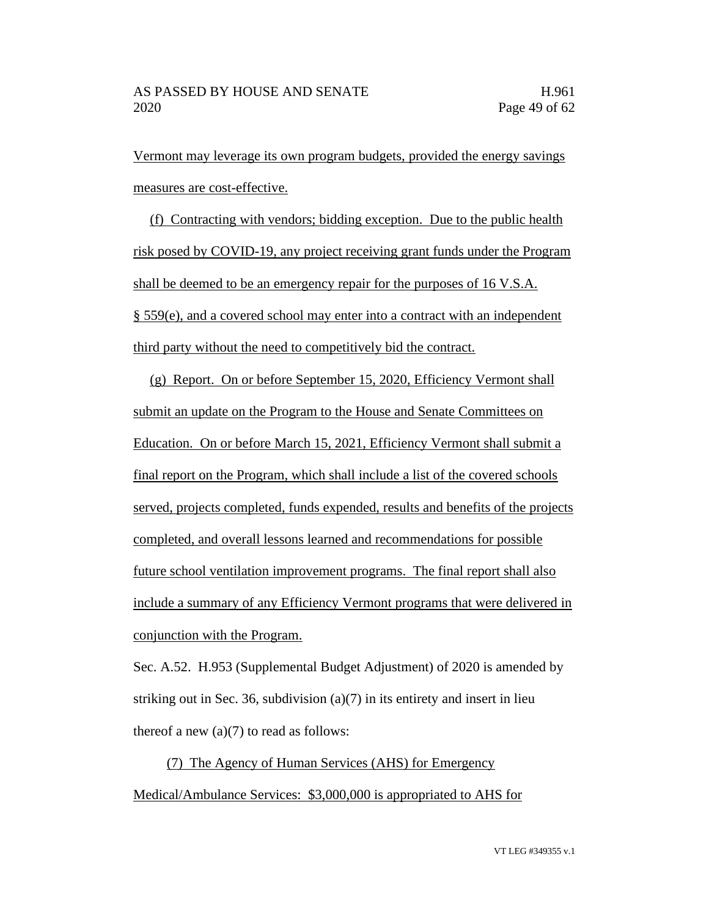Vermont may leverage its own program budgets, provided the energy savings measures are cost-effective.

(f) Contracting with vendors; bidding exception. Due to the public health risk posed by COVID-19, any project receiving grant funds under the Program shall be deemed to be an emergency repair for the purposes of 16 V.S.A. § 559(e), and a covered school may enter into a contract with an independent third party without the need to competitively bid the contract.

(g) Report. On or before September 15, 2020, Efficiency Vermont shall submit an update on the Program to the House and Senate Committees on Education. On or before March 15, 2021, Efficiency Vermont shall submit a final report on the Program, which shall include a list of the covered schools served, projects completed, funds expended, results and benefits of the projects completed, and overall lessons learned and recommendations for possible future school ventilation improvement programs. The final report shall also include a summary of any Efficiency Vermont programs that were delivered in conjunction with the Program.

Sec. A.52. H.953 (Supplemental Budget Adjustment) of 2020 is amended by striking out in Sec. 36, subdivision (a)(7) in its entirety and insert in lieu thereof a new (a)(7) to read as follows:

(7) The Agency of Human Services (AHS) for Emergency Medical/Ambulance Services: $3,000,000 is appropriated to AHS for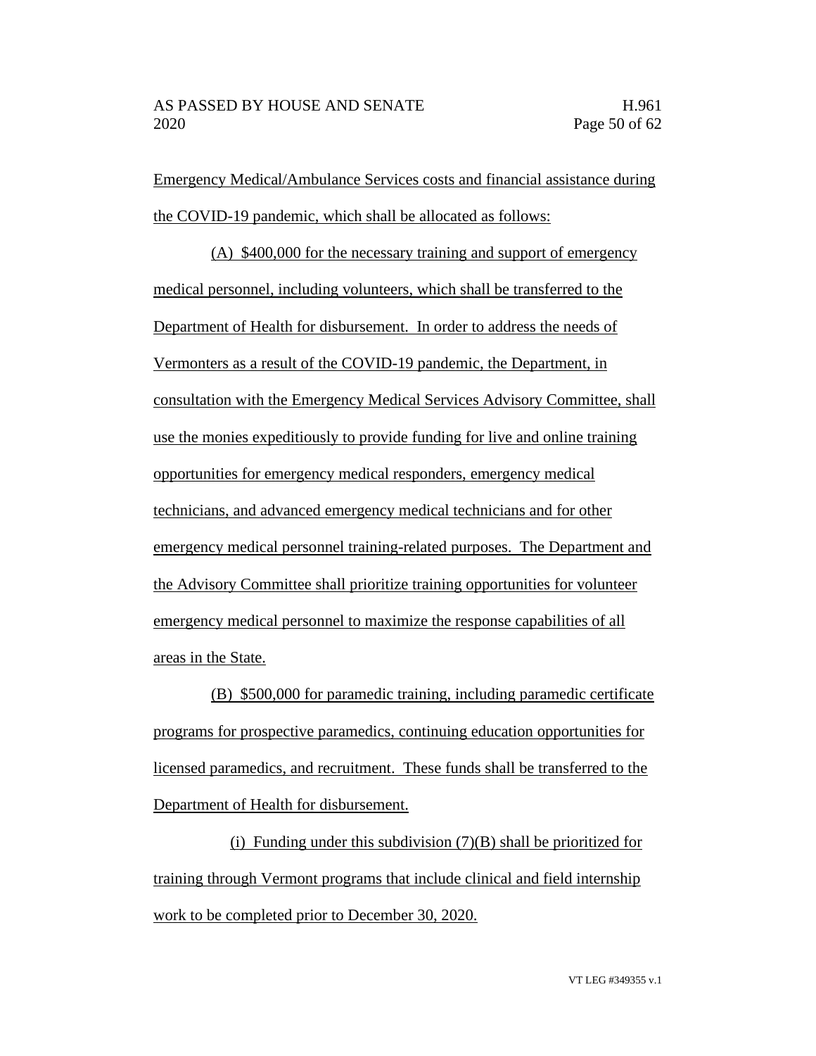Emergency Medical/Ambulance Services costs and financial assistance during the COVID-19 pandemic, which shall be allocated as follows:

(A) $400,000 for the necessary training and support of emergency medical personnel, including volunteers, which shall be transferred to the Department of Health for disbursement. In order to address the needs of Vermonters as a result of the COVID-19 pandemic, the Department, in consultation with the Emergency Medical Services Advisory Committee, shall use the monies expeditiously to provide funding for live and online training opportunities for emergency medical responders, emergency medical technicians, and advanced emergency medical technicians and for other emergency medical personnel training-related purposes. The Department and the Advisory Committee shall prioritize training opportunities for volunteer emergency medical personnel to maximize the response capabilities of all areas in the State.

(B) $500,000 for paramedic training, including paramedic certificate programs for prospective paramedics, continuing education opportunities for licensed paramedics, and recruitment. These funds shall be transferred to the Department of Health for disbursement.

(i) Funding under this subdivision (7)(B) shall be prioritized for training through Vermont programs that include clinical and field internship work to be completed prior to December 30, 2020.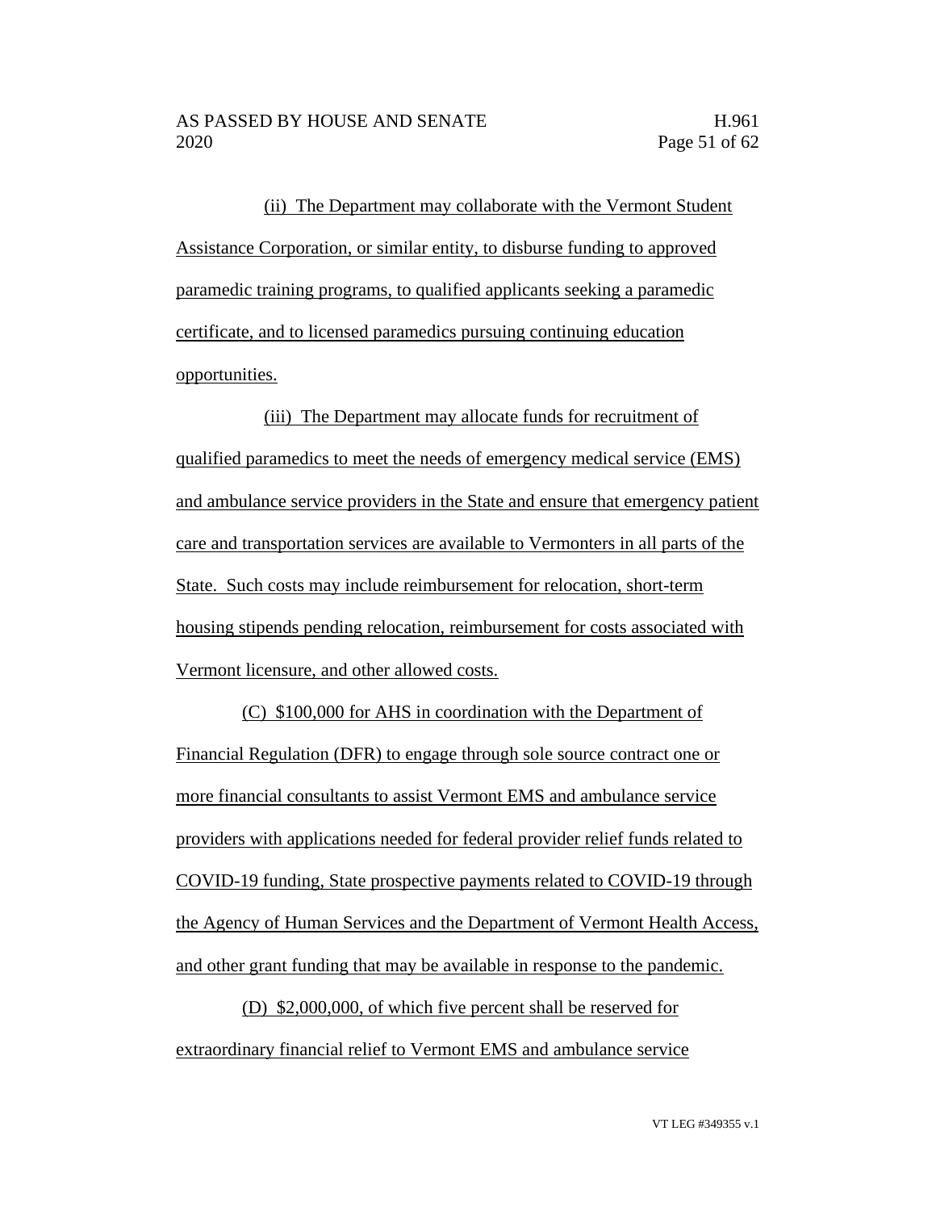(ii) The Department may collaborate with the Vermont Student Assistance Corporation, or similar entity, to disburse funding to approved paramedic training programs, to qualified applicants seeking a paramedic certificate, and to licensed paramedics pursuing continuing education opportunities.

(iii) The Department may allocate funds for recruitment of qualified paramedics to meet the needs of emergency medical service (EMS) and ambulance service providers in the State and ensure that emergency patient care and transportation services are available to Vermonters in all parts of the State. Such costs may include reimbursement for relocation, short-term housing stipends pending relocation, reimbursement for costs associated with Vermont licensure, and other allowed costs.

(C) $100,000 for AHS in coordination with the Department of Financial Regulation (DFR) to engage through sole source contract one or more financial consultants to assist Vermont EMS and ambulance service providers with applications needed for federal provider relief funds related to COVID-19 funding, State prospective payments related to COVID-19 through the Agency of Human Services and the Department of Vermont Health Access, and other grant funding that may be available in response to the pandemic.

(D) $2,000,000, of which five percent shall be reserved for extraordinary financial relief to Vermont EMS and ambulance service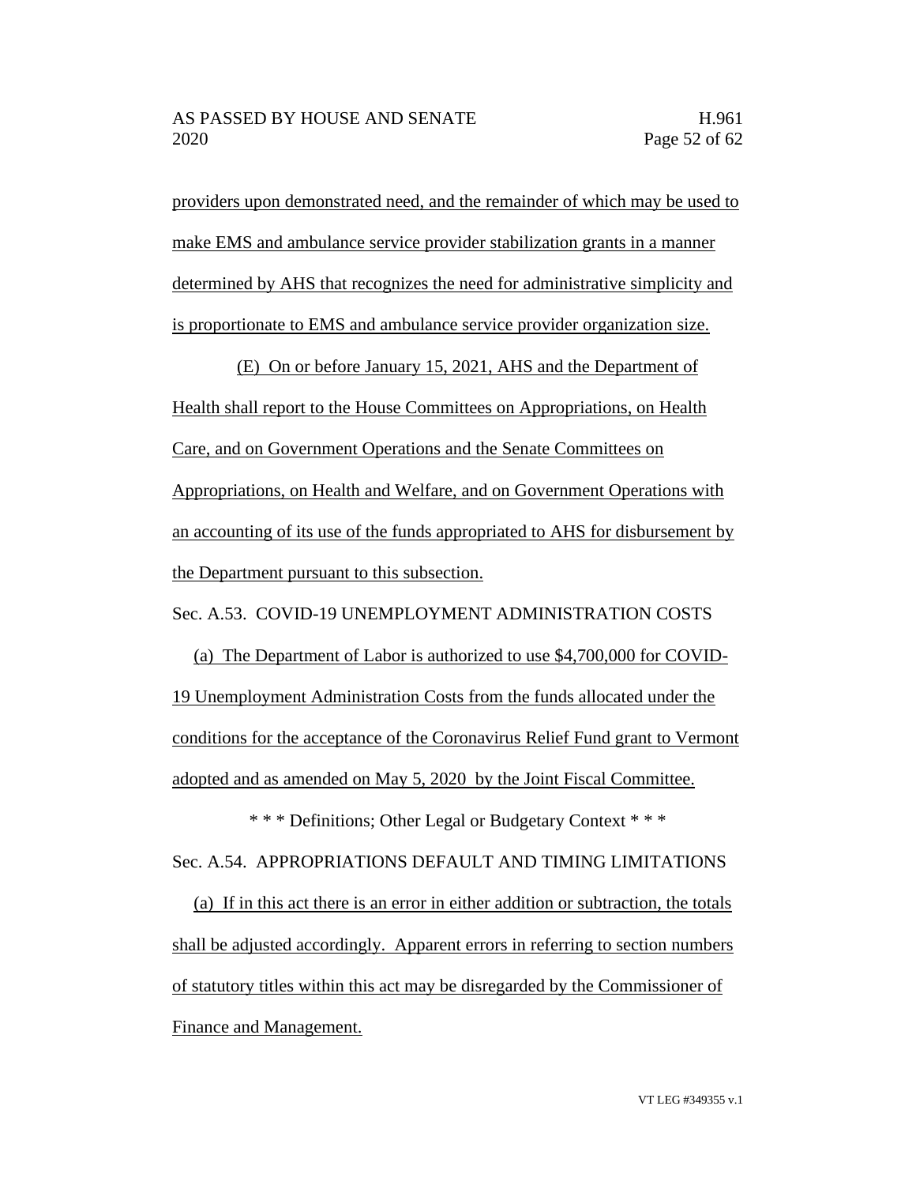providers upon demonstrated need, and the remainder of which may be used to make EMS and ambulance service provider stabilization grants in a manner determined by AHS that recognizes the need for administrative simplicity and is proportionate to EMS and ambulance service provider organization size.

(E) On or before January 15, 2021, AHS and the Department of Health shall report to the House Committees on Appropriations, on Health Care, and on Government Operations and the Senate Committees on Appropriations, on Health and Welfare, and on Government Operations with an accounting of its use of the funds appropriated to AHS for disbursement by the Department pursuant to this subsection.

Sec. A.53. COVID-19 UNEMPLOYMENT ADMINISTRATION COSTS

(a) The Department of Labor is authorized to use $4,700,000 for COVID-19 Unemployment Administration Costs from the funds allocated under the conditions for the acceptance of the Coronavirus Relief Fund grant to Vermont adopted and as amended on May 5, 2020 by the Joint Fiscal Committee.

* * * Definitions; Other Legal or Budgetary Context * * *

Sec. A.54. APPROPRIATIONS DEFAULT AND TIMING LIMITATIONS

(a) If in this act there is an error in either addition or subtraction, the totals shall be adjusted accordingly. Apparent errors in referring to section numbers of statutory titles within this act may be disregarded by the Commissioner of Finance and Management.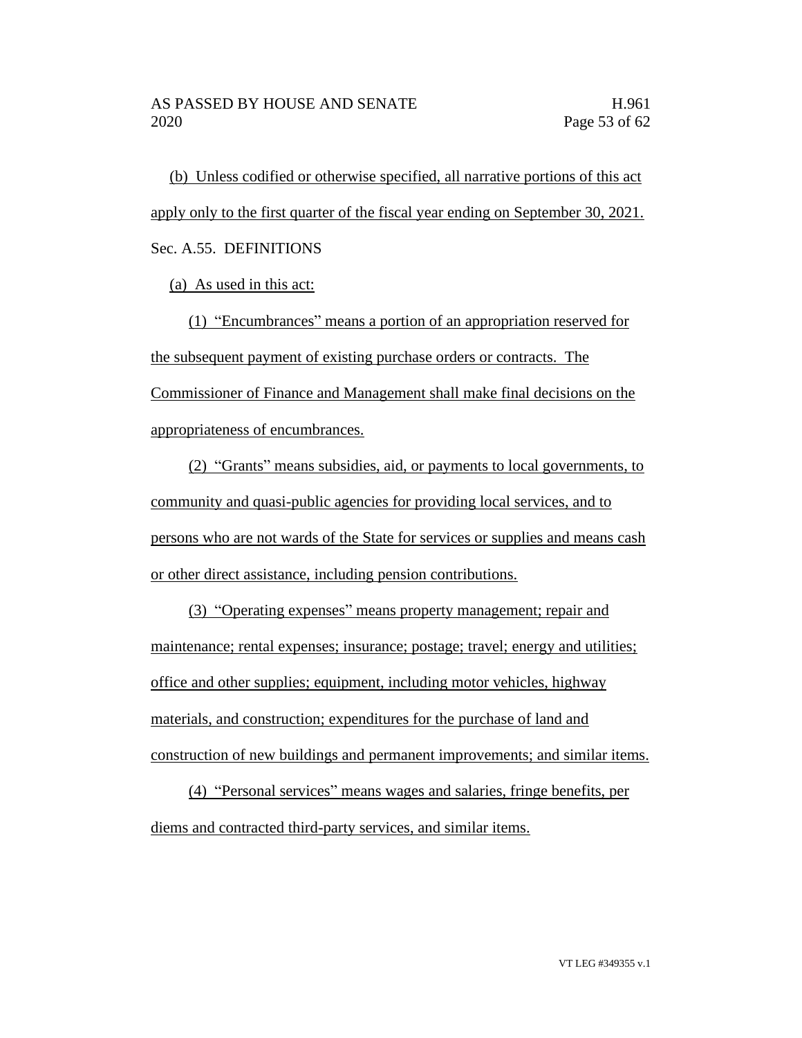(b) Unless codified or otherwise specified, all narrative portions of this act apply only to the first quarter of the fiscal year ending on September 30, 2021.

Sec. A.55. DEFINITIONS

(a) As used in this act:

(1) "Encumbrances" means a portion of an appropriation reserved for the subsequent payment of existing purchase orders or contracts. The Commissioner of Finance and Management shall make final decisions on the appropriateness of encumbrances.

(2) "Grants" means subsidies, aid, or payments to local governments, to community and quasi-public agencies for providing local services, and to persons who are not wards of the State for services or supplies and means cash or other direct assistance, including pension contributions.

(3) "Operating expenses" means property management; repair and maintenance; rental expenses; insurance; postage; travel; energy and utilities; office and other supplies; equipment, including motor vehicles, highway materials, and construction; expenditures for the purchase of land and construction of new buildings and permanent improvements; and similar items.

(4) "Personal services" means wages and salaries, fringe benefits, per diems and contracted third-party services, and similar items.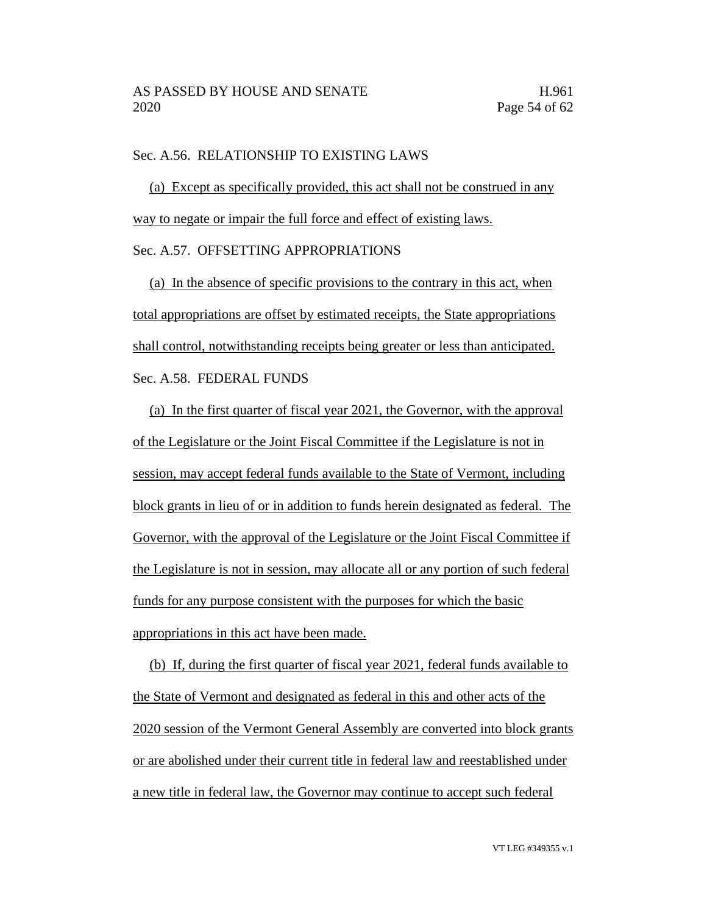Sec. A.56. RELATIONSHIP TO EXISTING LAWS

(a) Except as specifically provided, this act shall not be construed in any way to negate or impair the full force and effect of existing laws.

Sec. A.57. OFFSETTING APPROPRIATIONS

(a) In the absence of specific provisions to the contrary in this act, when total appropriations are offset by estimated receipts, the State appropriations shall control, notwithstanding receipts being greater or less than anticipated.

Sec. A.58. FEDERAL FUNDS

(a) In the first quarter of fiscal year 2021, the Governor, with the approval of the Legislature or the Joint Fiscal Committee if the Legislature is not in session, may accept federal funds available to the State of Vermont, including block grants in lieu of or in addition to funds herein designated as federal. The Governor, with the approval of the Legislature or the Joint Fiscal Committee if the Legislature is not in session, may allocate all or any portion of such federal funds for any purpose consistent with the purposes for which the basic appropriations in this act have been made.

(b) If, during the first quarter of fiscal year 2021, federal funds available to the State of Vermont and designated as federal in this and other acts of the 2020 session of the Vermont General Assembly are converted into block grants or are abolished under their current title in federal law and reestablished under a new title in federal law, the Governor may continue to accept such federal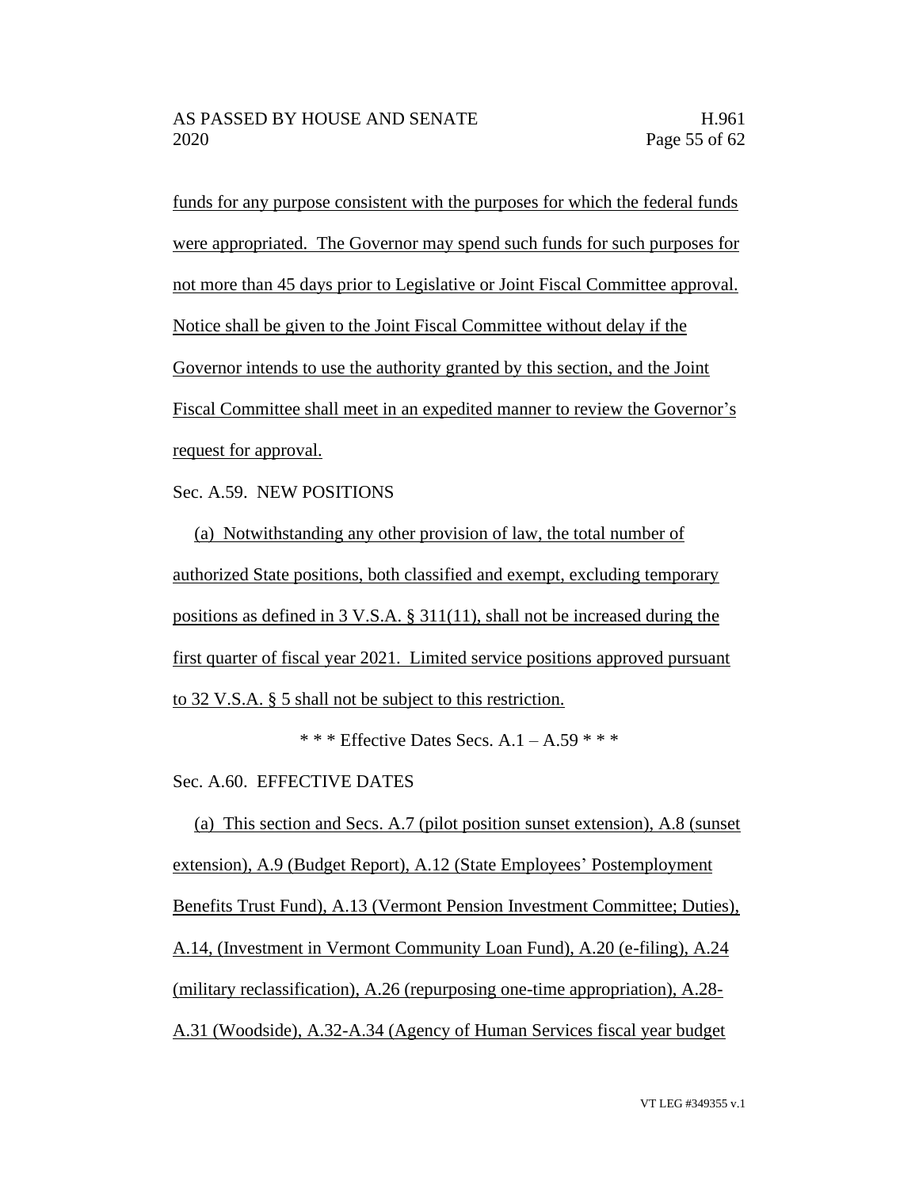funds for any purpose consistent with the purposes for which the federal funds were appropriated. The Governor may spend such funds for such purposes for not more than 45 days prior to Legislative or Joint Fiscal Committee approval. Notice shall be given to the Joint Fiscal Committee without delay if the Governor intends to use the authority granted by this section, and the Joint Fiscal Committee shall meet in an expedited manner to review the Governor's request for approval.

Sec. A.59. NEW POSITIONS

(a) Notwithstanding any other provision of law, the total number of authorized State positions, both classified and exempt, excluding temporary positions as defined in 3 V.S.A. § 311(11), shall not be increased during the first quarter of fiscal year 2021. Limited service positions approved pursuant to 32 V.S.A. § 5 shall not be subject to this restriction.

\* \* \* Effective Dates Secs. A.1 – A.59 \* \* \*

Sec. A.60. EFFECTIVE DATES

(a) This section and Secs. A.7 (pilot position sunset extension), A.8 (sunset extension), A.9 (Budget Report), A.12 (State Employees' Postemployment Benefits Trust Fund), A.13 (Vermont Pension Investment Committee; Duties), A.14, (Investment in Vermont Community Loan Fund), A.20 (e-filing), A.24 (military reclassification), A.26 (repurposing one-time appropriation), A.28-A.31 (Woodside), A.32-A.34 (Agency of Human Services fiscal year budget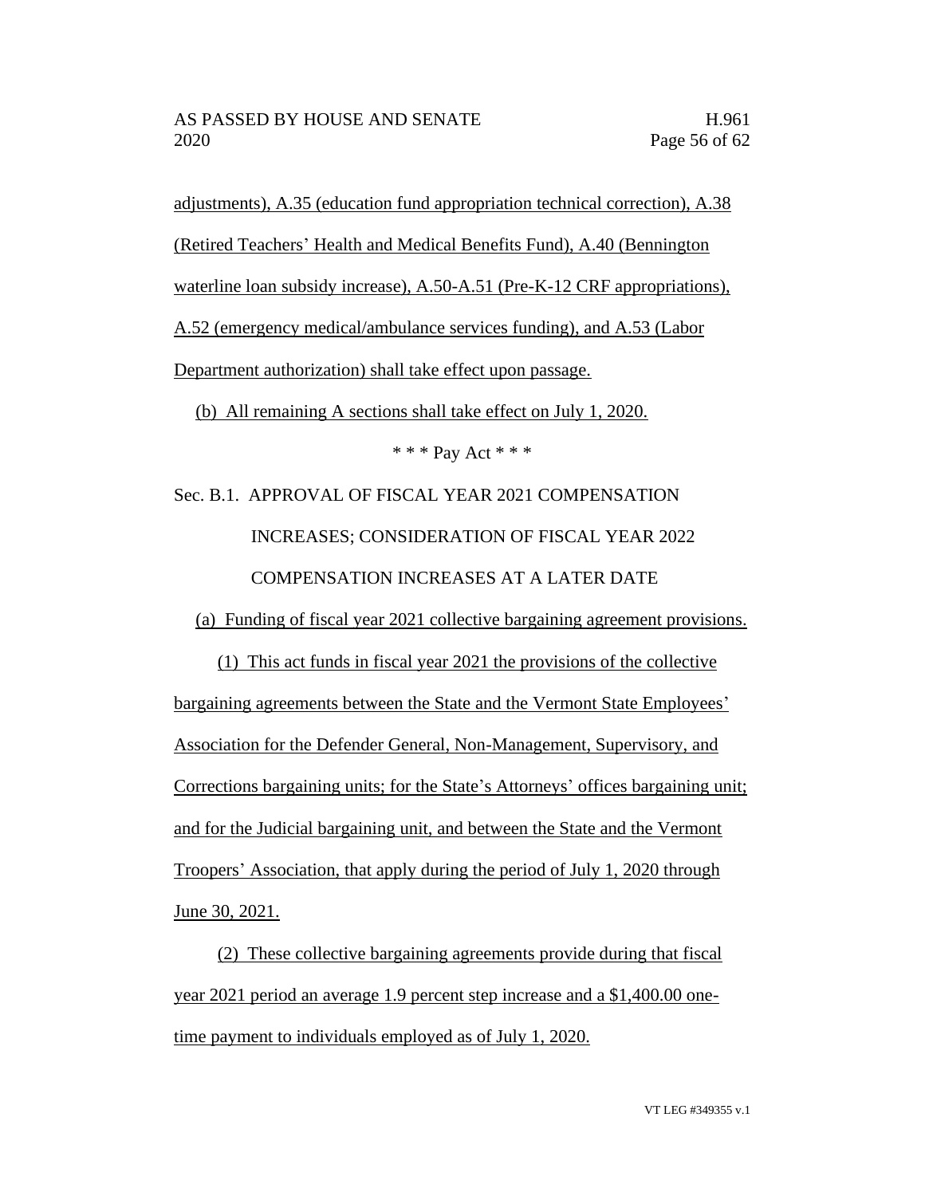adjustments), A.35 (education fund appropriation technical correction), A.38 (Retired Teachers' Health and Medical Benefits Fund), A.40 (Bennington waterline loan subsidy increase), A.50-A.51 (Pre-K-12 CRF appropriations), A.52 (emergency medical/ambulance services funding), and A.53 (Labor Department authorization) shall take effect upon passage.

(b) All remaining A sections shall take effect on July 1, 2020.

\* \* \* Pay Act \* \* \*

Sec. B.1. APPROVAL OF FISCAL YEAR 2021 COMPENSATION INCREASES; CONSIDERATION OF FISCAL YEAR 2022 COMPENSATION INCREASES AT A LATER DATE

(a) Funding of fiscal year 2021 collective bargaining agreement provisions.

(1) This act funds in fiscal year 2021 the provisions of the collective bargaining agreements between the State and the Vermont State Employees' Association for the Defender General, Non-Management, Supervisory, and Corrections bargaining units; for the State's Attorneys' offices bargaining unit; and for the Judicial bargaining unit, and between the State and the Vermont Troopers' Association, that apply during the period of July 1, 2020 through June 30, 2021.

(2) These collective bargaining agreements provide during that fiscal year 2021 period an average 1.9 percent step increase and a $1,400.00 one-time payment to individuals employed as of July 1, 2020.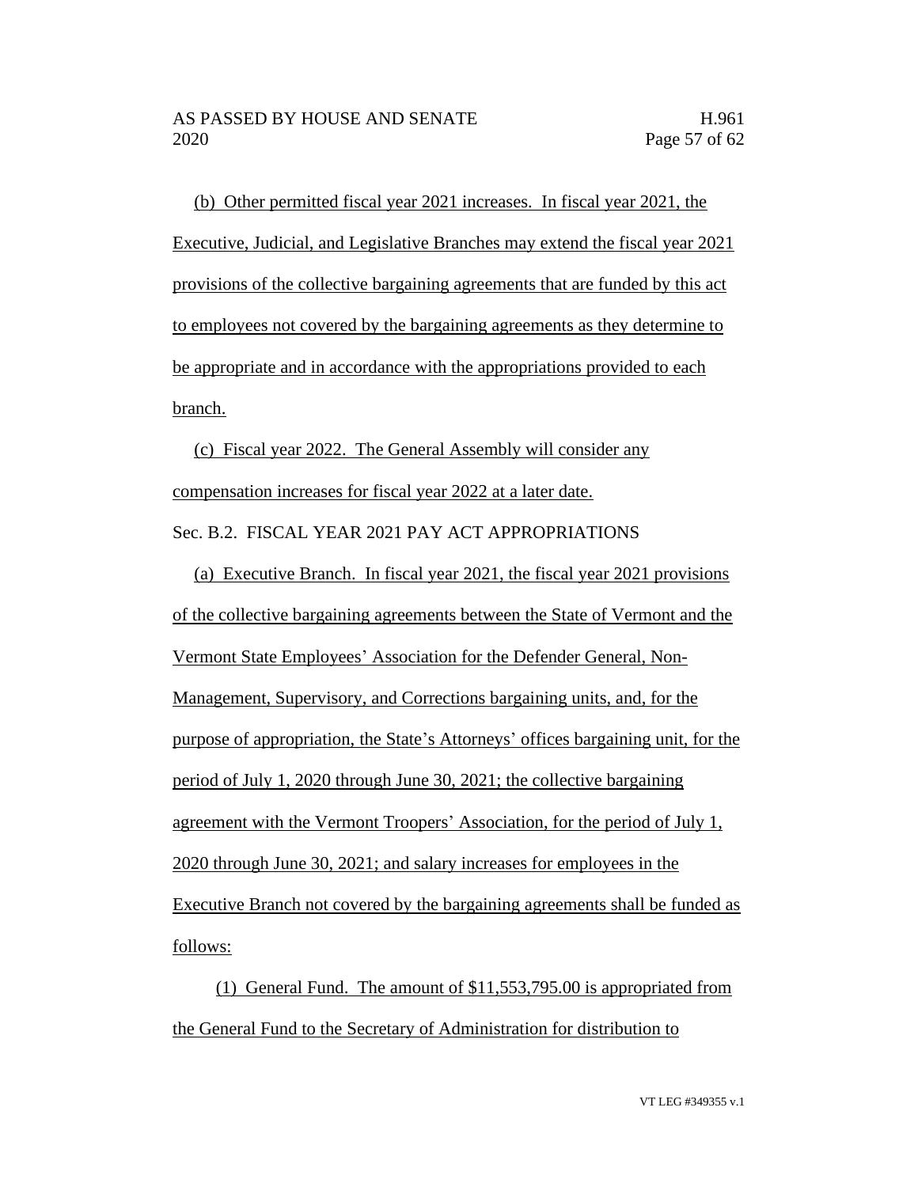(b) Other permitted fiscal year 2021 increases. In fiscal year 2021, the Executive, Judicial, and Legislative Branches may extend the fiscal year 2021 provisions of the collective bargaining agreements that are funded by this act to employees not covered by the bargaining agreements as they determine to be appropriate and in accordance with the appropriations provided to each branch.

(c) Fiscal year 2022. The General Assembly will consider any compensation increases for fiscal year 2022 at a later date.

Sec. B.2. FISCAL YEAR 2021 PAY ACT APPROPRIATIONS

(a) Executive Branch. In fiscal year 2021, the fiscal year 2021 provisions of the collective bargaining agreements between the State of Vermont and the Vermont State Employees' Association for the Defender General, Non-Management, Supervisory, and Corrections bargaining units, and, for the purpose of appropriation, the State's Attorneys' offices bargaining unit, for the period of July 1, 2020 through June 30, 2021; the collective bargaining agreement with the Vermont Troopers' Association, for the period of July 1, 2020 through June 30, 2021; and salary increases for employees in the Executive Branch not covered by the bargaining agreements shall be funded as follows:

(1) General Fund. The amount of $11,553,795.00 is appropriated from the General Fund to the Secretary of Administration for distribution to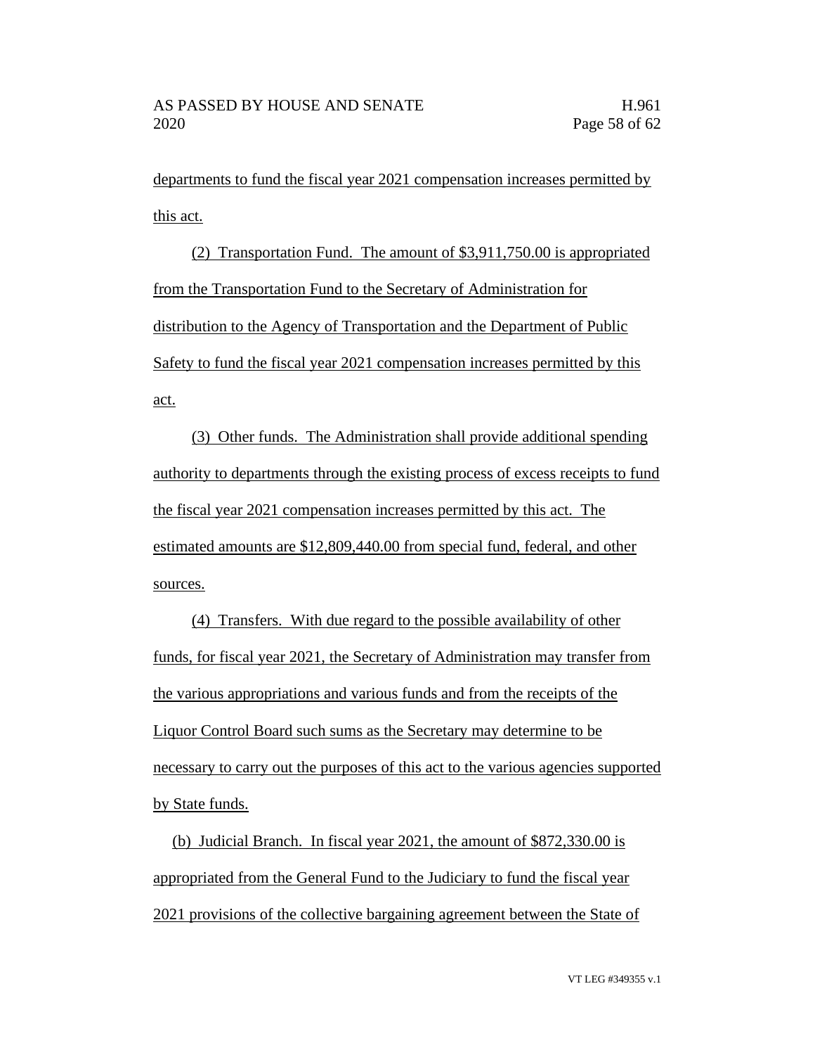departments to fund the fiscal year 2021 compensation increases permitted by this act.

(2) Transportation Fund. The amount of $3,911,750.00 is appropriated from the Transportation Fund to the Secretary of Administration for distribution to the Agency of Transportation and the Department of Public Safety to fund the fiscal year 2021 compensation increases permitted by this act.

(3) Other funds. The Administration shall provide additional spending authority to departments through the existing process of excess receipts to fund the fiscal year 2021 compensation increases permitted by this act. The estimated amounts are $12,809,440.00 from special fund, federal, and other sources.

(4) Transfers. With due regard to the possible availability of other funds, for fiscal year 2021, the Secretary of Administration may transfer from the various appropriations and various funds and from the receipts of the Liquor Control Board such sums as the Secretary may determine to be necessary to carry out the purposes of this act to the various agencies supported by State funds.

(b) Judicial Branch. In fiscal year 2021, the amount of $872,330.00 is appropriated from the General Fund to the Judiciary to fund the fiscal year 2021 provisions of the collective bargaining agreement between the State of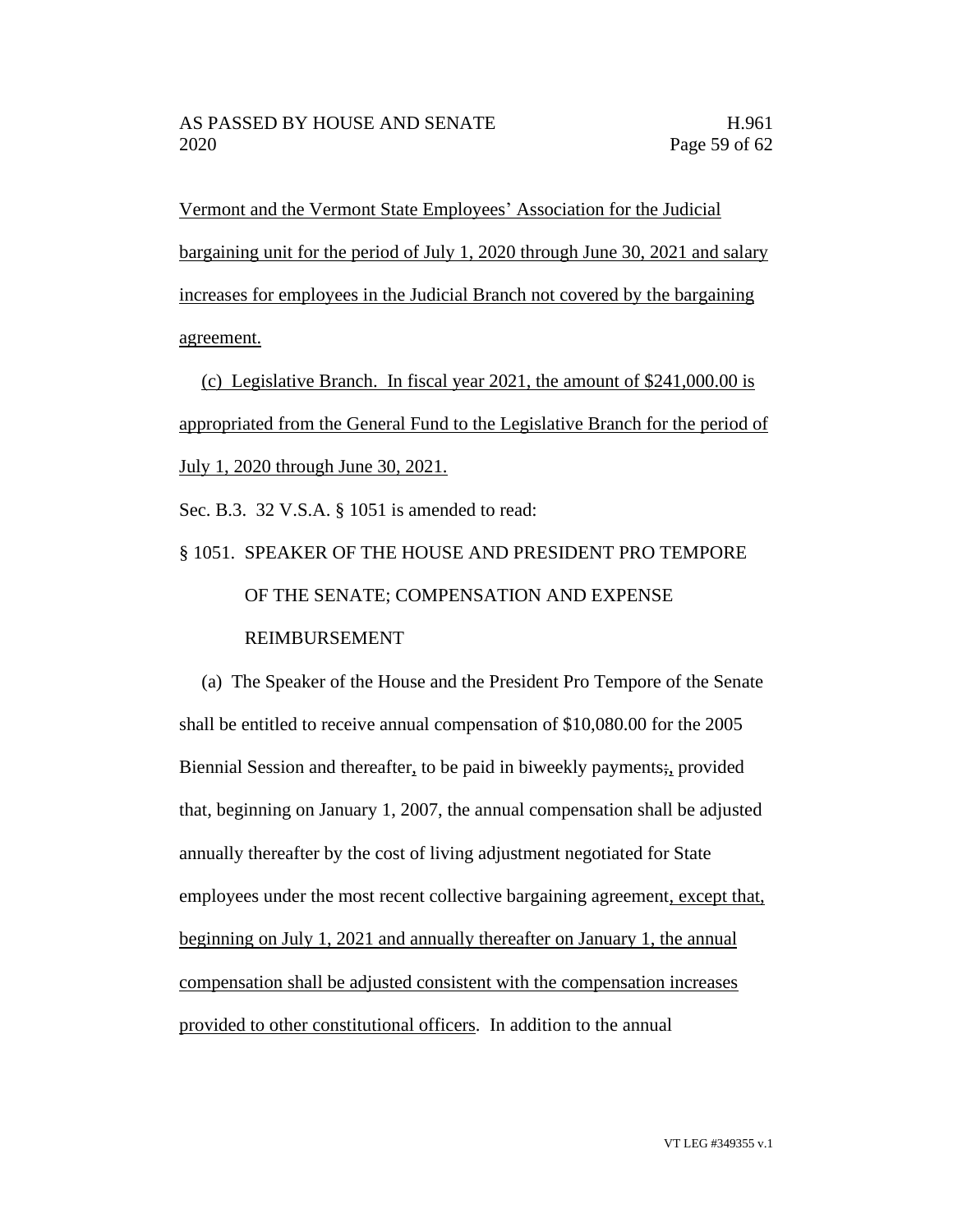Vermont and the Vermont State Employees' Association for the Judicial bargaining unit for the period of July 1, 2020 through June 30, 2021 and salary increases for employees in the Judicial Branch not covered by the bargaining agreement.

(c) Legislative Branch. In fiscal year 2021, the amount of $241,000.00 is appropriated from the General Fund to the Legislative Branch for the period of July 1, 2020 through June 30, 2021.

Sec. B.3. 32 V.S.A. § 1051 is amended to read:

§ 1051. SPEAKER OF THE HOUSE AND PRESIDENT PRO TEMPORE OF THE SENATE; COMPENSATION AND EXPENSE REIMBURSEMENT

(a) The Speaker of the House and the President Pro Tempore of the Senate shall be entitled to receive annual compensation of $10,080.00 for the 2005 Biennial Session and thereafter, to be paid in biweekly payments;, provided that, beginning on January 1, 2007, the annual compensation shall be adjusted annually thereafter by the cost of living adjustment negotiated for State employees under the most recent collective bargaining agreement, except that, beginning on July 1, 2021 and annually thereafter on January 1, the annual compensation shall be adjusted consistent with the compensation increases provided to other constitutional officers. In addition to the annual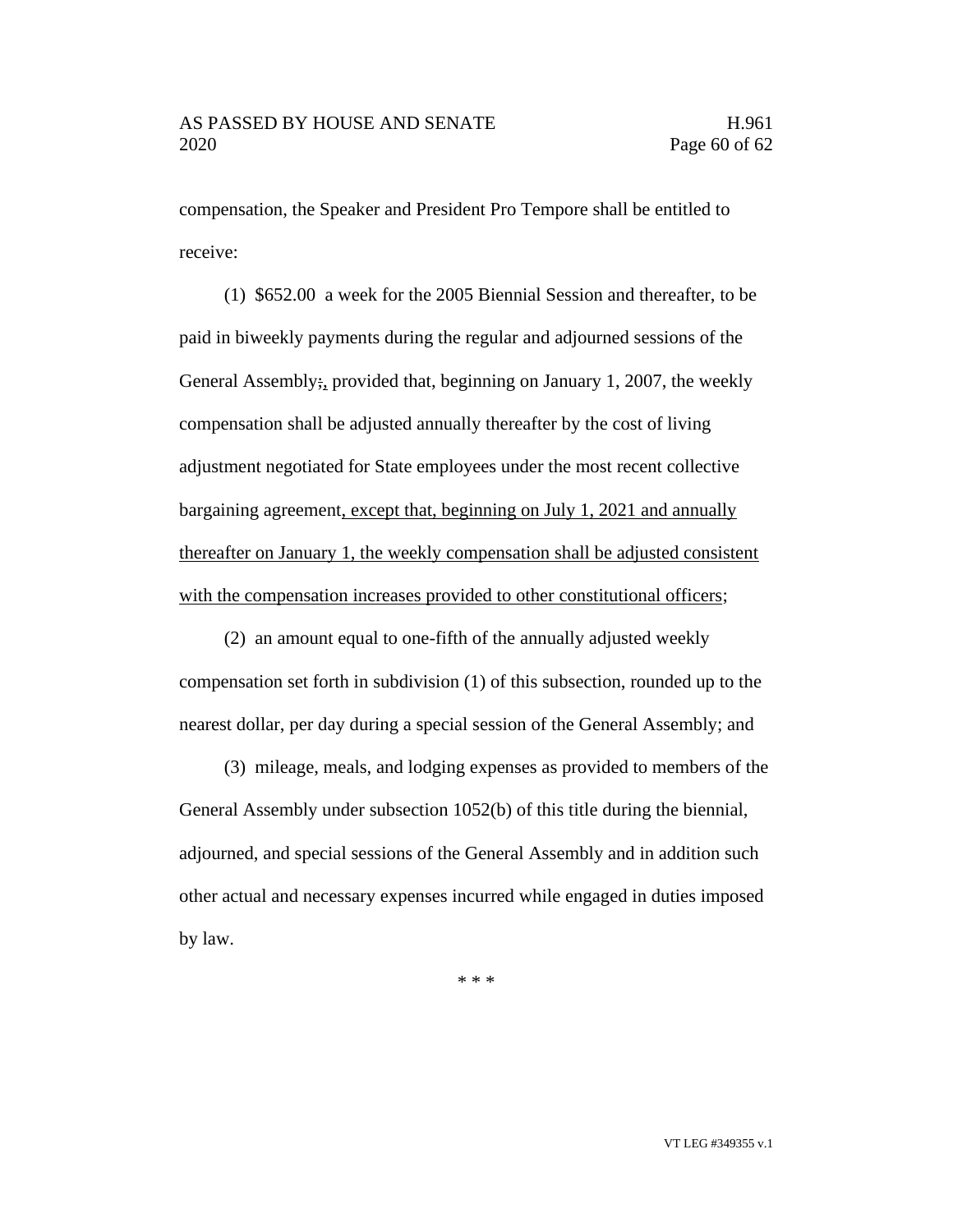compensation, the Speaker and President Pro Tempore shall be entitled to receive:

(1) $652.00 a week for the 2005 Biennial Session and thereafter, to be paid in biweekly payments during the regular and adjourned sessions of the General Assembly;, provided that, beginning on January 1, 2007, the weekly compensation shall be adjusted annually thereafter by the cost of living adjustment negotiated for State employees under the most recent collective bargaining agreement, except that, beginning on July 1, 2021 and annually thereafter on January 1, the weekly compensation shall be adjusted consistent with the compensation increases provided to other constitutional officers;

(2) an amount equal to one-fifth of the annually adjusted weekly compensation set forth in subdivision (1) of this subsection, rounded up to the nearest dollar, per day during a special session of the General Assembly; and

(3) mileage, meals, and lodging expenses as provided to members of the General Assembly under subsection 1052(b) of this title during the biennial, adjourned, and special sessions of the General Assembly and in addition such other actual and necessary expenses incurred while engaged in duties imposed by law.

* * *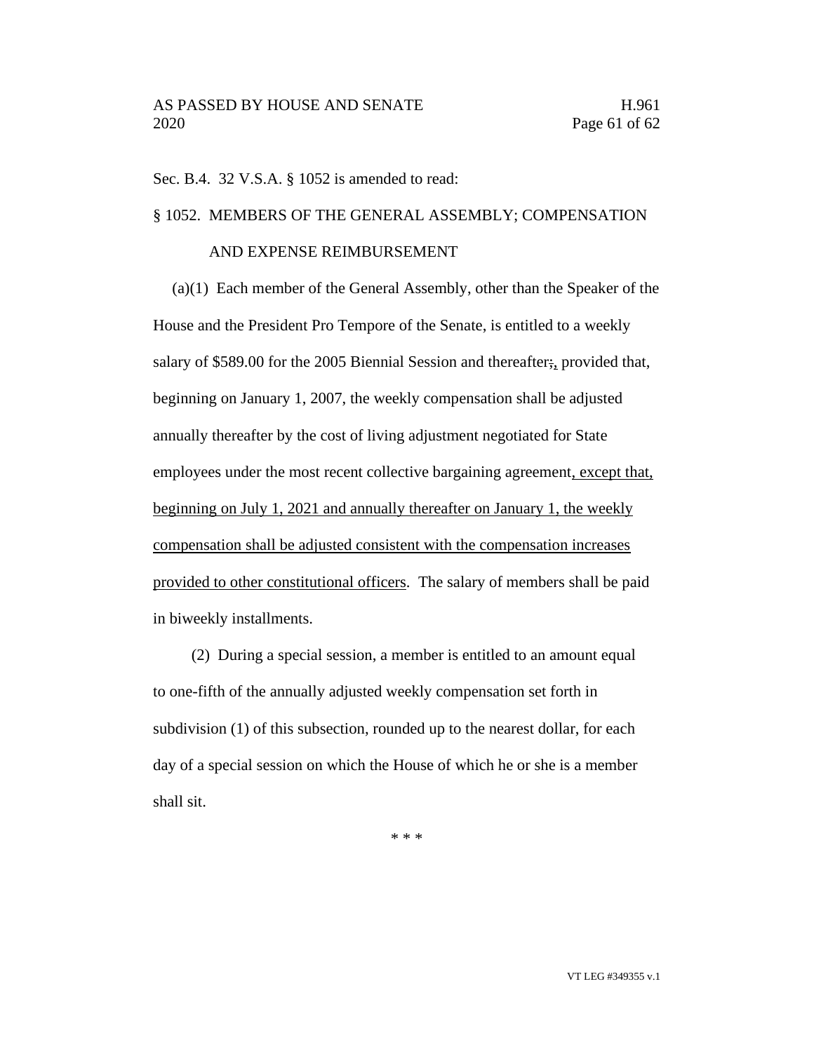Sec. B.4. 32 V.S.A. § 1052 is amended to read:

§ 1052. MEMBERS OF THE GENERAL ASSEMBLY; COMPENSATION AND EXPENSE REIMBURSEMENT

(a)(1) Each member of the General Assembly, other than the Speaker of the House and the President Pro Tempore of the Senate, is entitled to a weekly salary of $589.00 for the 2005 Biennial Session and thereafter; , provided that, beginning on January 1, 2007, the weekly compensation shall be adjusted annually thereafter by the cost of living adjustment negotiated for State employees under the most recent collective bargaining agreement, except that, beginning on July 1, 2021 and annually thereafter on January 1, the weekly compensation shall be adjusted consistent with the compensation increases provided to other constitutional officers. The salary of members shall be paid in biweekly installments.

(2) During a special session, a member is entitled to an amount equal to one-fifth of the annually adjusted weekly compensation set forth in subdivision (1) of this subsection, rounded up to the nearest dollar, for each day of a special session on which the House of which he or she is a member shall sit.

* * *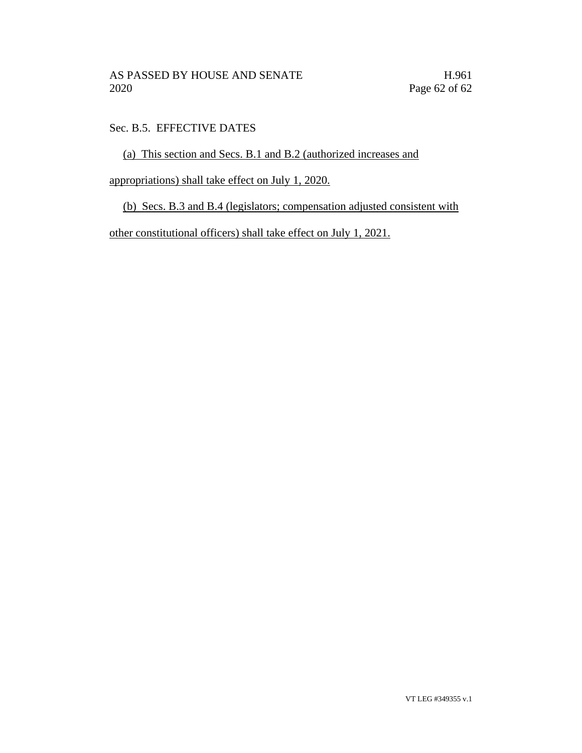Sec. B.5. EFFECTIVE DATES

(a) This section and Secs. B.1 and B.2 (authorized increases and appropriations) shall take effect on July 1, 2020.

(b) Secs. B.3 and B.4 (legislators; compensation adjusted consistent with other constitutional officers) shall take effect on July 1, 2021.